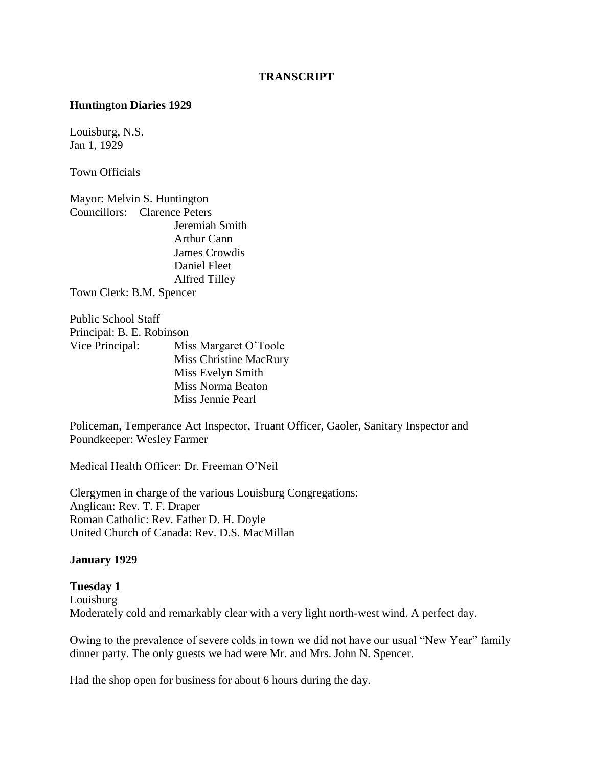**TRANSCRIPT**

**Huntington Diaries 1929**

Louisburg, N.S.
Jan 1, 1929

Town Officials

Mayor: Melvin S. Huntington
Councillors: Clarence Peters
Jeremiah Smith
Arthur Cann
James Crowdis
Daniel Fleet
Alfred Tilley
Town Clerk: B.M. Spencer

Public School Staff
Principal: B. E. Robinson
Vice Principal: Miss Margaret O'Toole
Miss Christine MacRury
Miss Evelyn Smith
Miss Norma Beaton
Miss Jennie Pearl

Policeman, Temperance Act Inspector, Truant Officer, Gaoler, Sanitary Inspector and Poundkeeper: Wesley Farmer

Medical Health Officer: Dr. Freeman O'Neil

Clergymen in charge of the various Louisburg Congregations:
Anglican: Rev. T. F. Draper
Roman Catholic: Rev. Father D. H. Doyle
United Church of Canada: Rev. D.S. MacMillan

**January 1929**

**Tuesday 1**
Louisburg
Moderately cold and remarkably clear with a very light north-west wind. A perfect day.

Owing to the prevalence of severe colds in town we did not have our usual "New Year" family dinner party. The only guests we had were Mr. and Mrs. John N. Spencer.

Had the shop open for business for about 6 hours during the day.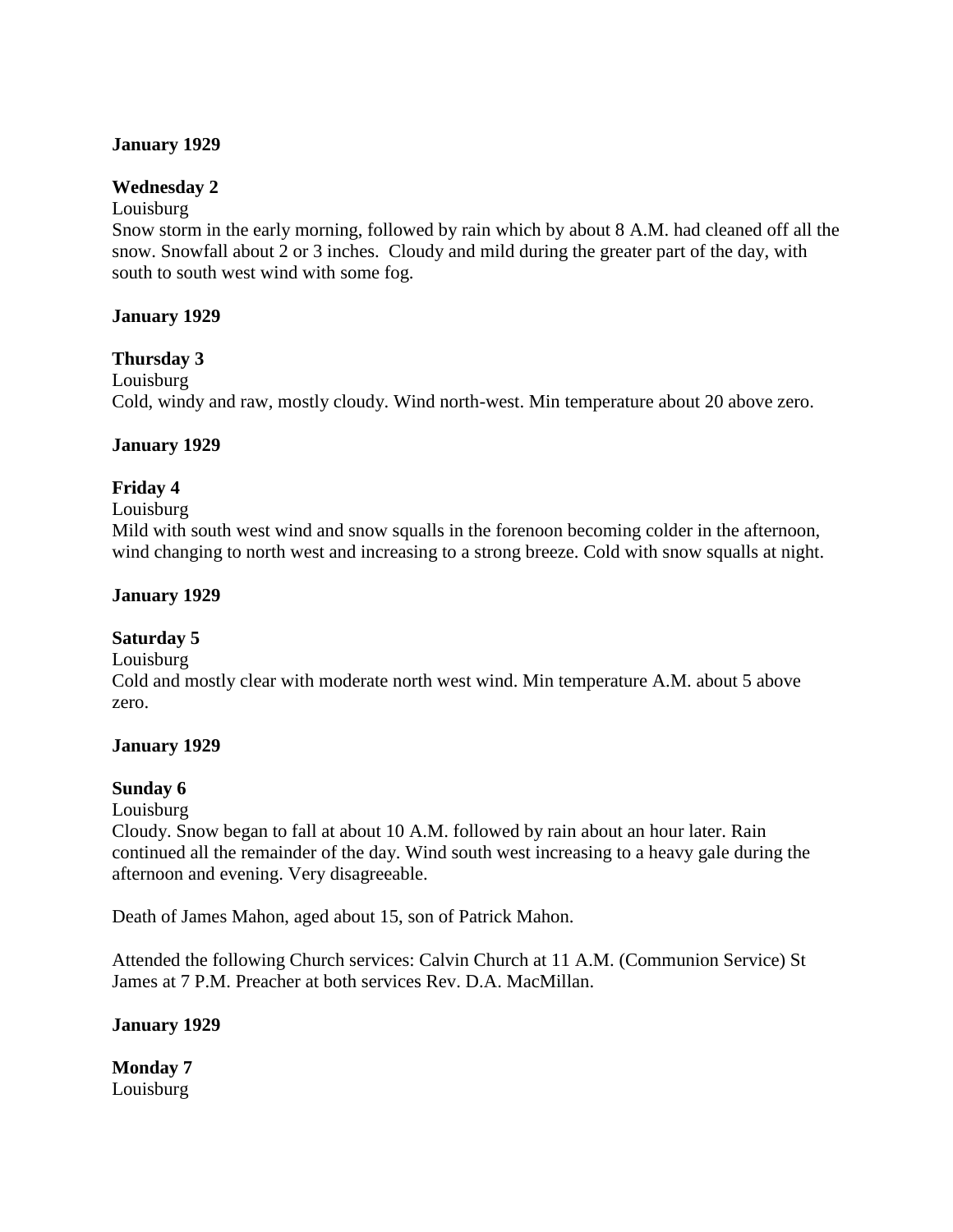**January 1929**

**Wednesday 2**

Louisburg

Snow storm in the early morning, followed by rain which by about 8 A.M. had cleaned off all the snow. Snowfall about 2 or 3 inches. Cloudy and mild during the greater part of the day, with south to south west wind with some fog.

**January 1929**

**Thursday 3**

Louisburg

Cold, windy and raw, mostly cloudy. Wind north-west. Min temperature about 20 above zero.

**January 1929**

**Friday 4**

Louisburg

Mild with south west wind and snow squalls in the forenoon becoming colder in the afternoon, wind changing to north west and increasing to a strong breeze. Cold with snow squalls at night.

**January 1929**

**Saturday 5**

Louisburg

Cold and mostly clear with moderate north west wind. Min temperature A.M. about 5 above zero.

**January 1929**

**Sunday 6**

Louisburg

Cloudy. Snow began to fall at about 10 A.M. followed by rain about an hour later. Rain continued all the remainder of the day. Wind south west increasing to a heavy gale during the afternoon and evening. Very disagreeable.

Death of James Mahon, aged about 15, son of Patrick Mahon.

Attended the following Church services: Calvin Church at 11 A.M. (Communion Service) St James at 7 P.M. Preacher at both services Rev. D.A. MacMillan.

**January 1929**

**Monday 7**

Louisburg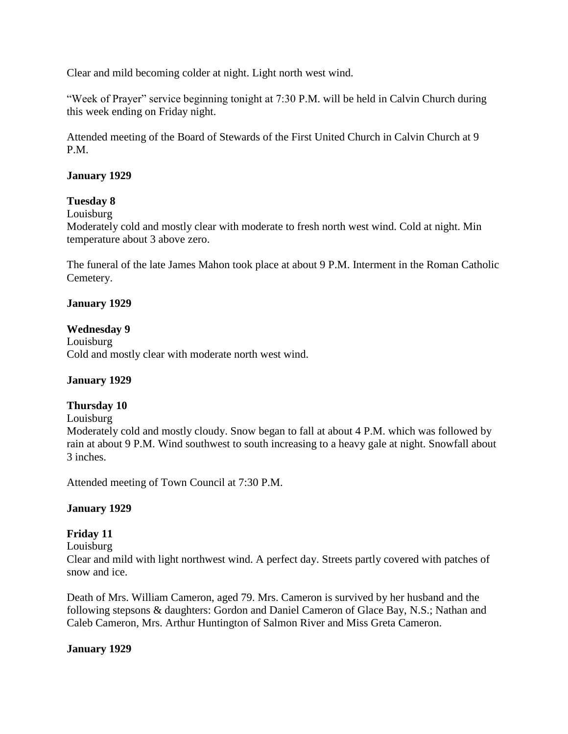Clear and mild becoming colder at night. Light north west wind.

"Week of Prayer" service beginning tonight at 7:30 P.M. will be held in Calvin Church during this week ending on Friday night.

Attended meeting of the Board of Stewards of the First United Church in Calvin Church at 9 P.M.

**January 1929**

**Tuesday 8**

Louisburg

Moderately cold and mostly clear with moderate to fresh north west wind. Cold at night. Min temperature about 3 above zero.

The funeral of the late James Mahon took place at about 9 P.M. Interment in the Roman Catholic Cemetery.

**January 1929**

**Wednesday 9**

Louisburg

Cold and mostly clear with moderate north west wind.

**January 1929**

**Thursday 10**

Louisburg

Moderately cold and mostly cloudy. Snow began to fall at about 4 P.M. which was followed by rain at about 9 P.M. Wind southwest to south increasing to a heavy gale at night. Snowfall about 3 inches.

Attended meeting of Town Council at 7:30 P.M.

**January 1929**

**Friday 11**

Louisburg

Clear and mild with light northwest wind. A perfect day. Streets partly covered with patches of snow and ice.

Death of Mrs. William Cameron, aged 79. Mrs. Cameron is survived by her husband and the following stepsons & daughters: Gordon and Daniel Cameron of Glace Bay, N.S.; Nathan and Caleb Cameron, Mrs. Arthur Huntington of Salmon River and Miss Greta Cameron.

**January 1929**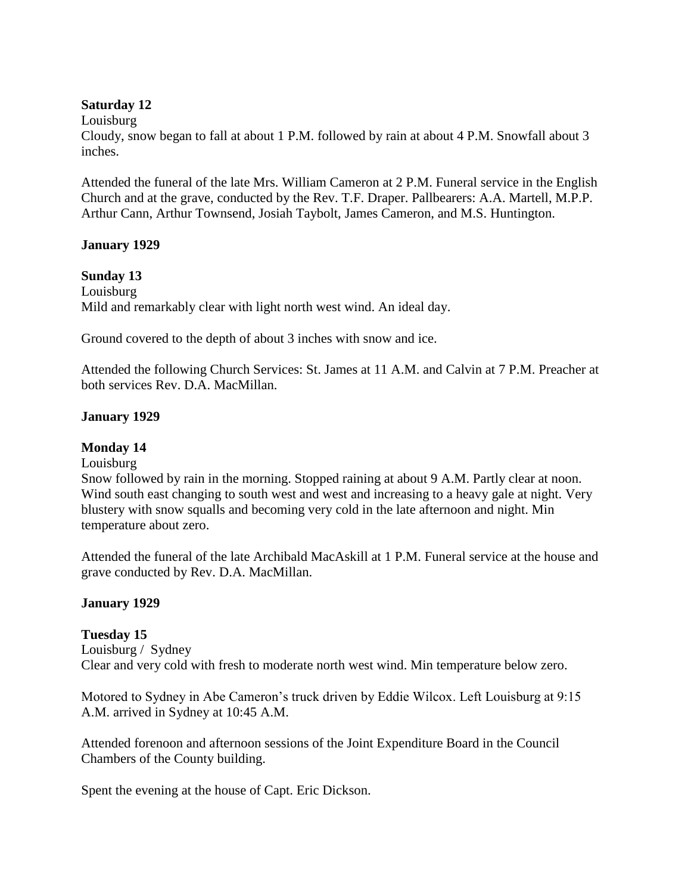**Saturday 12**

Louisburg

Cloudy, snow began to fall at about 1 P.M. followed by rain at about 4 P.M. Snowfall about 3 inches.

Attended the funeral of the late Mrs. William Cameron at 2 P.M. Funeral service in the English Church and at the grave, conducted by the Rev. T.F. Draper. Pallbearers: A.A. Martell, M.P.P. Arthur Cann, Arthur Townsend, Josiah Taybolt, James Cameron, and M.S. Huntington.

**January 1929**

**Sunday 13**

Louisburg

Mild and remarkably clear with light north west wind. An ideal day.

Ground covered to the depth of about 3 inches with snow and ice.

Attended the following Church Services: St. James at 11 A.M. and Calvin at 7 P.M. Preacher at both services Rev. D.A. MacMillan.

**January 1929**

**Monday 14**

Louisburg

Snow followed by rain in the morning. Stopped raining at about 9 A.M. Partly clear at noon. Wind south east changing to south west and west and increasing to a heavy gale at night. Very blustery with snow squalls and becoming very cold in the late afternoon and night. Min temperature about zero.

Attended the funeral of the late Archibald MacAskill at 1 P.M. Funeral service at the house and grave conducted by Rev. D.A. MacMillan.

**January 1929**

**Tuesday 15**

Louisburg / Sydney

Clear and very cold with fresh to moderate north west wind. Min temperature below zero.

Motored to Sydney in Abe Cameron's truck driven by Eddie Wilcox. Left Louisburg at 9:15 A.M. arrived in Sydney at 10:45 A.M.

Attended forenoon and afternoon sessions of the Joint Expenditure Board in the Council Chambers of the County building.

Spent the evening at the house of Capt. Eric Dickson.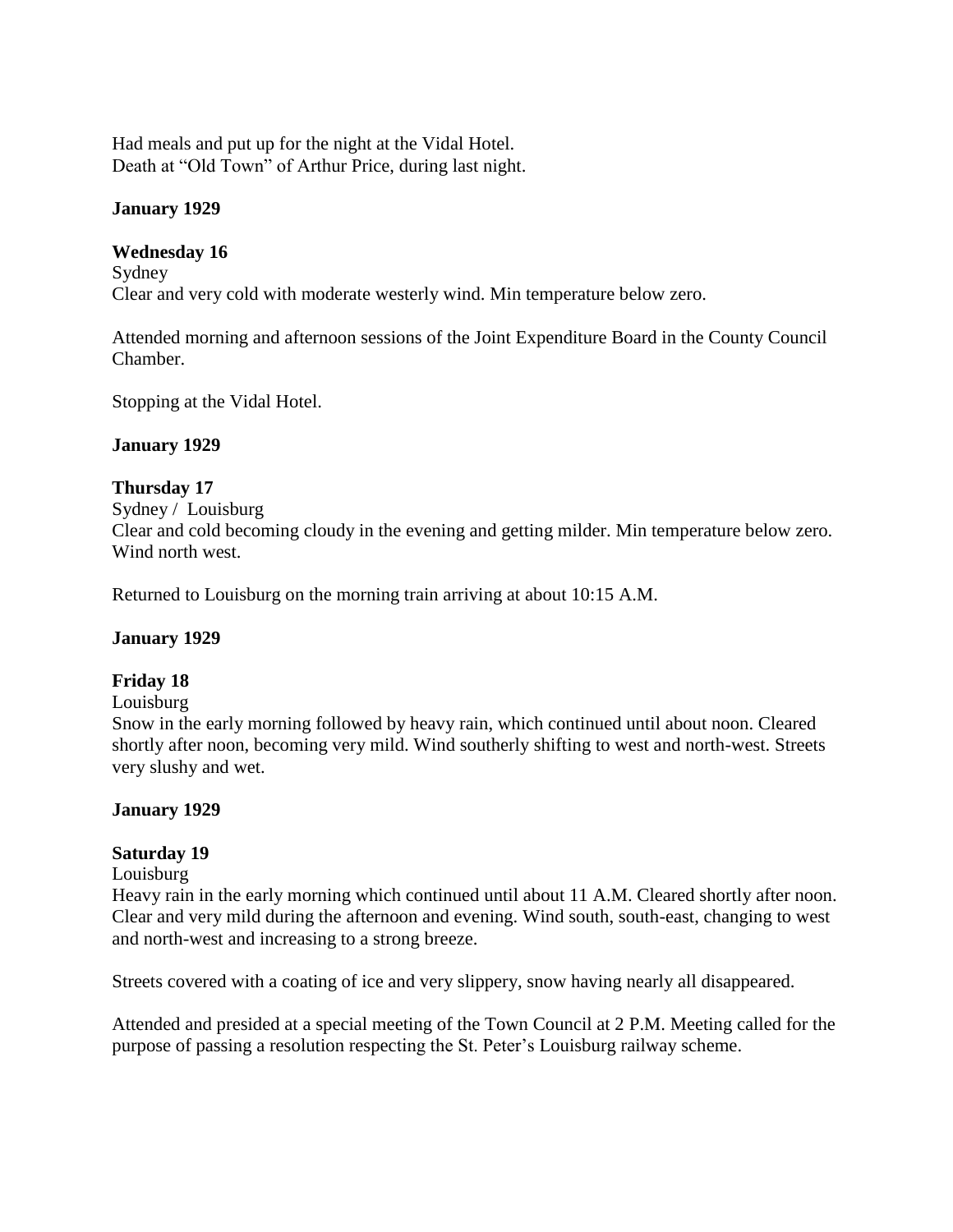Had meals and put up for the night at the Vidal Hotel.
Death at "Old Town" of Arthur Price, during last night.

**January 1929**

**Wednesday 16**
Sydney
Clear and very cold with moderate westerly wind. Min temperature below zero.

Attended morning and afternoon sessions of the Joint Expenditure Board in the County Council Chamber.

Stopping at the Vidal Hotel.

**January 1929**

**Thursday 17**
Sydney / Louisburg
Clear and cold becoming cloudy in the evening and getting milder. Min temperature below zero. Wind north west.

Returned to Louisburg on the morning train arriving at about 10:15 A.M.

**January 1929**

**Friday 18**
Louisburg
Snow in the early morning followed by heavy rain, which continued until about noon. Cleared shortly after noon, becoming very mild. Wind southerly shifting to west and north-west. Streets very slushy and wet.

**January 1929**

**Saturday 19**
Louisburg
Heavy rain in the early morning which continued until about 11 A.M. Cleared shortly after noon. Clear and very mild during the afternoon and evening. Wind south, south-east, changing to west and north-west and increasing to a strong breeze.

Streets covered with a coating of ice and very slippery, snow having nearly all disappeared.

Attended and presided at a special meeting of the Town Council at 2 P.M. Meeting called for the purpose of passing a resolution respecting the St. Peter's Louisburg railway scheme.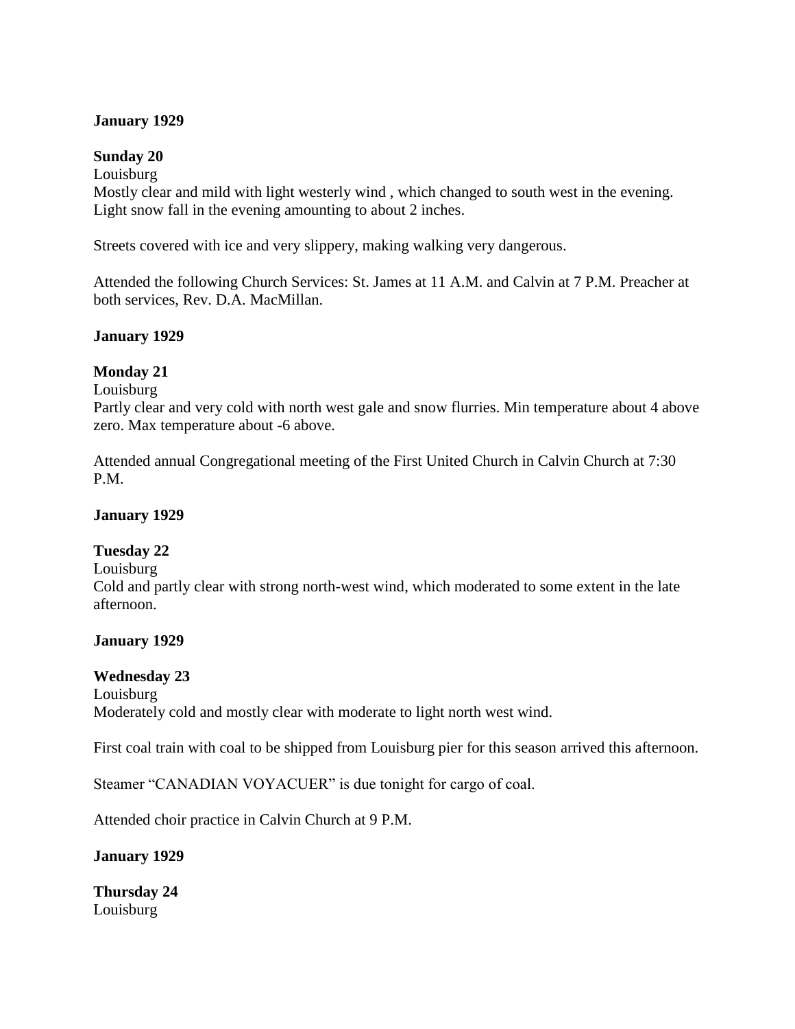**January 1929**

**Sunday 20**

Louisburg

Mostly clear and mild with light westerly wind , which changed to south west in the evening. Light snow fall in the evening amounting to about 2 inches.

Streets covered with ice and very slippery, making walking very dangerous.

Attended the following Church Services: St. James at 11 A.M. and Calvin at 7 P.M. Preacher at both services, Rev. D.A. MacMillan.

**January 1929**

**Monday 21**

Louisburg

Partly clear and very cold with north west gale and snow flurries. Min temperature about 4 above zero. Max temperature about -6 above.

Attended annual Congregational meeting of the First United Church in Calvin Church at 7:30 P.M.

**January 1929**

**Tuesday 22**

Louisburg

Cold and partly clear with strong north-west wind, which moderated to some extent in the late afternoon.

**January 1929**

**Wednesday 23**

Louisburg

Moderately cold and mostly clear with moderate to light north west wind.

First coal train with coal to be shipped from Louisburg pier for this season arrived this afternoon.

Steamer "CANADIAN VOYACUER" is due tonight for cargo of coal.

Attended choir practice in Calvin Church at 9 P.M.

**January 1929**

**Thursday 24**

Louisburg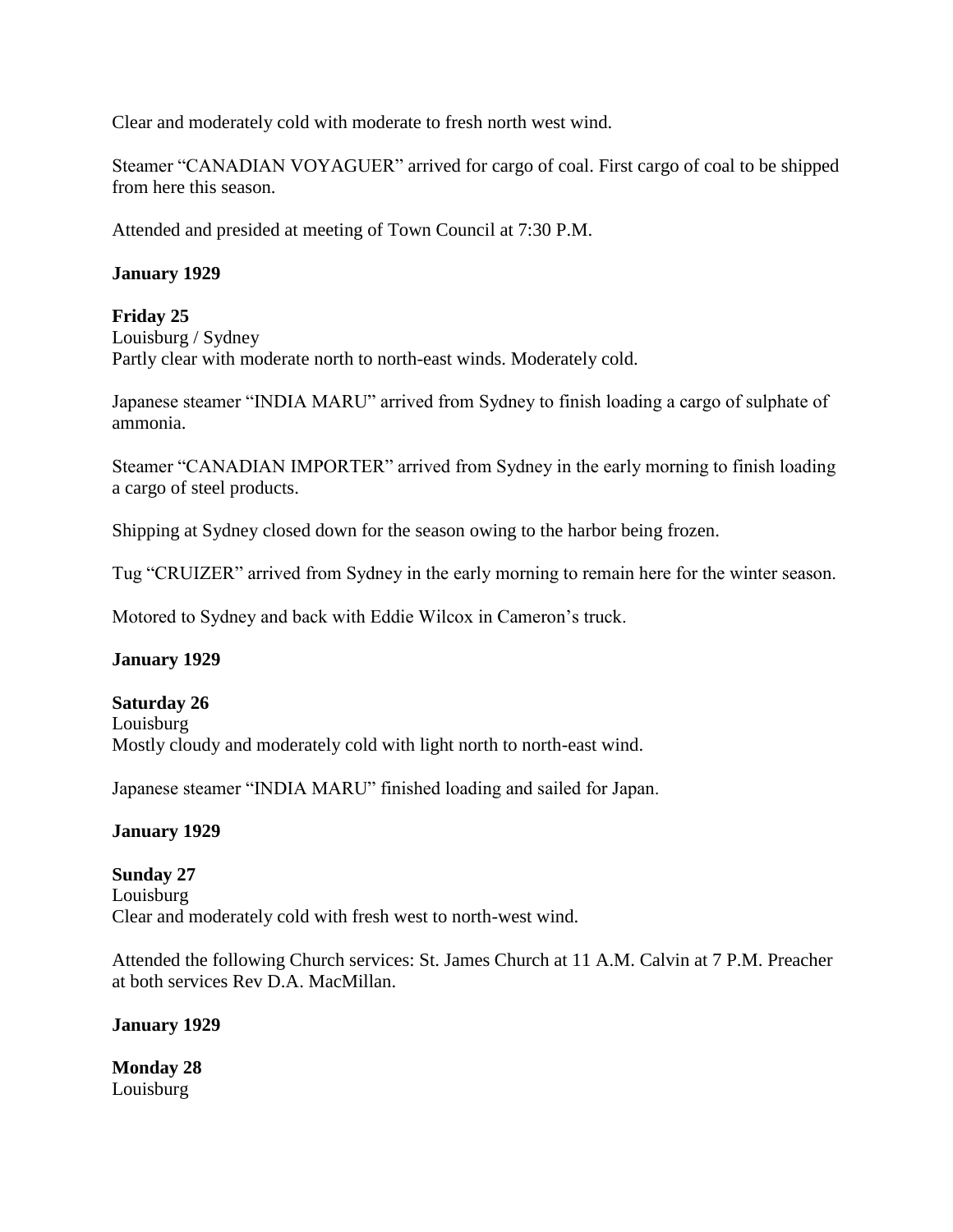Clear and moderately cold with moderate to fresh north west wind.

Steamer "CANADIAN VOYAGUER" arrived for cargo of coal. First cargo of coal to be shipped from here this season.

Attended and presided at meeting of Town Council at 7:30 P.M.

**January 1929**

**Friday 25**
Louisburg / Sydney
Partly clear with moderate north to north-east winds. Moderately cold.

Japanese steamer "INDIA MARU" arrived from Sydney to finish loading a cargo of sulphate of ammonia.

Steamer "CANADIAN IMPORTER" arrived from Sydney in the early morning to finish loading a cargo of steel products.

Shipping at Sydney closed down for the season owing to the harbor being frozen.

Tug "CRUIZER" arrived from Sydney in the early morning to remain here for the winter season.

Motored to Sydney and back with Eddie Wilcox in Cameron's truck.

**January 1929**

**Saturday 26**
Louisburg
Mostly cloudy and moderately cold with light north to north-east wind.

Japanese steamer "INDIA MARU" finished loading and sailed for Japan.

**January 1929**

**Sunday 27**
Louisburg
Clear and moderately cold with fresh west to north-west wind.

Attended the following Church services: St. James Church at 11 A.M. Calvin at 7 P.M. Preacher at both services Rev D.A. MacMillan.

**January 1929**

**Monday 28**
Louisburg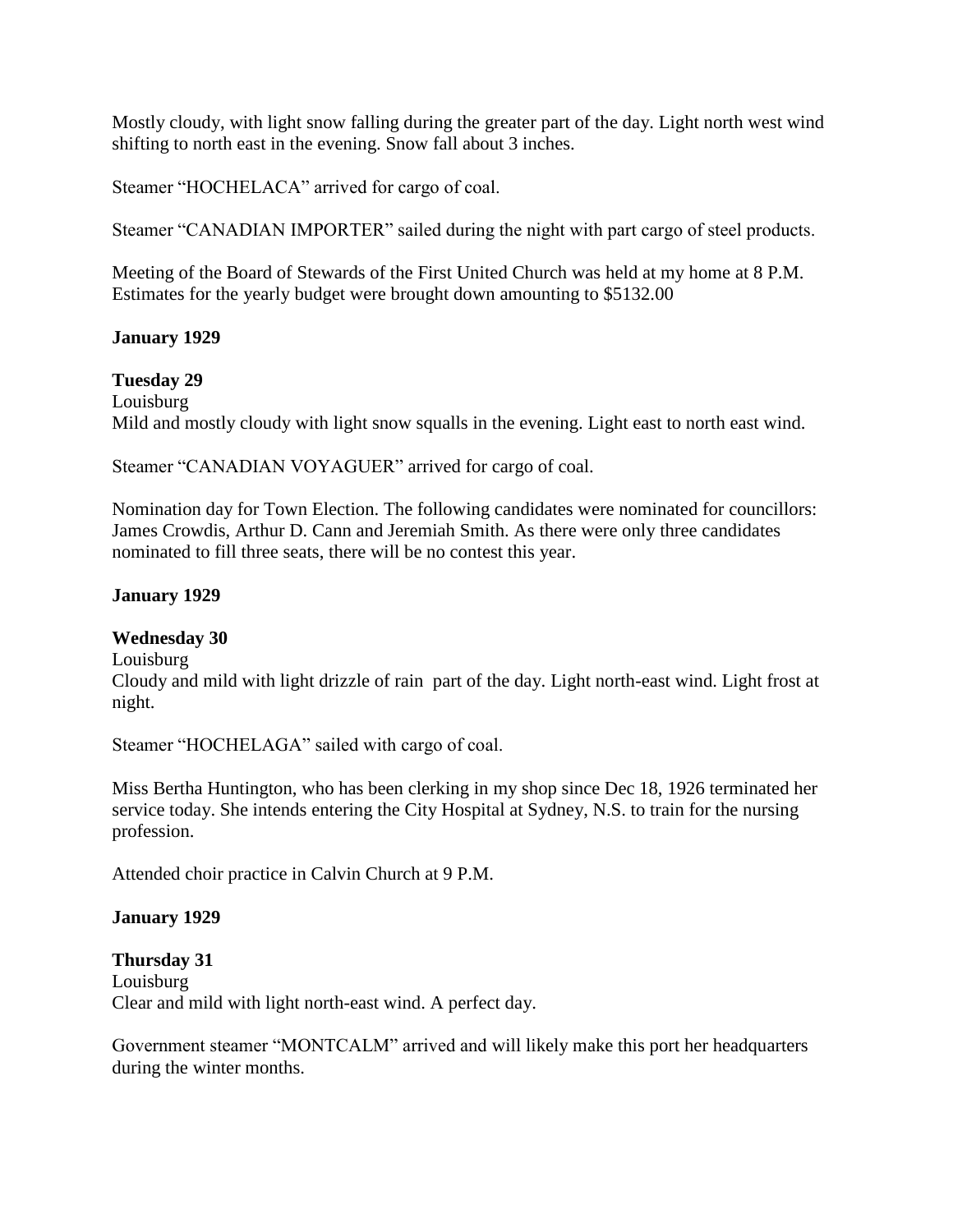Mostly cloudy, with light snow falling during the greater part of the day. Light north west wind shifting to north east in the evening. Snow fall about 3 inches.

Steamer "HOCHELACA" arrived for cargo of coal.

Steamer "CANADIAN IMPORTER" sailed during the night with part cargo of steel products.

Meeting of the Board of Stewards of the First United Church was held at my home at 8 P.M. Estimates for the yearly budget were brought down amounting to $5132.00

**January 1929**

**Tuesday 29**
Louisburg
Mild and mostly cloudy with light snow squalls in the evening. Light east to north east wind.

Steamer "CANADIAN VOYAGUER" arrived for cargo of coal.

Nomination day for Town Election. The following candidates were nominated for councillors: James Crowdis, Arthur D. Cann and Jeremiah Smith. As there were only three candidates nominated to fill three seats, there will be no contest this year.

**January 1929**

**Wednesday 30**
Louisburg
Cloudy and mild with light drizzle of rain part of the day. Light north-east wind. Light frost at night.

Steamer "HOCHELAGA" sailed with cargo of coal.

Miss Bertha Huntington, who has been clerking in my shop since Dec 18, 1926 terminated her service today. She intends entering the City Hospital at Sydney, N.S. to train for the nursing profession.

Attended choir practice in Calvin Church at 9 P.M.

**January 1929**

**Thursday 31**
Louisburg
Clear and mild with light north-east wind. A perfect day.

Government steamer "MONTCALM" arrived and will likely make this port her headquarters during the winter months.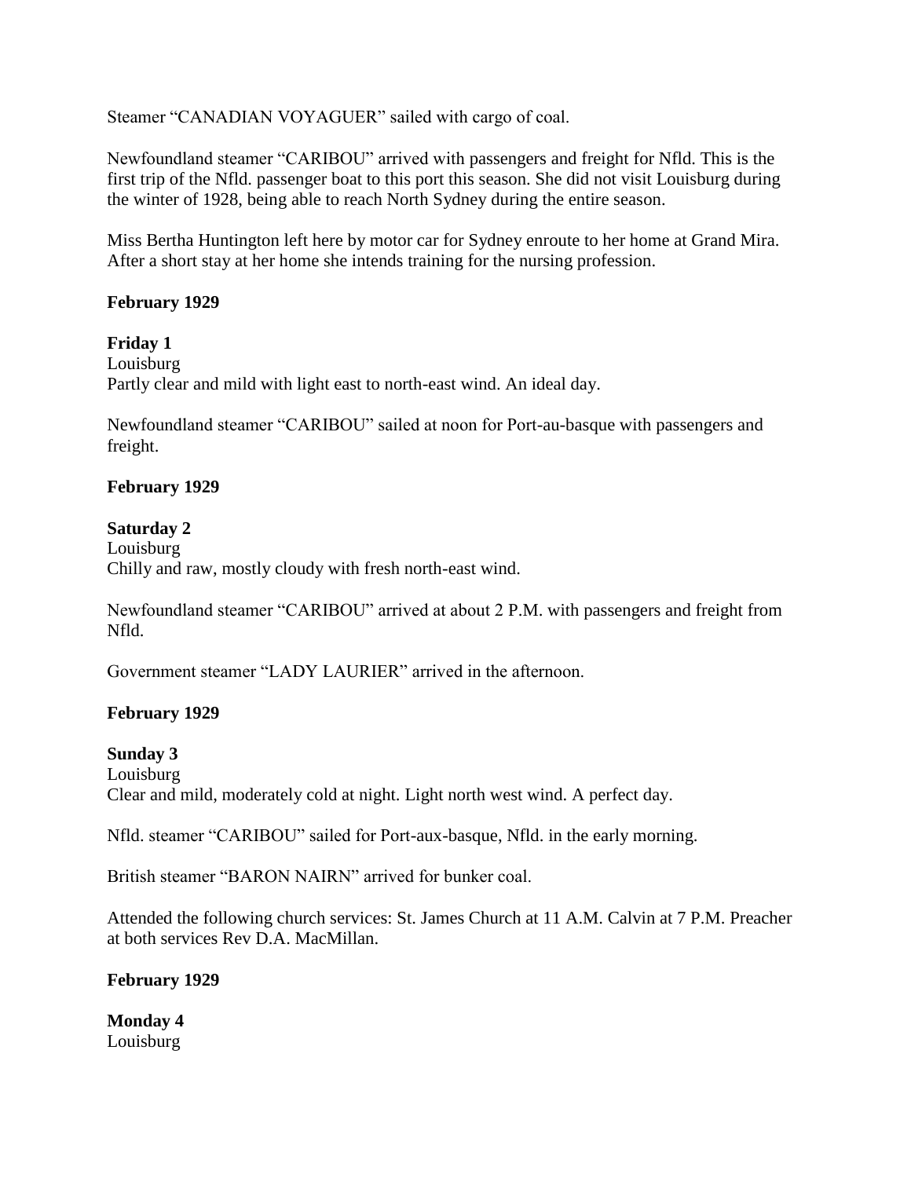Steamer "CANADIAN VOYAGUER" sailed with cargo of coal.

Newfoundland steamer "CARIBOU" arrived with passengers and freight for Nfld. This is the first trip of the Nfld. passenger boat to this port this season. She did not visit Louisburg during the winter of 1928, being able to reach North Sydney during the entire season.

Miss Bertha Huntington left here by motor car for Sydney enroute to her home at Grand Mira. After a short stay at her home she intends training for the nursing profession.

**February 1929**

**Friday 1**
Louisburg
Partly clear and mild with light east to north-east wind. An ideal day.

Newfoundland steamer "CARIBOU" sailed at noon for Port-au-basque with passengers and freight.

**February 1929**

**Saturday 2**
Louisburg
Chilly and raw, mostly cloudy with fresh north-east wind.

Newfoundland steamer "CARIBOU" arrived at about 2 P.M. with passengers and freight from Nfld.

Government steamer "LADY LAURIER" arrived in the afternoon.

**February 1929**

**Sunday 3**
Louisburg
Clear and mild, moderately cold at night. Light north west wind. A perfect day.

Nfld. steamer "CARIBOU" sailed for Port-aux-basque, Nfld. in the early morning.

British steamer "BARON NAIRN" arrived for bunker coal.

Attended the following church services: St. James Church at 11 A.M. Calvin at 7 P.M. Preacher at both services Rev D.A. MacMillan.

**February 1929**

**Monday 4**
Louisburg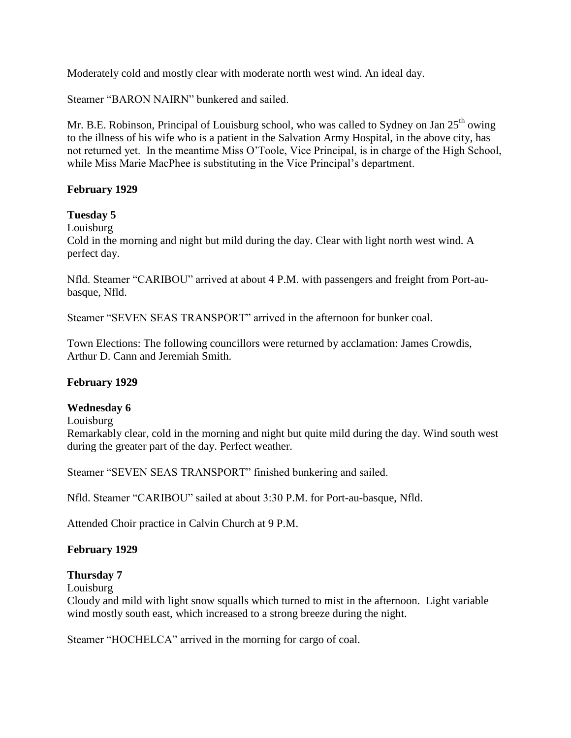Moderately cold and mostly clear with moderate north west wind. An ideal day.

Steamer "BARON NAIRN" bunkered and sailed.

Mr. B.E. Robinson, Principal of Louisburg school, who was called to Sydney on Jan 25th owing to the illness of his wife who is a patient in the Salvation Army Hospital, in the above city, has not returned yet. In the meantime Miss O'Toole, Vice Principal, is in charge of the High School, while Miss Marie MacPhee is substituting in the Vice Principal's department.

**February 1929**

**Tuesday 5**

Louisburg

Cold in the morning and night but mild during the day. Clear with light north west wind. A perfect day.

Nfld. Steamer "CARIBOU" arrived at about 4 P.M. with passengers and freight from Port-au-basque, Nfld.

Steamer "SEVEN SEAS TRANSPORT" arrived in the afternoon for bunker coal.

Town Elections: The following councillors were returned by acclamation: James Crowdis, Arthur D. Cann and Jeremiah Smith.

**February 1929**

**Wednesday 6**

Louisburg

Remarkably clear, cold in the morning and night but quite mild during the day. Wind south west during the greater part of the day. Perfect weather.

Steamer "SEVEN SEAS TRANSPORT" finished bunkering and sailed.

Nfld. Steamer "CARIBOU" sailed at about 3:30 P.M. for Port-au-basque, Nfld.

Attended Choir practice in Calvin Church at 9 P.M.

**February 1929**

**Thursday 7**

Louisburg

Cloudy and mild with light snow squalls which turned to mist in the afternoon. Light variable wind mostly south east, which increased to a strong breeze during the night.

Steamer "HOCHELCA" arrived in the morning for cargo of coal.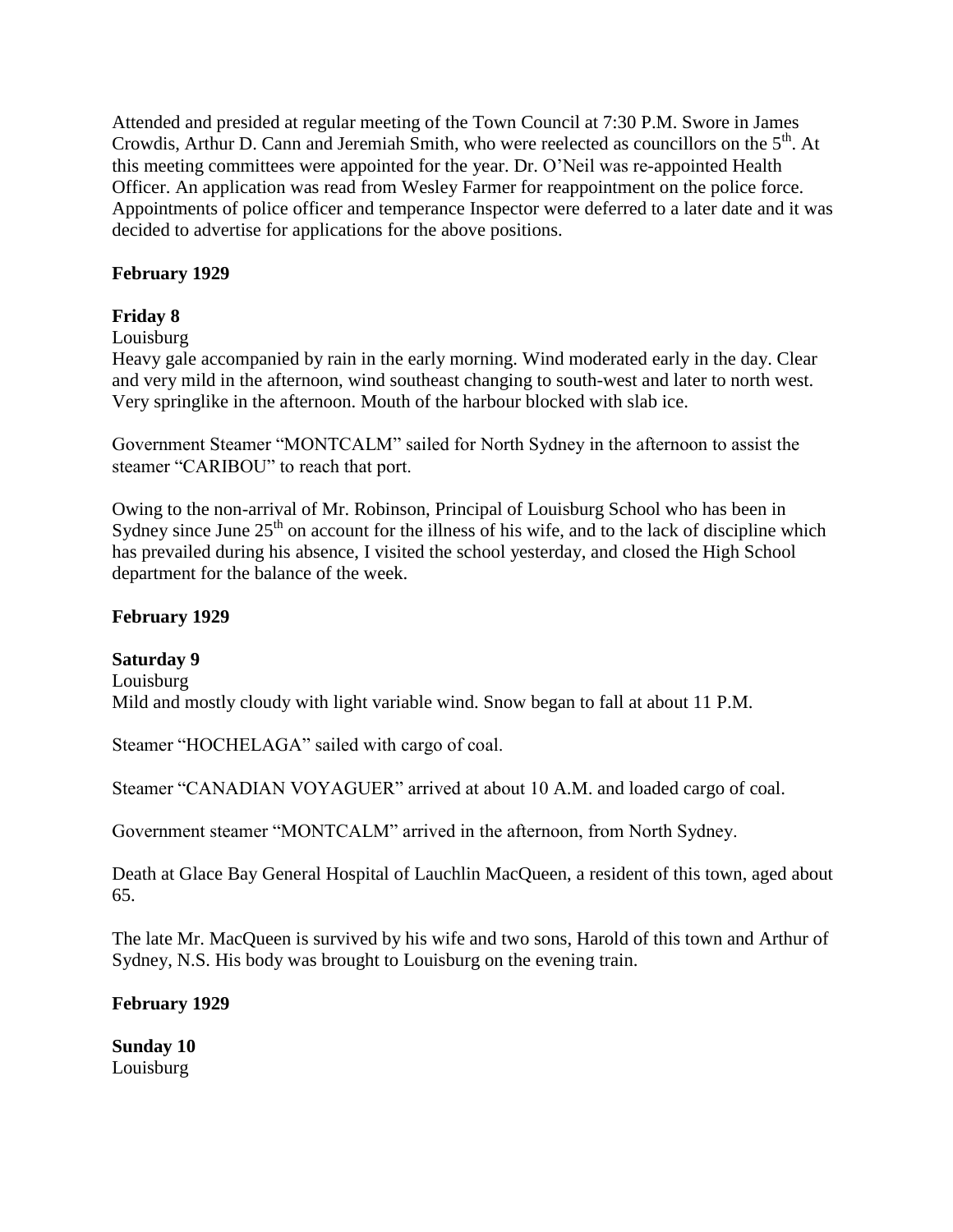Attended and presided at regular meeting of the Town Council at 7:30 P.M. Swore in James Crowdis, Arthur D. Cann and Jeremiah Smith, who were reelected as councillors on the 5th. At this meeting committees were appointed for the year. Dr. O'Neil was re-appointed Health Officer. An application was read from Wesley Farmer for reappointment on the police force. Appointments of police officer and temperance Inspector were deferred to a later date and it was decided to advertise for applications for the above positions.

**February 1929**

**Friday 8**

Louisburg

Heavy gale accompanied by rain in the early morning. Wind moderated early in the day. Clear and very mild in the afternoon, wind southeast changing to south-west and later to north west. Very springlike in the afternoon. Mouth of the harbour blocked with slab ice.

Government Steamer "MONTCALM" sailed for North Sydney in the afternoon to assist the steamer "CARIBOU" to reach that port.

Owing to the non-arrival of Mr. Robinson, Principal of Louisburg School who has been in Sydney since June 25th on account for the illness of his wife, and to the lack of discipline which has prevailed during his absence, I visited the school yesterday, and closed the High School department for the balance of the week.

**February 1929**

**Saturday 9**

Louisburg

Mild and mostly cloudy with light variable wind. Snow began to fall at about 11 P.M.

Steamer "HOCHELAGA" sailed with cargo of coal.

Steamer "CANADIAN VOYAGUER" arrived at about 10 A.M. and loaded cargo of coal.

Government steamer "MONTCALM" arrived in the afternoon, from North Sydney.

Death at Glace Bay General Hospital of Lauchlin MacQueen, a resident of this town, aged about 65.

The late Mr. MacQueen is survived by his wife and two sons, Harold of this town and Arthur of Sydney, N.S. His body was brought to Louisburg on the evening train.

**February 1929**

**Sunday 10**

Louisburg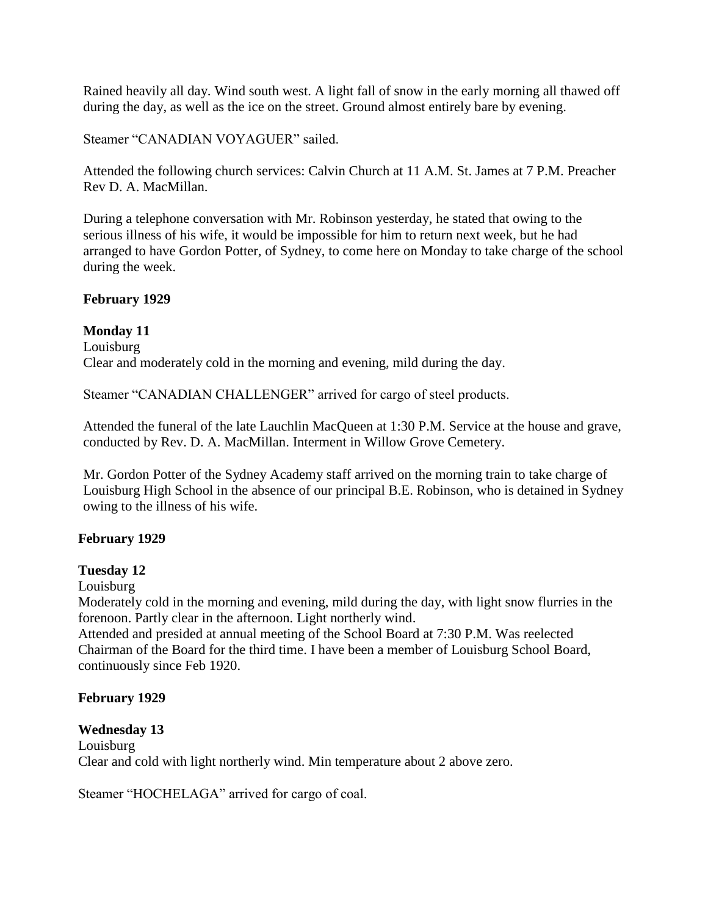Rained heavily all day. Wind south west. A light fall of snow in the early morning all thawed off during the day, as well as the ice on the street. Ground almost entirely bare by evening.

Steamer "CANADIAN VOYAGUER" sailed.

Attended the following church services: Calvin Church at 11 A.M. St. James at 7 P.M. Preacher Rev D. A. MacMillan.

During a telephone conversation with Mr. Robinson yesterday, he stated that owing to the serious illness of his wife, it would be impossible for him to return next week, but he had arranged to have Gordon Potter, of Sydney, to come here on Monday to take charge of the school during the week.

**February 1929**

**Monday 11**
Louisburg
Clear and moderately cold in the morning and evening, mild during the day.

Steamer "CANADIAN CHALLENGER" arrived for cargo of steel products.

Attended the funeral of the late Lauchlin MacQueen at 1:30 P.M. Service at the house and grave, conducted by Rev. D. A. MacMillan. Interment in Willow Grove Cemetery.

Mr. Gordon Potter of the Sydney Academy staff arrived on the morning train to take charge of Louisburg High School in the absence of our principal B.E. Robinson, who is detained in Sydney owing to the illness of his wife.

**February 1929**

**Tuesday 12**
Louisburg
Moderately cold in the morning and evening, mild during the day, with light snow flurries in the forenoon. Partly clear in the afternoon. Light northerly wind.
Attended and presided at annual meeting of the School Board at 7:30 P.M. Was reelected Chairman of the Board for the third time. I have been a member of Louisburg School Board, continuously since Feb 1920.

**February 1929**

**Wednesday 13**
Louisburg
Clear and cold with light northerly wind. Min temperature about 2 above zero.

Steamer "HOCHELAGA" arrived for cargo of coal.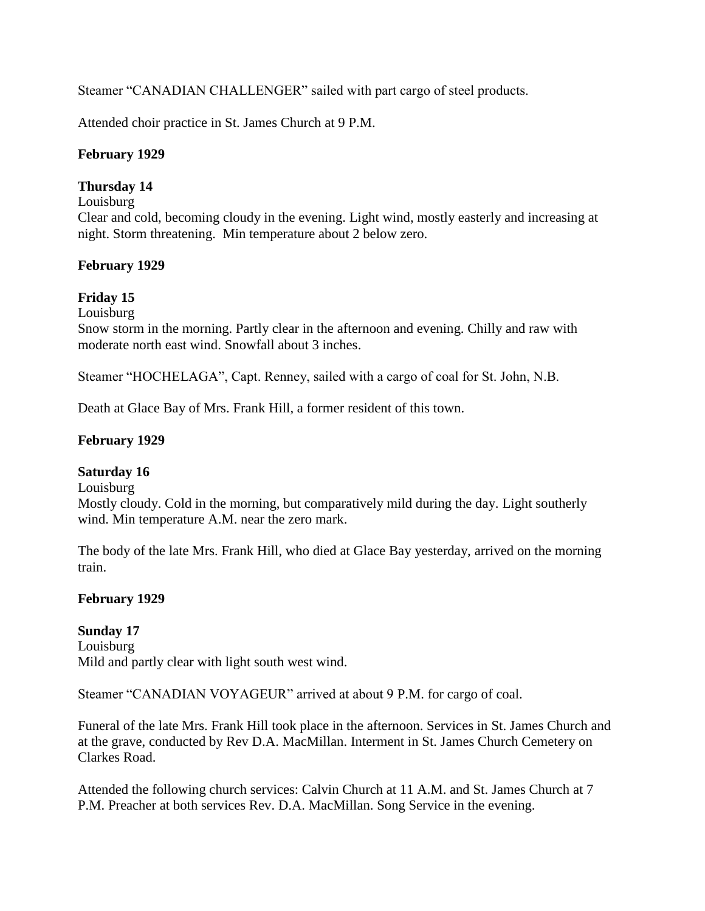Steamer "CANADIAN CHALLENGER" sailed with part cargo of steel products.

Attended choir practice in St. James Church at 9 P.M.

**February 1929**

**Thursday 14**

Louisburg

Clear and cold, becoming cloudy in the evening. Light wind, mostly easterly and increasing at night. Storm threatening. Min temperature about 2 below zero.

**February 1929**

**Friday 15**

Louisburg

Snow storm in the morning. Partly clear in the afternoon and evening. Chilly and raw with moderate north east wind. Snowfall about 3 inches.

Steamer "HOCHELAGA", Capt. Renney, sailed with a cargo of coal for St. John, N.B.

Death at Glace Bay of Mrs. Frank Hill, a former resident of this town.

**February 1929**

**Saturday 16**

Louisburg

Mostly cloudy. Cold in the morning, but comparatively mild during the day. Light southerly wind. Min temperature A.M. near the zero mark.

The body of the late Mrs. Frank Hill, who died at Glace Bay yesterday, arrived on the morning train.

**February 1929**

**Sunday 17**

Louisburg

Mild and partly clear with light south west wind.

Steamer "CANADIAN VOYAGEUR" arrived at about 9 P.M. for cargo of coal.

Funeral of the late Mrs. Frank Hill took place in the afternoon. Services in St. James Church and at the grave, conducted by Rev D.A. MacMillan. Interment in St. James Church Cemetery on Clarkes Road.

Attended the following church services: Calvin Church at 11 A.M. and St. James Church at 7 P.M. Preacher at both services Rev. D.A. MacMillan. Song Service in the evening.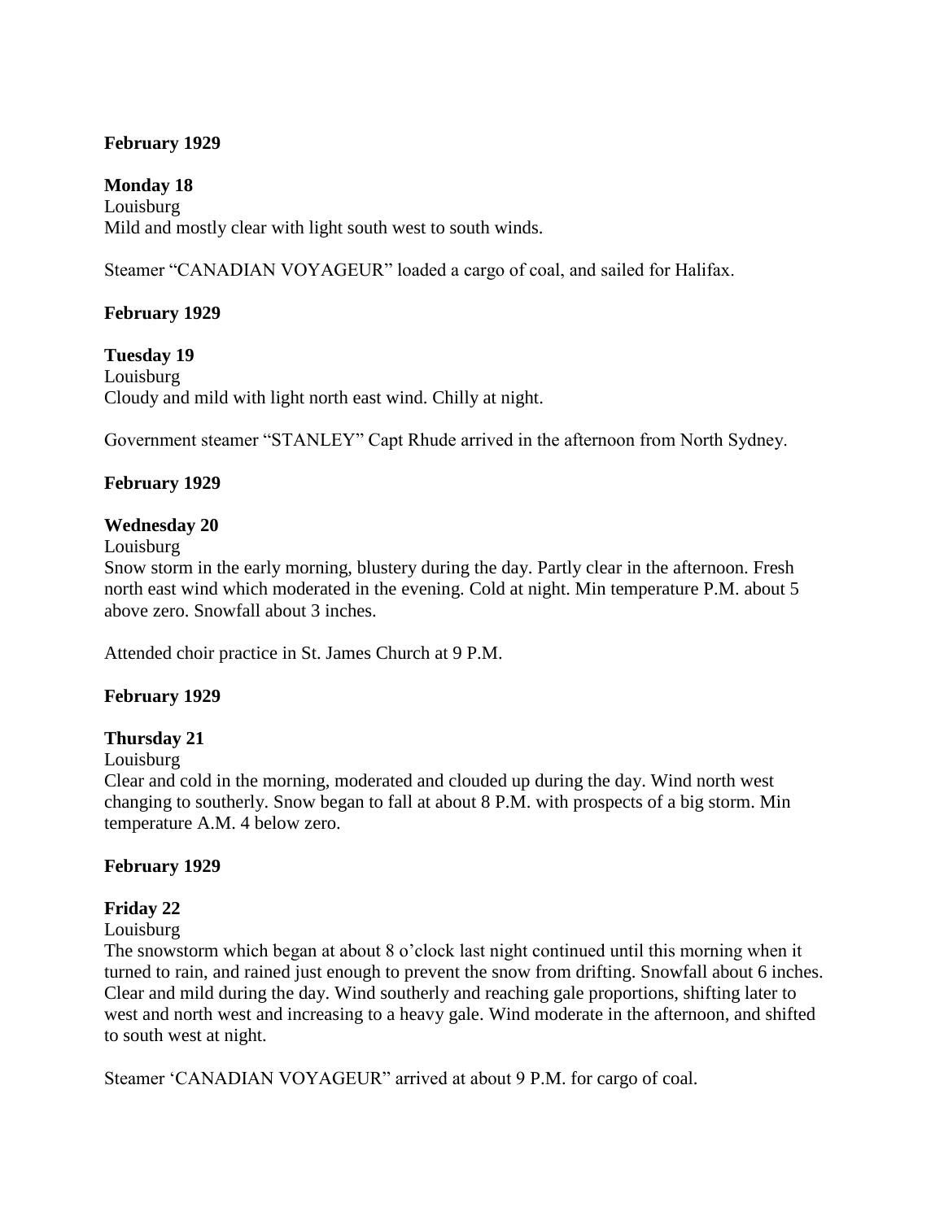**February 1929**

**Monday 18**

Louisburg

Mild and mostly clear with light south west to south winds.

Steamer "CANADIAN VOYAGEUR" loaded a cargo of coal, and sailed for Halifax.

**February 1929**

**Tuesday 19**

Louisburg

Cloudy and mild with light north east wind. Chilly at night.

Government steamer "STANLEY" Capt Rhude arrived in the afternoon from North Sydney.

**February 1929**

**Wednesday 20**

Louisburg

Snow storm in the early morning, blustery during the day. Partly clear in the afternoon. Fresh north east wind which moderated in the evening. Cold at night. Min temperature P.M. about 5 above zero. Snowfall about 3 inches.

Attended choir practice in St. James Church at 9 P.M.

**February 1929**

**Thursday 21**

Louisburg

Clear and cold in the morning, moderated and clouded up during the day. Wind north west changing to southerly. Snow began to fall at about 8 P.M. with prospects of a big storm. Min temperature A.M. 4 below zero.

**February 1929**

**Friday 22**

Louisburg

The snowstorm which began at about 8 o'clock last night continued until this morning when it turned to rain, and rained just enough to prevent the snow from drifting. Snowfall about 6 inches. Clear and mild during the day. Wind southerly and reaching gale proportions, shifting later to west and north west and increasing to a heavy gale. Wind moderate in the afternoon, and shifted to south west at night.

Steamer 'CANADIAN VOYAGEUR" arrived at about 9 P.M. for cargo of coal.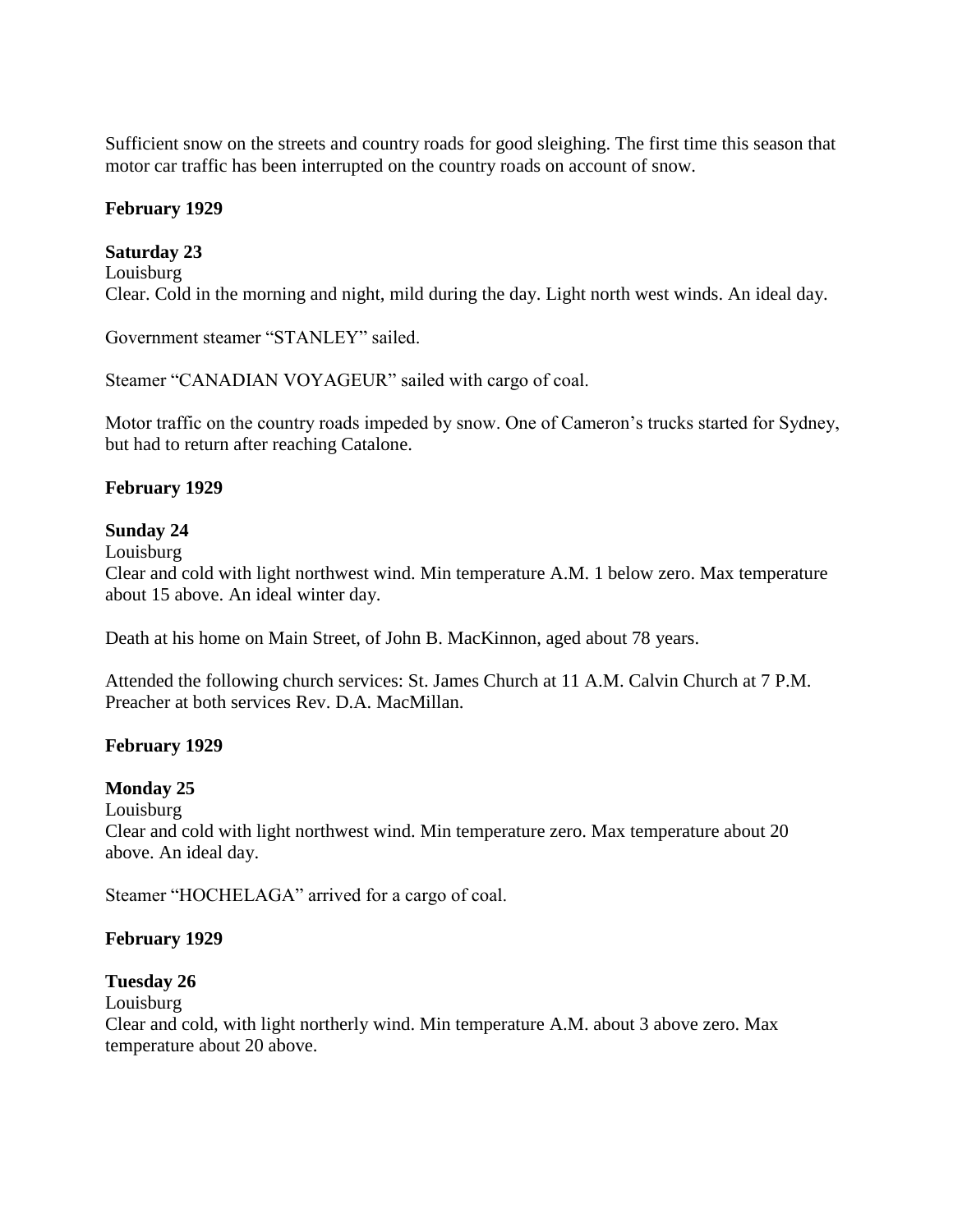Sufficient snow on the streets and country roads for good sleighing. The first time this season that motor car traffic has been interrupted on the country roads on account of snow.

**February 1929**

**Saturday 23**

Louisburg

Clear. Cold in the morning and night, mild during the day. Light north west winds. An ideal day.

Government steamer "STANLEY" sailed.

Steamer "CANADIAN VOYAGEUR" sailed with cargo of coal.

Motor traffic on the country roads impeded by snow. One of Cameron's trucks started for Sydney, but had to return after reaching Catalone.

**February 1929**

**Sunday 24**

Louisburg

Clear and cold with light northwest wind. Min temperature A.M. 1 below zero. Max temperature about 15 above. An ideal winter day.

Death at his home on Main Street, of John B. MacKinnon, aged about 78 years.

Attended the following church services: St. James Church at 11 A.M. Calvin Church at 7 P.M. Preacher at both services Rev. D.A. MacMillan.

**February 1929**

**Monday 25**

Louisburg

Clear and cold with light northwest wind. Min temperature zero. Max temperature about 20 above. An ideal day.

Steamer "HOCHELAGA" arrived for a cargo of coal.

**February 1929**

**Tuesday 26**

Louisburg

Clear and cold, with light northerly wind. Min temperature A.M. about 3 above zero. Max temperature about 20 above.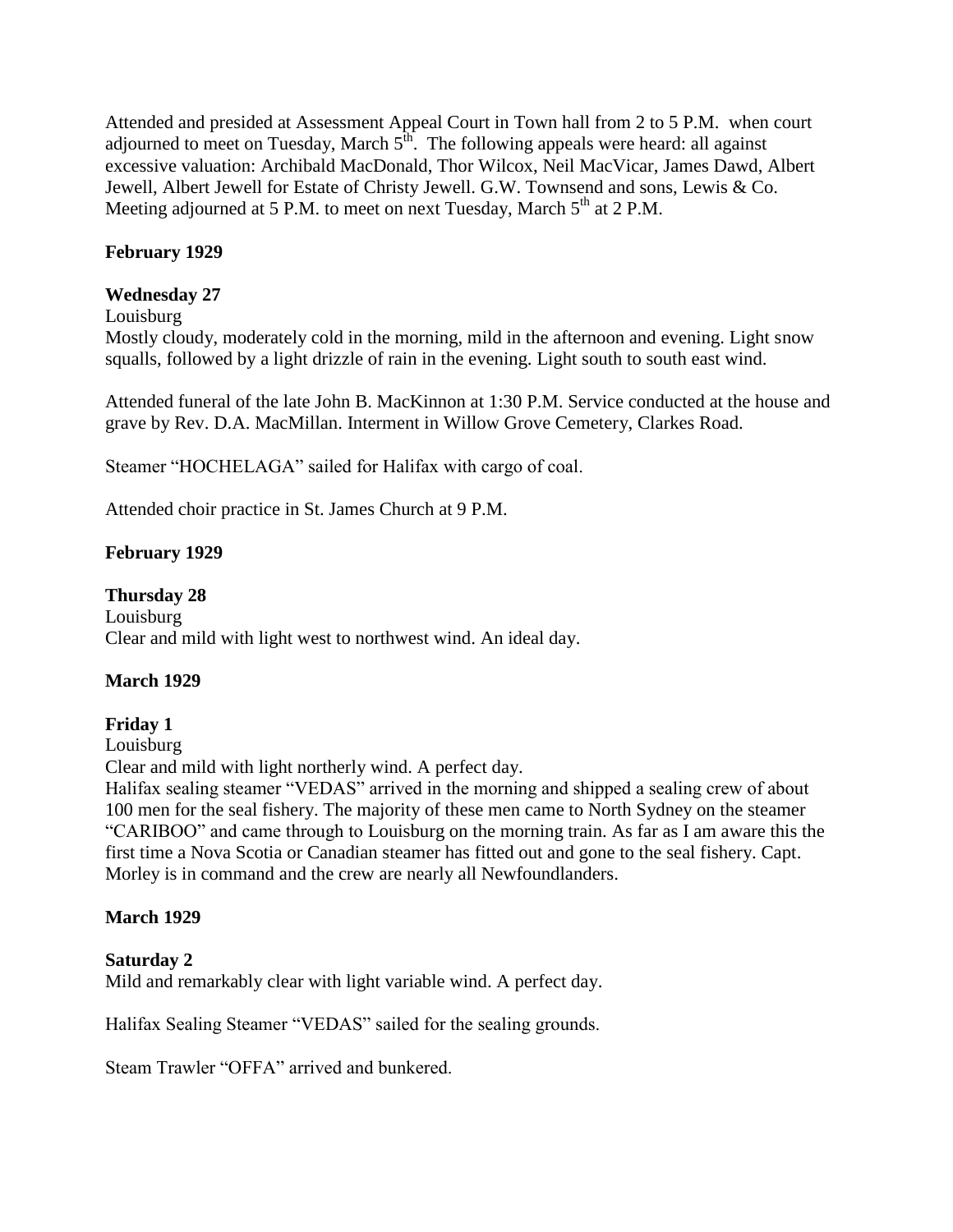Attended and presided at Assessment Appeal Court in Town hall from 2 to 5 P.M. when court adjourned to meet on Tuesday, March 5th. The following appeals were heard: all against excessive valuation: Archibald MacDonald, Thor Wilcox, Neil MacVicar, James Dawd, Albert Jewell, Albert Jewell for Estate of Christy Jewell. G.W. Townsend and sons, Lewis & Co. Meeting adjourned at 5 P.M. to meet on next Tuesday, March 5th at 2 P.M.

**February 1929**

**Wednesday 27**

Louisburg

Mostly cloudy, moderately cold in the morning, mild in the afternoon and evening. Light snow squalls, followed by a light drizzle of rain in the evening. Light south to south east wind.

Attended funeral of the late John B. MacKinnon at 1:30 P.M. Service conducted at the house and grave by Rev. D.A. MacMillan. Interment in Willow Grove Cemetery, Clarkes Road.

Steamer "HOCHELAGA" sailed for Halifax with cargo of coal.

Attended choir practice in St. James Church at 9 P.M.

**February 1929**

**Thursday 28**

Louisburg

Clear and mild with light west to northwest wind. An ideal day.

**March 1929**

**Friday 1**

Louisburg

Clear and mild with light northerly wind. A perfect day.

Halifax sealing steamer "VEDAS" arrived in the morning and shipped a sealing crew of about 100 men for the seal fishery. The majority of these men came to North Sydney on the steamer "CARIBOO" and came through to Louisburg on the morning train. As far as I am aware this the first time a Nova Scotia or Canadian steamer has fitted out and gone to the seal fishery. Capt. Morley is in command and the crew are nearly all Newfoundlanders.

**March 1929**

**Saturday 2**

Mild and remarkably clear with light variable wind. A perfect day.

Halifax Sealing Steamer "VEDAS" sailed for the sealing grounds.

Steam Trawler "OFFA" arrived and bunkered.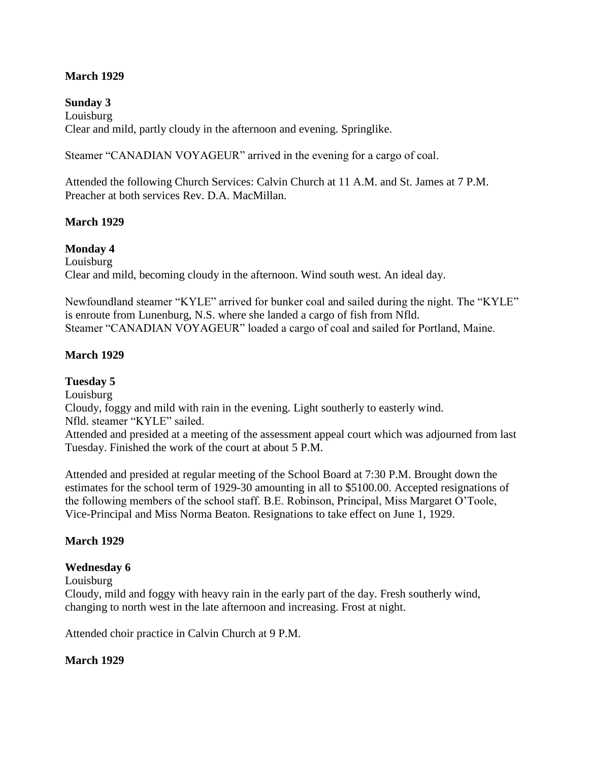**March 1929**

**Sunday 3**

Louisburg

Clear and mild, partly cloudy in the afternoon and evening. Springlike.

Steamer "CANADIAN VOYAGEUR" arrived in the evening for a cargo of coal.

Attended the following Church Services: Calvin Church at 11 A.M. and St. James at 7 P.M. Preacher at both services Rev. D.A. MacMillan.

**March 1929**

**Monday 4**

Louisburg

Clear and mild, becoming cloudy in the afternoon. Wind south west. An ideal day.

Newfoundland steamer "KYLE" arrived for bunker coal and sailed during the night. The "KYLE" is enroute from Lunenburg, N.S. where she landed a cargo of fish from Nfld.
Steamer "CANADIAN VOYAGEUR" loaded a cargo of coal and sailed for Portland, Maine.

**March 1929**

**Tuesday 5**

Louisburg

Cloudy, foggy and mild with rain in the evening. Light southerly to easterly wind.
Nfld. steamer "KYLE" sailed.
Attended and presided at a meeting of the assessment appeal court which was adjourned from last Tuesday. Finished the work of the court at about 5 P.M.

Attended and presided at regular meeting of the School Board at 7:30 P.M. Brought down the estimates for the school term of 1929-30 amounting in all to $5100.00. Accepted resignations of the following members of the school staff. B.E. Robinson, Principal, Miss Margaret O'Toole, Vice-Principal and Miss Norma Beaton. Resignations to take effect on June 1, 1929.

**March 1929**

**Wednesday 6**

Louisburg

Cloudy, mild and foggy with heavy rain in the early part of the day. Fresh southerly wind, changing to north west in the late afternoon and increasing. Frost at night.

Attended choir practice in Calvin Church at 9 P.M.

**March 1929**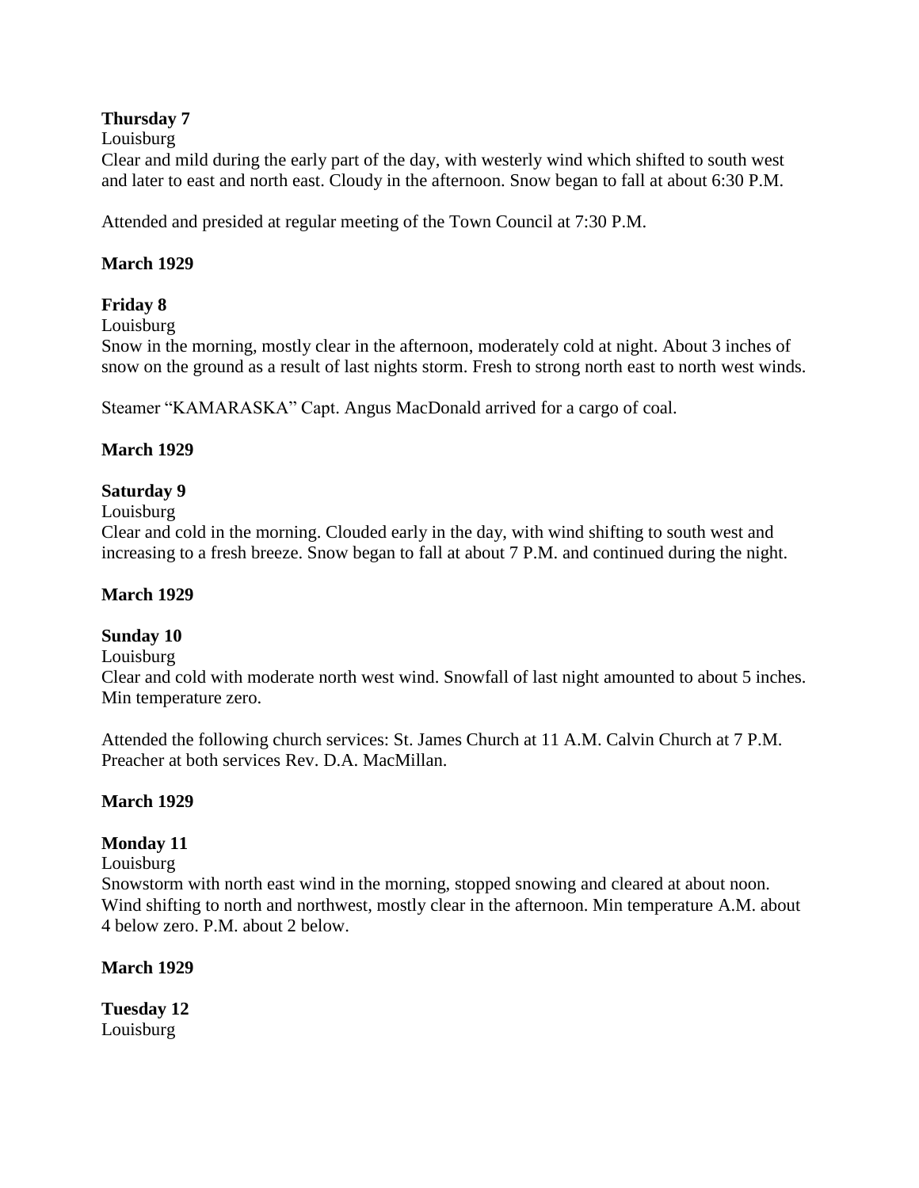**Thursday 7**

Louisburg

Clear and mild during the early part of the day, with westerly wind which shifted to south west and later to east and north east. Cloudy in the afternoon. Snow began to fall at about 6:30 P.M.

Attended and presided at regular meeting of the Town Council at 7:30 P.M.

**March 1929**

**Friday 8**

Louisburg

Snow in the morning, mostly clear in the afternoon, moderately cold at night. About 3 inches of snow on the ground as a result of last nights storm. Fresh to strong north east to north west winds.

Steamer "KAMARASKA" Capt. Angus MacDonald arrived for a cargo of coal.

**March 1929**

**Saturday 9**

Louisburg

Clear and cold in the morning. Clouded early in the day, with wind shifting to south west and increasing to a fresh breeze. Snow began to fall at about 7 P.M. and continued during the night.

**March 1929**

**Sunday 10**

Louisburg

Clear and cold with moderate north west wind. Snowfall of last night amounted to about 5 inches. Min temperature zero.

Attended the following church services: St. James Church at 11 A.M. Calvin Church at 7 P.M. Preacher at both services Rev. D.A. MacMillan.

**March 1929**

**Monday 11**

Louisburg

Snowstorm with north east wind in the morning, stopped snowing and cleared at about noon. Wind shifting to north and northwest, mostly clear in the afternoon. Min temperature A.M. about 4 below zero. P.M. about 2 below.

**March 1929**

**Tuesday 12**

Louisburg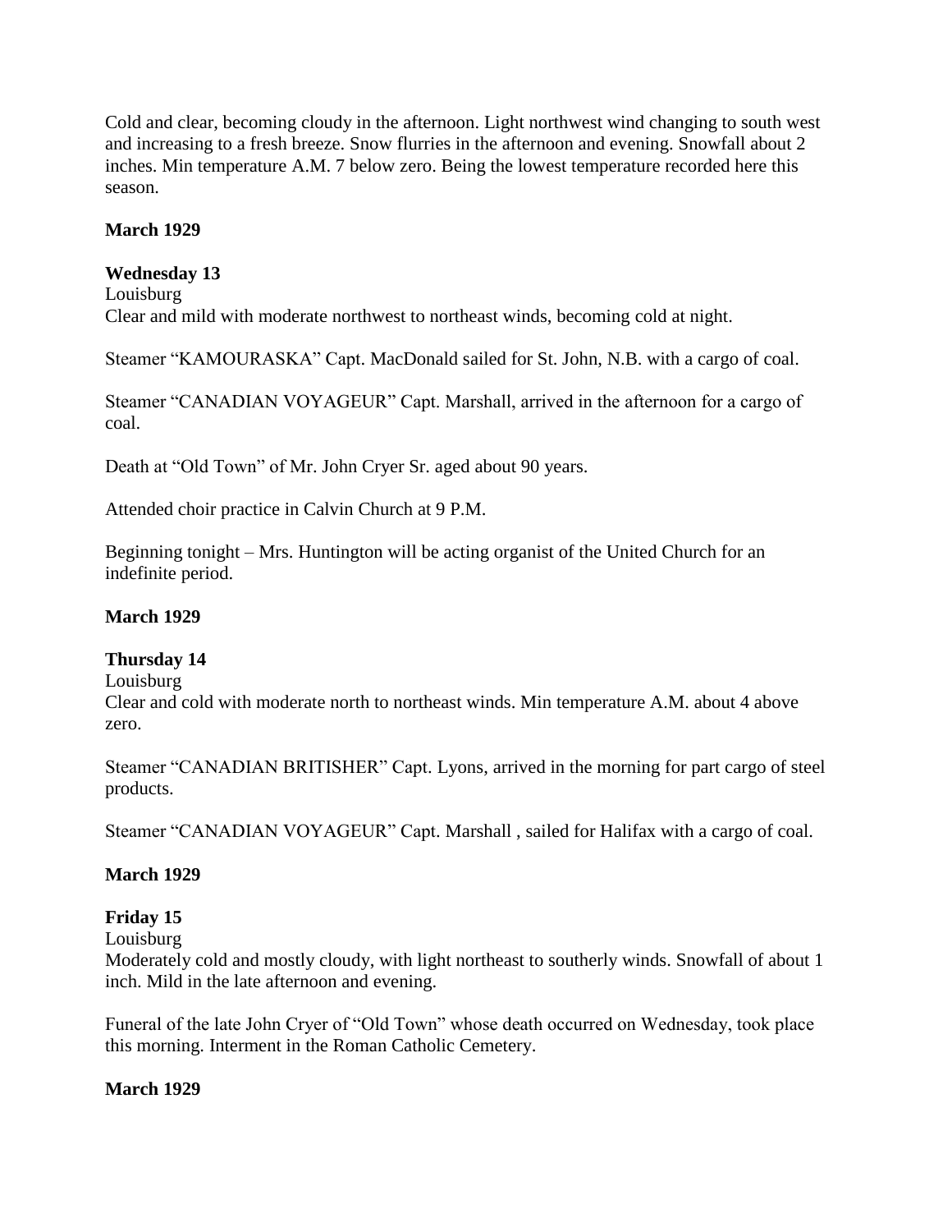Cold and clear, becoming cloudy in the afternoon. Light northwest wind changing to south west and increasing to a fresh breeze. Snow flurries in the afternoon and evening. Snowfall about 2 inches. Min temperature A.M. 7 below zero. Being the lowest temperature recorded here this season.

**March 1929**

**Wednesday 13**

Louisburg

Clear and mild with moderate northwest to northeast winds, becoming cold at night.

Steamer "KAMOURASKA" Capt. MacDonald sailed for St. John, N.B. with a cargo of coal.

Steamer "CANADIAN VOYAGEUR" Capt. Marshall, arrived in the afternoon for a cargo of coal.

Death at "Old Town" of Mr. John Cryer Sr. aged about 90 years.

Attended choir practice in Calvin Church at 9 P.M.

Beginning tonight – Mrs. Huntington will be acting organist of the United Church for an indefinite period.

**March 1929**

**Thursday 14**

Louisburg

Clear and cold with moderate north to northeast winds. Min temperature A.M. about 4 above zero.

Steamer "CANADIAN BRITISHER" Capt. Lyons, arrived in the morning for part cargo of steel products.

Steamer "CANADIAN VOYAGEUR" Capt. Marshall , sailed for Halifax with a cargo of coal.

**March 1929**

**Friday 15**

Louisburg

Moderately cold and mostly cloudy, with light northeast to southerly winds. Snowfall of about 1 inch. Mild in the late afternoon and evening.

Funeral of the late John Cryer of "Old Town" whose death occurred on Wednesday, took place this morning. Interment in the Roman Catholic Cemetery.

**March 1929**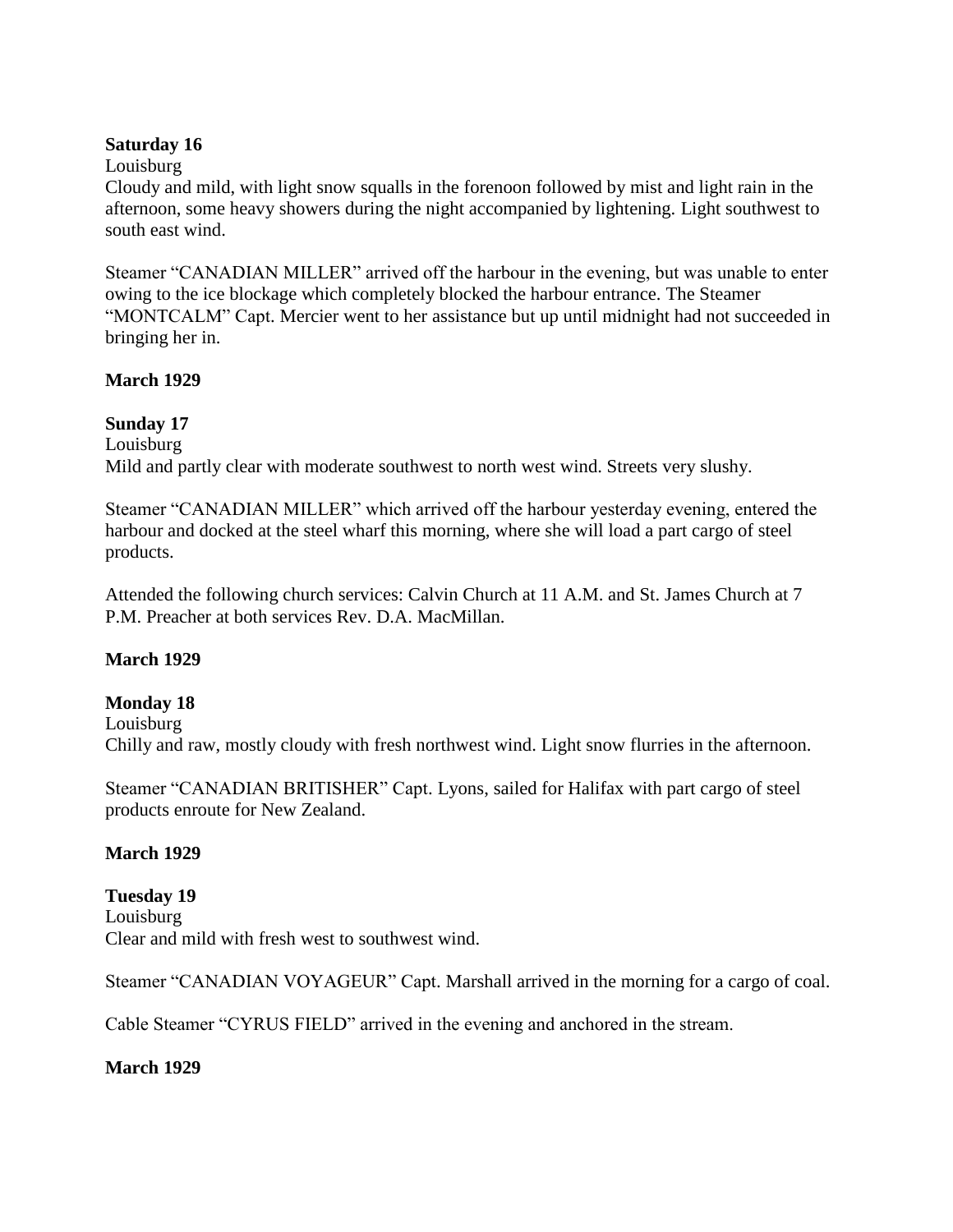**Saturday 16**

Louisburg

Cloudy and mild, with light snow squalls in the forenoon followed by mist and light rain in the afternoon, some heavy showers during the night accompanied by lightening. Light southwest to south east wind.

Steamer "CANADIAN MILLER" arrived off the harbour in the evening, but was unable to enter owing to the ice blockage which completely blocked the harbour entrance. The Steamer "MONTCALM" Capt. Mercier went to her assistance but up until midnight had not succeeded in bringing her in.

**March 1929**

**Sunday 17**

Louisburg

Mild and partly clear with moderate southwest to north west wind. Streets very slushy.

Steamer "CANADIAN MILLER" which arrived off the harbour yesterday evening, entered the harbour and docked at the steel wharf this morning, where she will load a part cargo of steel products.

Attended the following church services: Calvin Church at 11 A.M. and St. James Church at 7 P.M. Preacher at both services Rev. D.A. MacMillan.

**March 1929**

**Monday 18**

Louisburg

Chilly and raw, mostly cloudy with fresh northwest wind. Light snow flurries in the afternoon.

Steamer "CANADIAN BRITISHER" Capt. Lyons, sailed for Halifax with part cargo of steel products enroute for New Zealand.

**March 1929**

**Tuesday 19**

Louisburg

Clear and mild with fresh west to southwest wind.

Steamer "CANADIAN VOYAGEUR" Capt. Marshall arrived in the morning for a cargo of coal.

Cable Steamer "CYRUS FIELD" arrived in the evening and anchored in the stream.

**March 1929**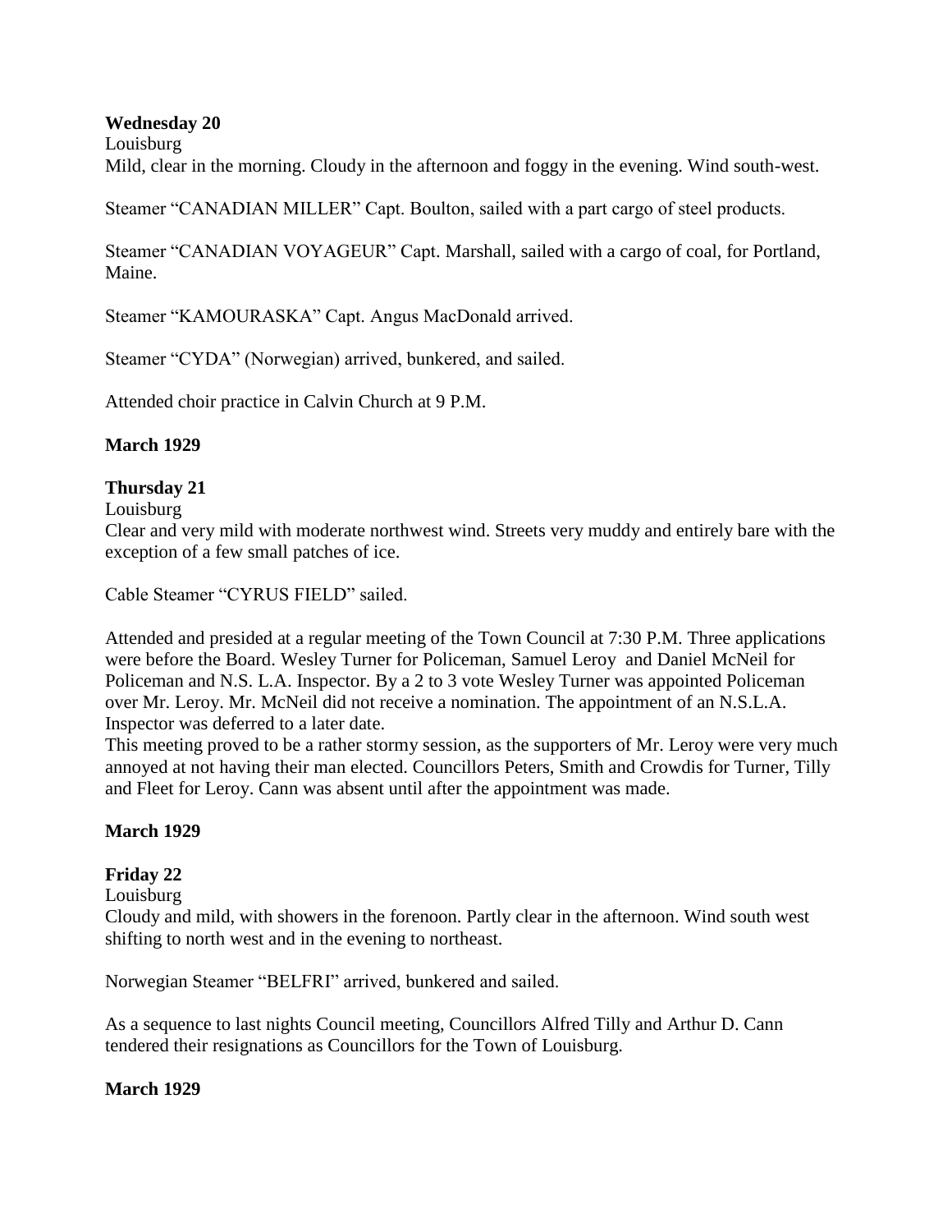**Wednesday 20**

Louisburg

Mild, clear in the morning. Cloudy in the afternoon and foggy in the evening. Wind south-west.

Steamer "CANADIAN MILLER" Capt. Boulton, sailed with a part cargo of steel products.

Steamer "CANADIAN VOYAGEUR" Capt. Marshall, sailed with a cargo of coal, for Portland, Maine.

Steamer "KAMOURASKA" Capt. Angus MacDonald arrived.

Steamer "CYDA" (Norwegian) arrived, bunkered, and sailed.

Attended choir practice in Calvin Church at 9 P.M.

**March 1929**

**Thursday 21**

Louisburg

Clear and very mild with moderate northwest wind. Streets very muddy and entirely bare with the exception of a few small patches of ice.

Cable Steamer "CYRUS FIELD" sailed.

Attended and presided at a regular meeting of the Town Council at 7:30 P.M. Three applications were before the Board. Wesley Turner for Policeman, Samuel Leroy and Daniel McNeil for Policeman and N.S. L.A. Inspector. By a 2 to 3 vote Wesley Turner was appointed Policeman over Mr. Leroy. Mr. McNeil did not receive a nomination. The appointment of an N.S.L.A. Inspector was deferred to a later date.

This meeting proved to be a rather stormy session, as the supporters of Mr. Leroy were very much annoyed at not having their man elected. Councillors Peters, Smith and Crowdis for Turner, Tilly and Fleet for Leroy. Cann was absent until after the appointment was made.

**March 1929**

**Friday 22**

Louisburg

Cloudy and mild, with showers in the forenoon. Partly clear in the afternoon. Wind south west shifting to north west and in the evening to northeast.

Norwegian Steamer "BELFRI" arrived, bunkered and sailed.

As a sequence to last nights Council meeting, Councillors Alfred Tilly and Arthur D. Cann tendered their resignations as Councillors for the Town of Louisburg.

**March 1929**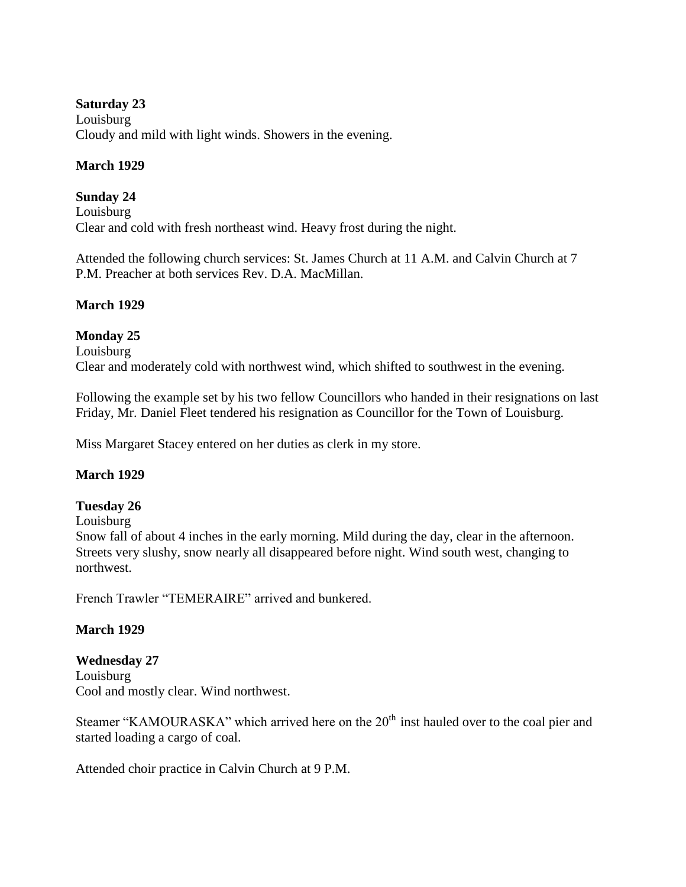**Saturday 23**
Louisburg
Cloudy and mild with light winds. Showers in the evening.

**March 1929**

**Sunday 24**
Louisburg
Clear and cold with fresh northeast wind. Heavy frost during the night.

Attended the following church services: St. James Church at 11 A.M. and Calvin Church at 7 P.M. Preacher at both services Rev. D.A. MacMillan.

**March 1929**

**Monday 25**
Louisburg
Clear and moderately cold with northwest wind, which shifted to southwest in the evening.

Following the example set by his two fellow Councillors who handed in their resignations on last Friday, Mr. Daniel Fleet tendered his resignation as Councillor for the Town of Louisburg.

Miss Margaret Stacey entered on her duties as clerk in my store.

**March 1929**

**Tuesday 26**
Louisburg
Snow fall of about 4 inches in the early morning. Mild during the day, clear in the afternoon. Streets very slushy, snow nearly all disappeared before night. Wind south west, changing to northwest.

French Trawler "TEMERAIRE" arrived and bunkered.

**March 1929**

**Wednesday 27**
Louisburg
Cool and mostly clear. Wind northwest.

Steamer "KAMOURASKA" which arrived here on the 20th inst hauled over to the coal pier and started loading a cargo of coal.

Attended choir practice in Calvin Church at 9 P.M.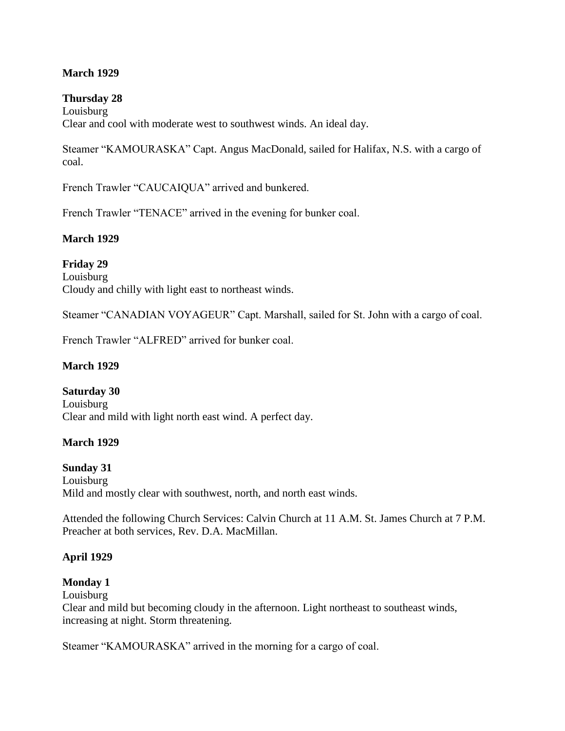**March 1929**

**Thursday 28**
Louisburg
Clear and cool with moderate west to southwest winds. An ideal day.

Steamer "KAMOURASKA" Capt. Angus MacDonald, sailed for Halifax, N.S. with a cargo of coal.

French Trawler "CAUCAIQUA" arrived and bunkered.

French Trawler "TENACE" arrived in the evening for bunker coal.

**March 1929**

**Friday 29**
Louisburg
Cloudy and chilly with light east to northeast winds.

Steamer "CANADIAN VOYAGEUR" Capt. Marshall, sailed for St. John with a cargo of coal.

French Trawler "ALFRED" arrived for bunker coal.

**March 1929**

**Saturday 30**
Louisburg
Clear and mild with light north east wind. A perfect day.

**March 1929**

**Sunday 31**
Louisburg
Mild and mostly clear with southwest, north, and north east winds.

Attended the following Church Services: Calvin Church at 11 A.M. St. James Church at 7 P.M. Preacher at both services, Rev. D.A. MacMillan.

**April 1929**

**Monday 1**
Louisburg
Clear and mild but becoming cloudy in the afternoon. Light northeast to southeast winds, increasing at night. Storm threatening.

Steamer "KAMOURASKA" arrived in the morning for a cargo of coal.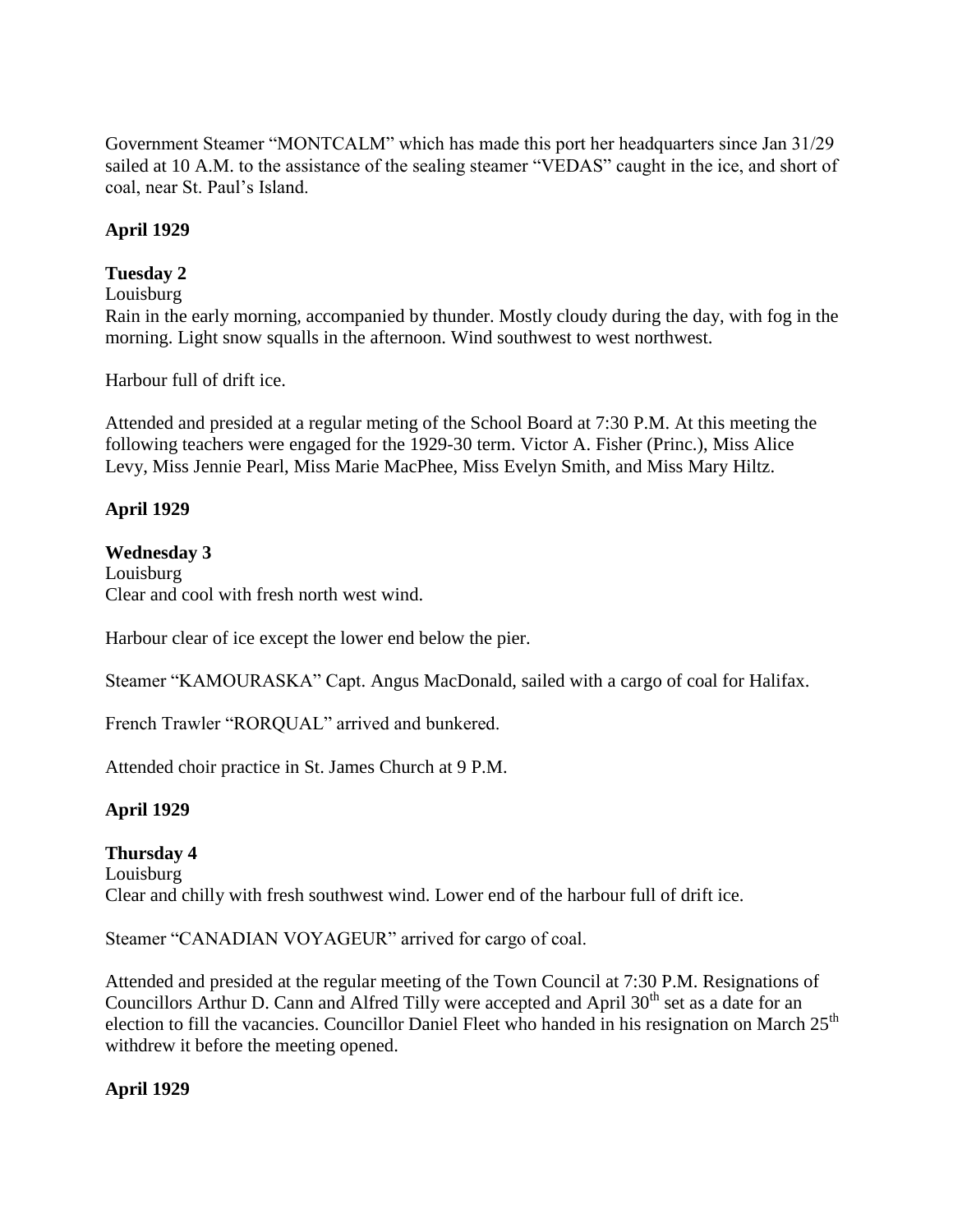Government Steamer "MONTCALM" which has made this port her headquarters since Jan 31/29 sailed at 10 A.M. to the assistance of the sealing steamer "VEDAS" caught in the ice, and short of coal, near St. Paul's Island.

**April 1929**

**Tuesday 2**
Louisburg
Rain in the early morning, accompanied by thunder. Mostly cloudy during the day, with fog in the morning. Light snow squalls in the afternoon. Wind southwest to west northwest.

Harbour full of drift ice.

Attended and presided at a regular meting of the School Board at 7:30 P.M. At this meeting the following teachers were engaged for the 1929-30 term. Victor A. Fisher (Princ.), Miss Alice Levy, Miss Jennie Pearl, Miss Marie MacPhee, Miss Evelyn Smith, and Miss Mary Hiltz.

**April 1929**

**Wednesday 3**
Louisburg
Clear and cool with fresh north west wind.

Harbour clear of ice except the lower end below the pier.

Steamer "KAMOURASKA" Capt. Angus MacDonald, sailed with a cargo of coal for Halifax.

French Trawler "RORQUAL" arrived and bunkered.

Attended choir practice in St. James Church at 9 P.M.

**April 1929**

**Thursday 4**
Louisburg
Clear and chilly with fresh southwest wind. Lower end of the harbour full of drift ice.

Steamer "CANADIAN VOYAGEUR" arrived for cargo of coal.

Attended and presided at the regular meeting of the Town Council at 7:30 P.M. Resignations of Councillors Arthur D. Cann and Alfred Tilly were accepted and April 30th set as a date for an election to fill the vacancies. Councillor Daniel Fleet who handed in his resignation on March 25th withdrew it before the meeting opened.

**April 1929**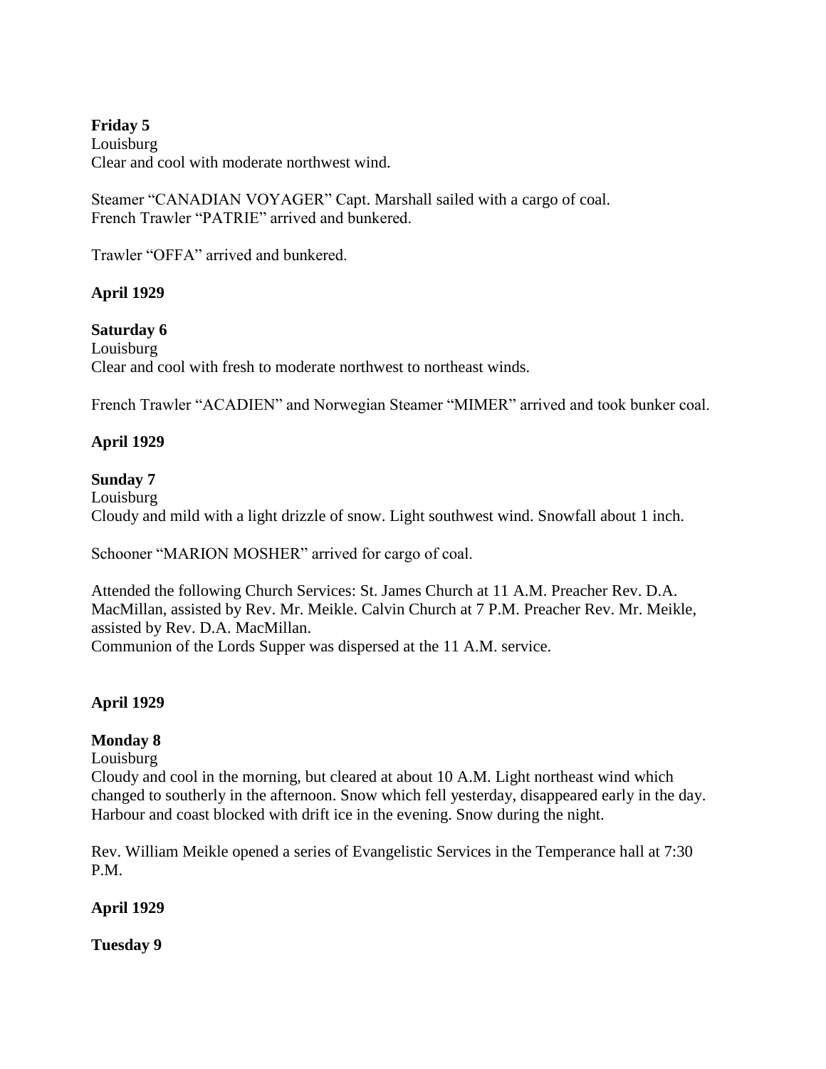**Friday 5**
Louisburg
Clear and cool with moderate northwest wind.

Steamer "CANADIAN VOYAGER" Capt. Marshall sailed with a cargo of coal.
French Trawler "PATRIE" arrived and bunkered.

Trawler "OFFA" arrived and bunkered.

**April 1929**

**Saturday 6**
Louisburg
Clear and cool with fresh to moderate northwest to northeast winds.

French Trawler "ACADIEN" and Norwegian Steamer "MIMER" arrived and took bunker coal.

**April 1929**

**Sunday 7**
Louisburg
Cloudy and mild with a light drizzle of snow. Light southwest wind. Snowfall about 1 inch.

Schooner "MARION MOSHER" arrived for cargo of coal.

Attended the following Church Services: St. James Church at 11 A.M. Preacher Rev. D.A. MacMillan, assisted by Rev. Mr. Meikle. Calvin Church at 7 P.M. Preacher Rev. Mr. Meikle, assisted by Rev. D.A. MacMillan.
Communion of the Lords Supper was dispersed at the 11 A.M. service.

**April 1929**

**Monday 8**
Louisburg
Cloudy and cool in the morning, but cleared at about 10 A.M. Light northeast wind which changed to southerly in the afternoon. Snow which fell yesterday, disappeared early in the day. Harbour and coast blocked with drift ice in the evening. Snow during the night.

Rev. William Meikle opened a series of Evangelistic Services in the Temperance hall at 7:30 P.M.

**April 1929**

**Tuesday 9**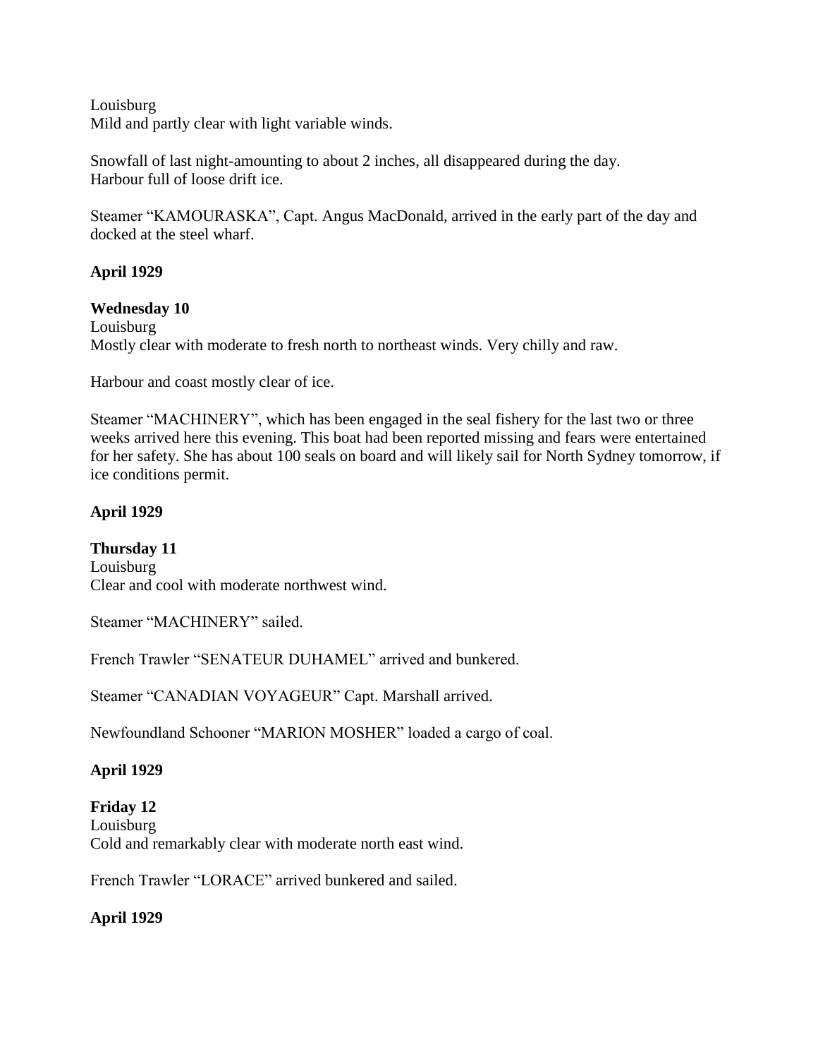Louisburg
Mild and partly clear with light variable winds.

Snowfall of last night-amounting to about 2 inches, all disappeared during the day.
Harbour full of loose drift ice.

Steamer "KAMOURASKA", Capt. Angus MacDonald, arrived in the early part of the day and docked at the steel wharf.

**April 1929**

**Wednesday 10**
Louisburg
Mostly clear with moderate to fresh north to northeast winds. Very chilly and raw.

Harbour and coast mostly clear of ice.

Steamer "MACHINERY", which has been engaged in the seal fishery for the last two or three weeks arrived here this evening. This boat had been reported missing and fears were entertained for her safety. She has about 100 seals on board and will likely sail for North Sydney tomorrow, if ice conditions permit.

**April 1929**

**Thursday 11**
Louisburg
Clear and cool with moderate northwest wind.

Steamer "MACHINERY" sailed.

French Trawler "SENATEUR DUHAMEL" arrived and bunkered.

Steamer "CANADIAN VOYAGEUR" Capt. Marshall arrived.

Newfoundland Schooner "MARION MOSHER" loaded a cargo of coal.

**April 1929**

**Friday 12**
Louisburg
Cold and remarkably clear with moderate north east wind.

French Trawler "LORACE" arrived bunkered and sailed.

**April 1929**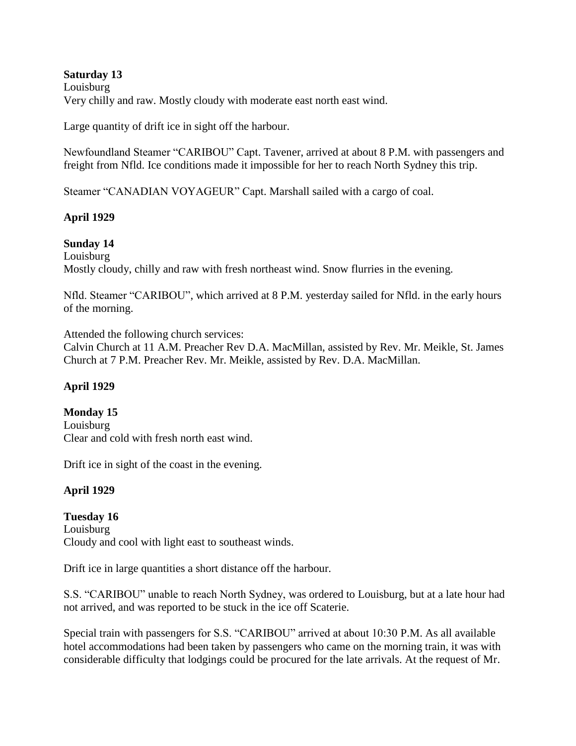**Saturday 13**
Louisburg
Very chilly and raw. Mostly cloudy with moderate east north east wind.

Large quantity of drift ice in sight off the harbour.

Newfoundland Steamer "CARIBOU" Capt. Tavener, arrived at about 8 P.M. with passengers and freight from Nfld. Ice conditions made it impossible for her to reach North Sydney this trip.

Steamer "CANADIAN VOYAGEUR" Capt. Marshall sailed with a cargo of coal.

**April 1929**

**Sunday 14**
Louisburg
Mostly cloudy, chilly and raw with fresh northeast wind. Snow flurries in the evening.

Nfld. Steamer "CARIBOU", which arrived at 8 P.M. yesterday sailed for Nfld. in the early hours of the morning.

Attended the following church services:
Calvin Church at 11 A.M. Preacher Rev D.A. MacMillan, assisted by Rev. Mr. Meikle, St. James Church at 7 P.M. Preacher Rev. Mr. Meikle, assisted by Rev. D.A. MacMillan.

**April 1929**

**Monday 15**
Louisburg
Clear and cold with fresh north east wind.

Drift ice in sight of the coast in the evening.

**April 1929**

**Tuesday 16**
Louisburg
Cloudy and cool with light east to southeast winds.

Drift ice in large quantities a short distance off the harbour.

S.S. "CARIBOU" unable to reach North Sydney, was ordered to Louisburg, but at a late hour had not arrived, and was reported to be stuck in the ice off Scaterie.

Special train with passengers for S.S. "CARIBOU" arrived at about 10:30 P.M. As all available hotel accommodations had been taken by passengers who came on the morning train, it was with considerable difficulty that lodgings could be procured for the late arrivals. At the request of Mr.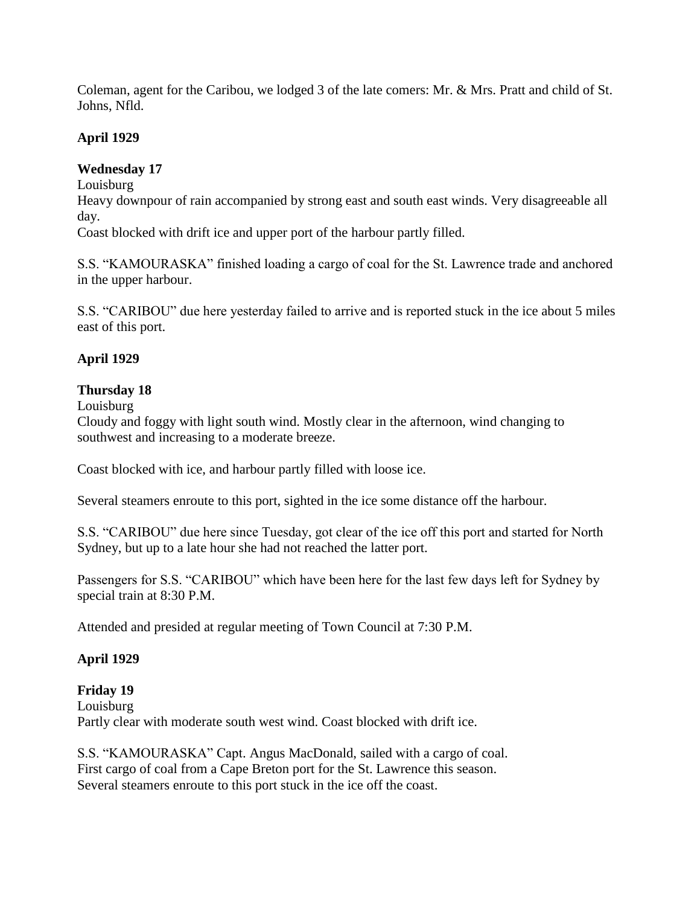Coleman, agent for the Caribou, we lodged 3 of the late comers: Mr. & Mrs. Pratt and child of St. Johns, Nfld.

**April 1929**

**Wednesday 17**
Louisburg
Heavy downpour of rain accompanied by strong east and south east winds. Very disagreeable all day.
Coast blocked with drift ice and upper port of the harbour partly filled.

S.S. "KAMOURASKA" finished loading a cargo of coal for the St. Lawrence trade and anchored in the upper harbour.

S.S. "CARIBOU" due here yesterday failed to arrive and is reported stuck in the ice about 5 miles east of this port.

**April 1929**

**Thursday 18**
Louisburg
Cloudy and foggy with light south wind. Mostly clear in the afternoon, wind changing to southwest and increasing to a moderate breeze.

Coast blocked with ice, and harbour partly filled with loose ice.

Several steamers enroute to this port, sighted in the ice some distance off the harbour.

S.S. "CARIBOU" due here since Tuesday, got clear of the ice off this port and started for North Sydney, but up to a late hour she had not reached the latter port.

Passengers for S.S. "CARIBOU" which have been here for the last few days left for Sydney by special train at 8:30 P.M.

Attended and presided at regular meeting of Town Council at 7:30 P.M.

**April 1929**

**Friday 19**
Louisburg
Partly clear with moderate south west wind. Coast blocked with drift ice.

S.S. "KAMOURASKA" Capt. Angus MacDonald, sailed with a cargo of coal.
First cargo of coal from a Cape Breton port for the St. Lawrence this season.
Several steamers enroute to this port stuck in the ice off the coast.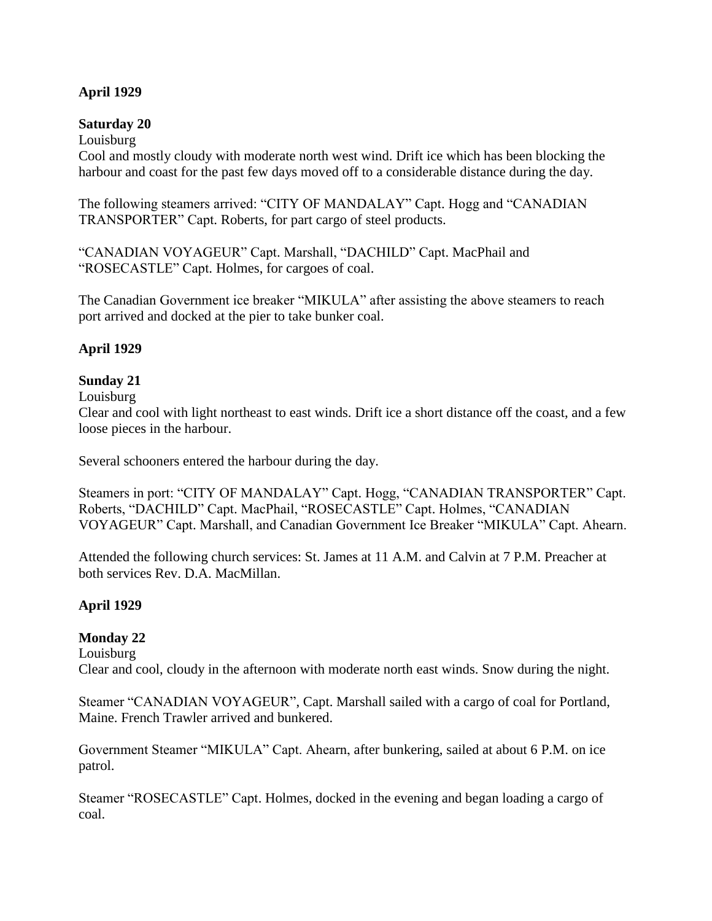**April 1929**

**Saturday 20**

Louisburg

Cool and mostly cloudy with moderate north west wind. Drift ice which has been blocking the harbour and coast for the past few days moved off to a considerable distance during the day.

The following steamers arrived: "CITY OF MANDALAY" Capt. Hogg and "CANADIAN TRANSPORTER" Capt. Roberts, for part cargo of steel products.

"CANADIAN VOYAGEUR" Capt. Marshall, "DACHILD" Capt. MacPhail and "ROSECASTLE" Capt. Holmes, for cargoes of coal.

The Canadian Government ice breaker "MIKULA" after assisting the above steamers to reach port arrived and docked at the pier to take bunker coal.

**April 1929**

**Sunday 21**

Louisburg

Clear and cool with light northeast to east winds. Drift ice a short distance off the coast, and a few loose pieces in the harbour.

Several schooners entered the harbour during the day.

Steamers in port: "CITY OF MANDALAY" Capt. Hogg, "CANADIAN TRANSPORTER" Capt. Roberts, "DACHILD" Capt. MacPhail, "ROSECASTLE" Capt. Holmes, "CANADIAN VOYAGEUR" Capt. Marshall, and Canadian Government Ice Breaker "MIKULA" Capt. Ahearn.

Attended the following church services: St. James at 11 A.M. and Calvin at 7 P.M. Preacher at both services Rev. D.A. MacMillan.

**April 1929**

**Monday 22**

Louisburg

Clear and cool, cloudy in the afternoon with moderate north east winds. Snow during the night.

Steamer "CANADIAN VOYAGEUR", Capt. Marshall sailed with a cargo of coal for Portland, Maine. French Trawler arrived and bunkered.

Government Steamer "MIKULA" Capt. Ahearn, after bunkering, sailed at about 6 P.M. on ice patrol.

Steamer "ROSECASTLE" Capt. Holmes, docked in the evening and began loading a cargo of coal.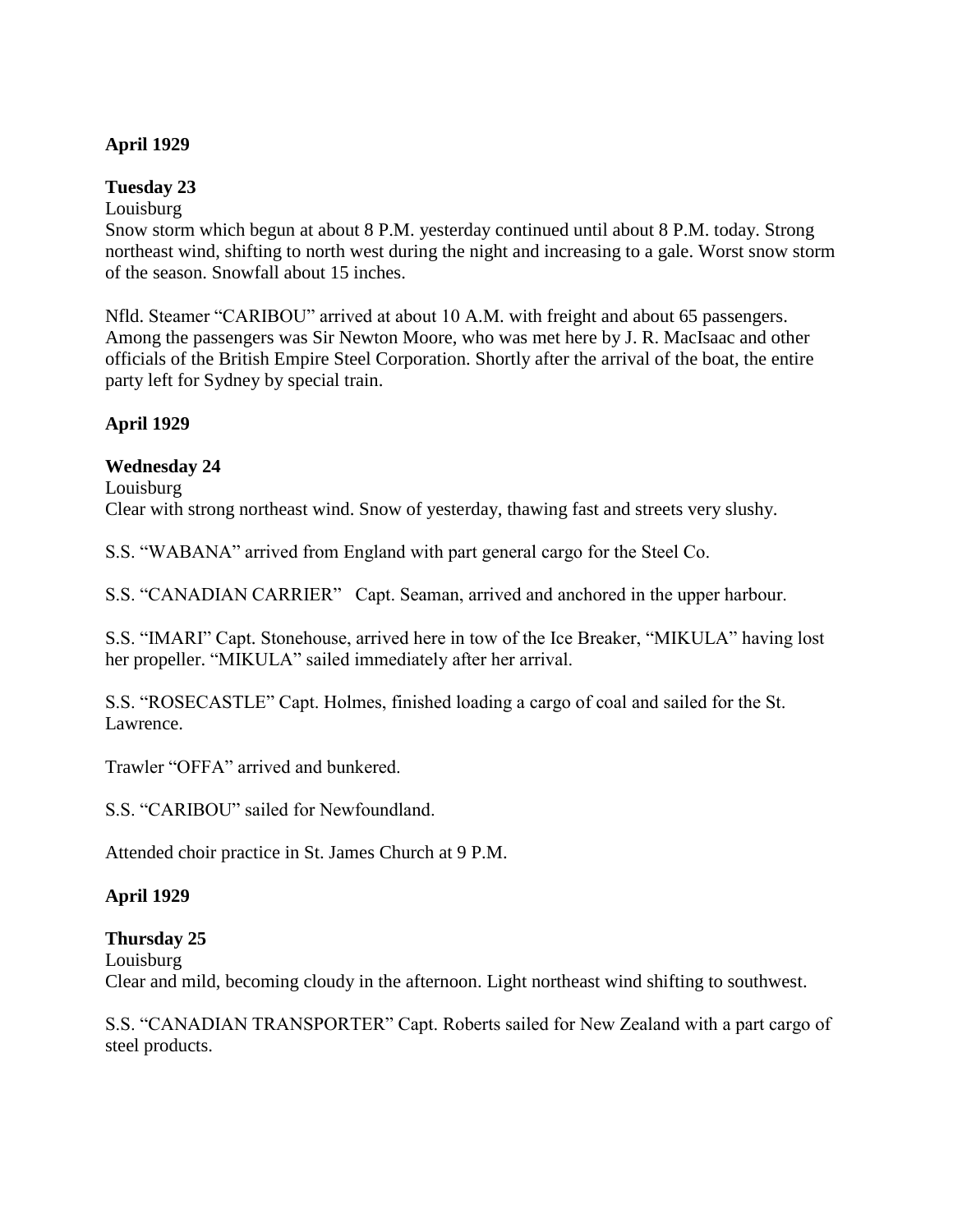**April 1929**

**Tuesday 23**

Louisburg

Snow storm which begun at about 8 P.M. yesterday continued until about 8 P.M. today. Strong northeast wind, shifting to north west during the night and increasing to a gale. Worst snow storm of the season. Snowfall about 15 inches.

Nfld. Steamer "CARIBOU" arrived at about 10 A.M. with freight and about 65 passengers. Among the passengers was Sir Newton Moore, who was met here by J. R. MacIsaac and other officials of the British Empire Steel Corporation. Shortly after the arrival of the boat, the entire party left for Sydney by special train.

**April 1929**

**Wednesday 24**

Louisburg

Clear with strong northeast wind. Snow of yesterday, thawing fast and streets very slushy.

S.S. "WABANA" arrived from England with part general cargo for the Steel Co.

S.S. "CANADIAN CARRIER" Capt. Seaman, arrived and anchored in the upper harbour.

S.S. "IMARI" Capt. Stonehouse, arrived here in tow of the Ice Breaker, "MIKULA" having lost her propeller. "MIKULA" sailed immediately after her arrival.

S.S. "ROSECASTLE" Capt. Holmes, finished loading a cargo of coal and sailed for the St. Lawrence.

Trawler "OFFA" arrived and bunkered.

S.S. "CARIBOU" sailed for Newfoundland.

Attended choir practice in St. James Church at 9 P.M.

**April 1929**

**Thursday 25**

Louisburg

Clear and mild, becoming cloudy in the afternoon. Light northeast wind shifting to southwest.

S.S. "CANADIAN TRANSPORTER" Capt. Roberts sailed for New Zealand with a part cargo of steel products.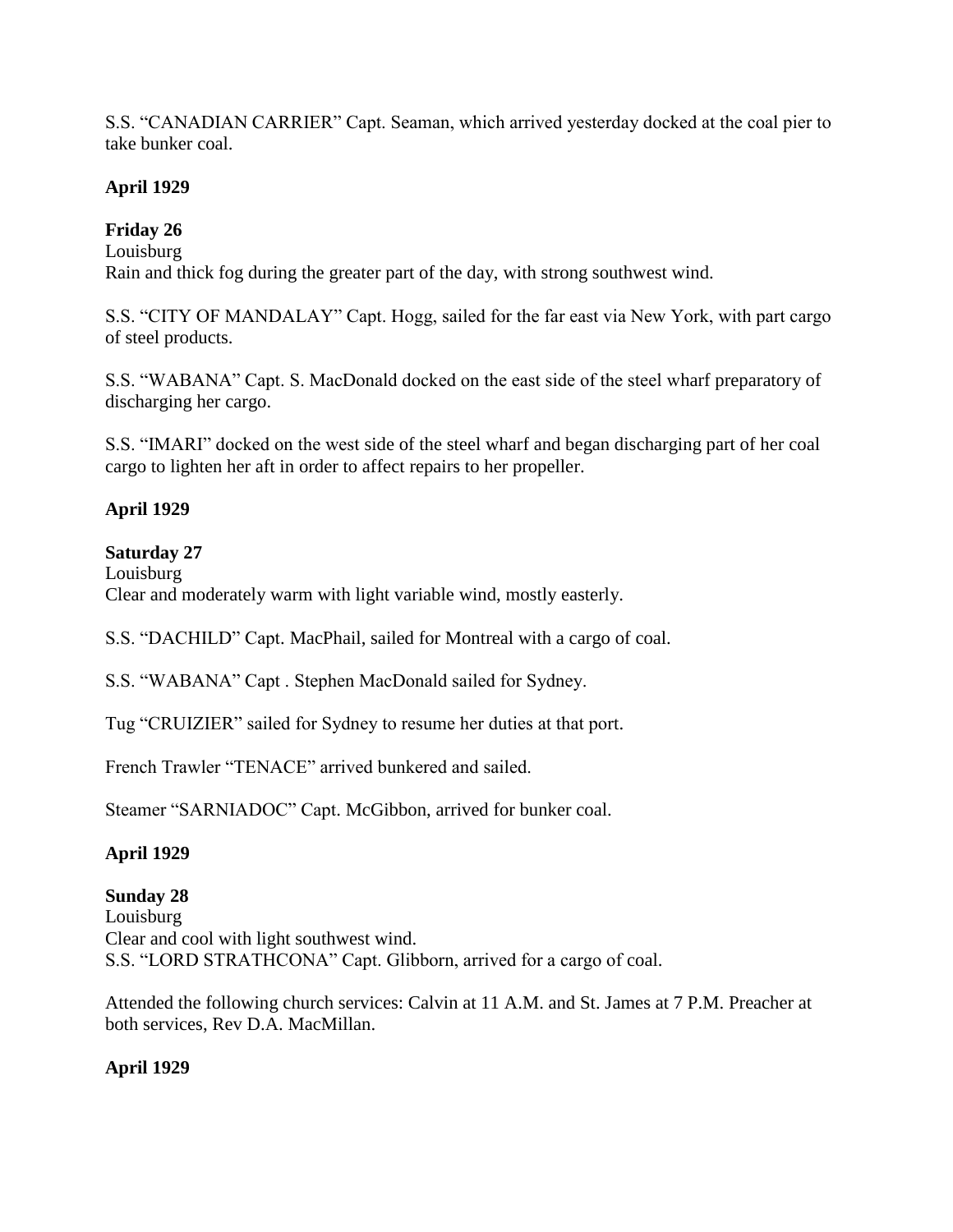S.S. "CANADIAN CARRIER" Capt. Seaman, which arrived yesterday docked at the coal pier to take bunker coal.

**April 1929**

**Friday 26**

Louisburg

Rain and thick fog during the greater part of the day, with strong southwest wind.

S.S. "CITY OF MANDALAY" Capt. Hogg, sailed for the far east via New York, with part cargo of steel products.

S.S. "WABANA" Capt. S. MacDonald docked on the east side of the steel wharf preparatory of discharging her cargo.

S.S. "IMARI" docked on the west side of the steel wharf and began discharging part of her coal cargo to lighten her aft in order to affect repairs to her propeller.

**April 1929**

**Saturday 27**

Louisburg

Clear and moderately warm with light variable wind, mostly easterly.

S.S. "DACHILD" Capt. MacPhail, sailed for Montreal with a cargo of coal.

S.S. "WABANA" Capt . Stephen MacDonald sailed for Sydney.

Tug "CRUIZIER" sailed for Sydney to resume her duties at that port.

French Trawler "TENACE" arrived bunkered and sailed.

Steamer "SARNIADOC" Capt. McGibbon, arrived for bunker coal.

**April 1929**

**Sunday 28**

Louisburg

Clear and cool with light southwest wind.

S.S. "LORD STRATHCONA" Capt. Glibborn, arrived for a cargo of coal.

Attended the following church services: Calvin at 11 A.M. and St. James at 7 P.M. Preacher at both services, Rev D.A. MacMillan.

**April 1929**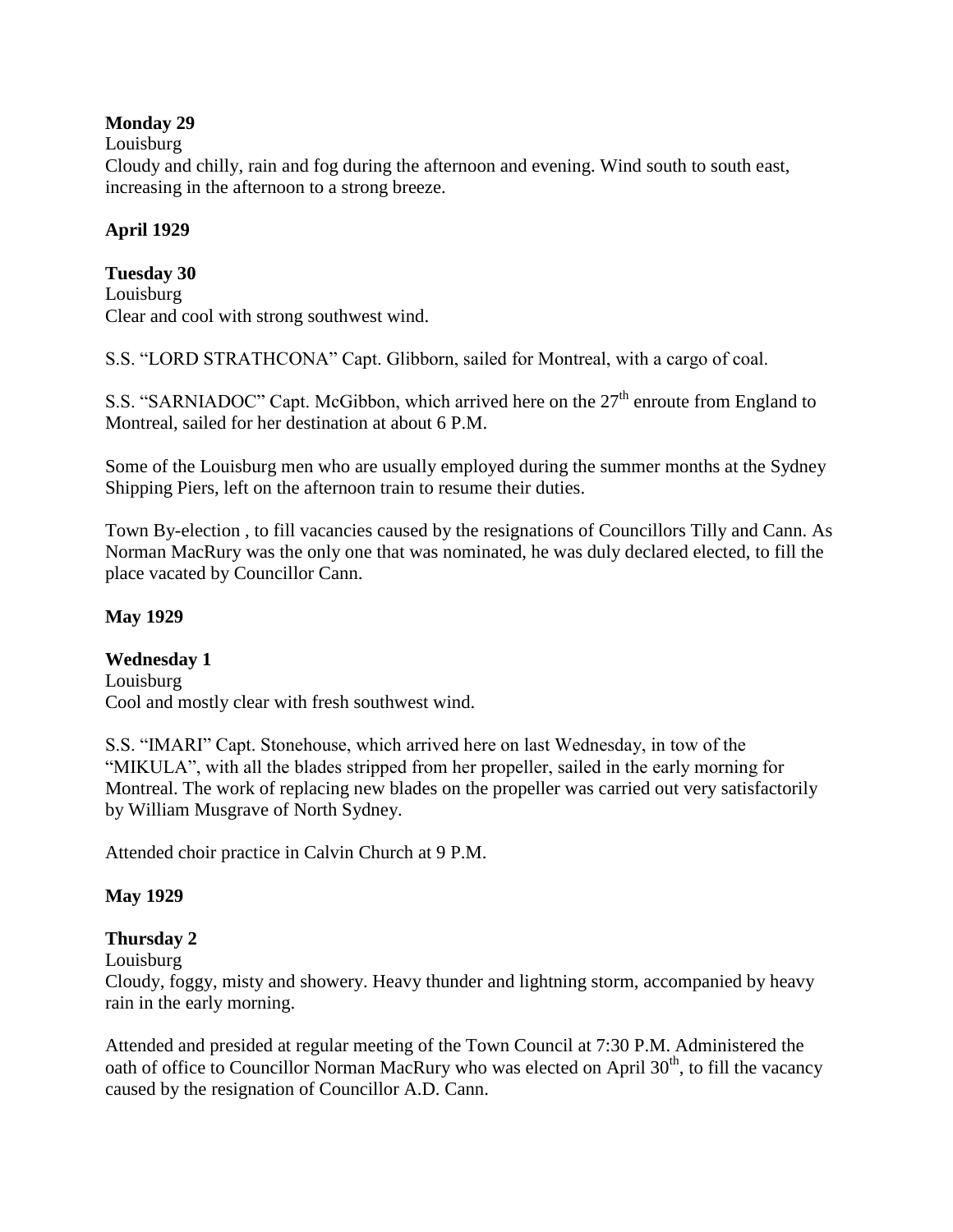**Monday 29**

Louisburg

Cloudy and chilly, rain and fog during the afternoon and evening. Wind south to south east, increasing in the afternoon to a strong breeze.

**April 1929**

**Tuesday 30**

Louisburg

Clear and cool with strong southwest wind.

S.S. "LORD STRATHCONA" Capt. Glibborn, sailed for Montreal, with a cargo of coal.

S.S. "SARNIADOC" Capt. McGibbon, which arrived here on the 27th enroute from England to Montreal, sailed for her destination at about 6 P.M.

Some of the Louisburg men who are usually employed during the summer months at the Sydney Shipping Piers, left on the afternoon train to resume their duties.

Town By-election , to fill vacancies caused by the resignations of Councillors Tilly and Cann. As Norman MacRury was the only one that was nominated, he was duly declared elected, to fill the place vacated by Councillor Cann.

**May 1929**

**Wednesday 1**

Louisburg

Cool and mostly clear with fresh southwest wind.

S.S. "IMARI" Capt. Stonehouse, which arrived here on last Wednesday, in tow of the "MIKULA", with all the blades stripped from her propeller, sailed in the early morning for Montreal. The work of replacing new blades on the propeller was carried out very satisfactorily by William Musgrave of North Sydney.

Attended choir practice in Calvin Church at 9 P.M.

**May 1929**

**Thursday 2**

Louisburg

Cloudy, foggy, misty and showery. Heavy thunder and lightning storm, accompanied by heavy rain in the early morning.

Attended and presided at regular meeting of the Town Council at 7:30 P.M. Administered the oath of office to Councillor Norman MacRury who was elected on April 30th, to fill the vacancy caused by the resignation of Councillor A.D. Cann.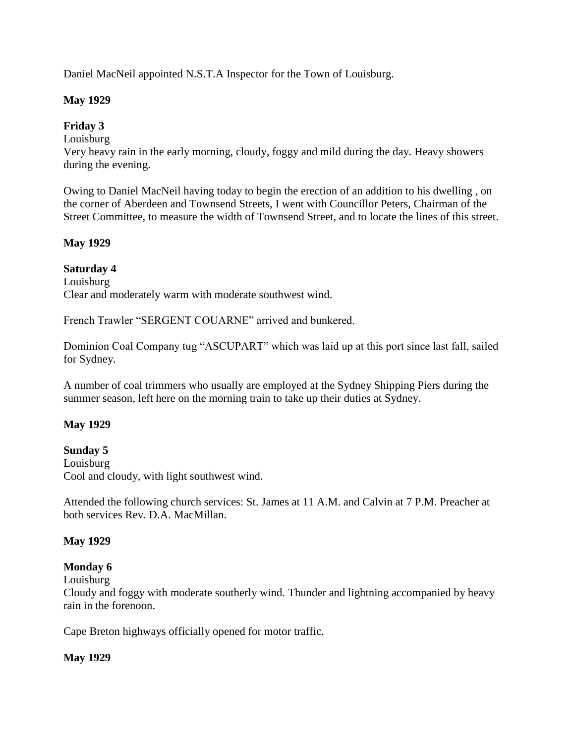Daniel MacNeil appointed N.S.T.A Inspector for the Town of Louisburg.

**May 1929**

**Friday 3**

Louisburg

Very heavy rain in the early morning, cloudy, foggy and mild during the day. Heavy showers during the evening.

Owing to Daniel MacNeil having today to begin the erection of an addition to his dwelling , on the corner of Aberdeen and Townsend Streets, I went with Councillor Peters, Chairman of the Street Committee, to measure the width of Townsend Street, and to locate the lines of this street.

**May 1929**

**Saturday 4**

Louisburg

Clear and moderately warm with moderate southwest wind.

French Trawler "SERGENT COUARNE" arrived and bunkered.

Dominion Coal Company tug "ASCUPART" which was laid up at this port since last fall, sailed for Sydney.

A number of coal trimmers who usually are employed at the Sydney Shipping Piers during the summer season, left here on the morning train to take up their duties at Sydney.

**May 1929**

**Sunday 5**

Louisburg

Cool and cloudy, with light southwest wind.

Attended the following church services: St. James at 11 A.M. and Calvin at 7 P.M. Preacher at both services Rev. D.A. MacMillan.

**May 1929**

**Monday 6**

Louisburg

Cloudy and foggy with moderate southerly wind. Thunder and lightning accompanied by heavy rain in the forenoon.

Cape Breton highways officially opened for motor traffic.

**May 1929**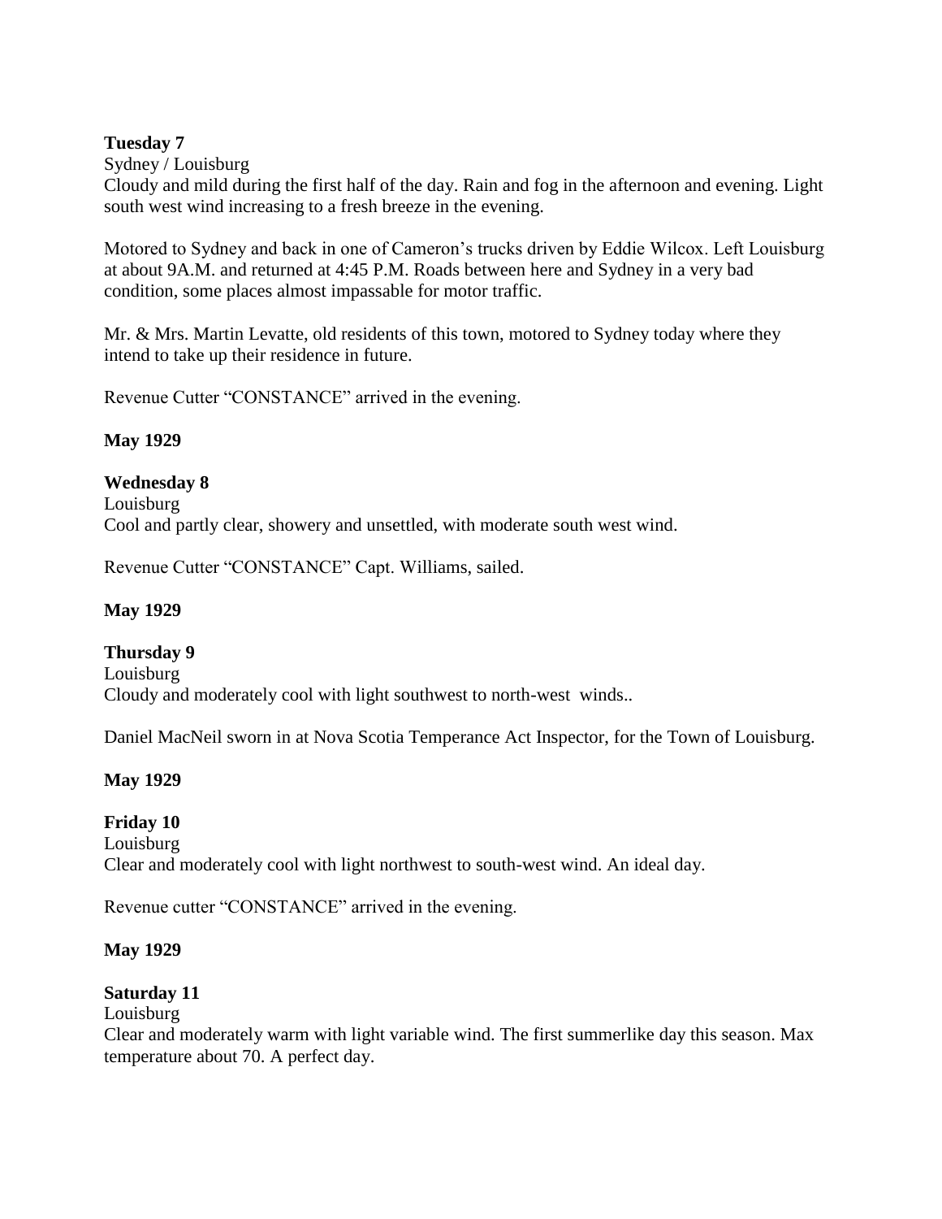**Tuesday 7**

Sydney / Louisburg

Cloudy and mild during the first half of the day. Rain and fog in the afternoon and evening. Light south west wind increasing to a fresh breeze in the evening.

Motored to Sydney and back in one of Cameron's trucks driven by Eddie Wilcox. Left Louisburg at about 9A.M. and returned at 4:45 P.M. Roads between here and Sydney in a very bad condition, some places almost impassable for motor traffic.

Mr. & Mrs. Martin Levatte, old residents of this town, motored to Sydney today where they intend to take up their residence in future.

Revenue Cutter "CONSTANCE" arrived in the evening.

**May 1929**

**Wednesday 8**

Louisburg

Cool and partly clear, showery and unsettled, with moderate south west wind.

Revenue Cutter "CONSTANCE" Capt. Williams, sailed.

**May 1929**

**Thursday 9**

Louisburg

Cloudy and moderately cool with light southwest to north-west winds..

Daniel MacNeil sworn in at Nova Scotia Temperance Act Inspector, for the Town of Louisburg.

**May 1929**

**Friday 10**

Louisburg

Clear and moderately cool with light northwest to south-west wind. An ideal day.

Revenue cutter "CONSTANCE" arrived in the evening.

**May 1929**

**Saturday 11**

Louisburg

Clear and moderately warm with light variable wind. The first summerlike day this season. Max temperature about 70. A perfect day.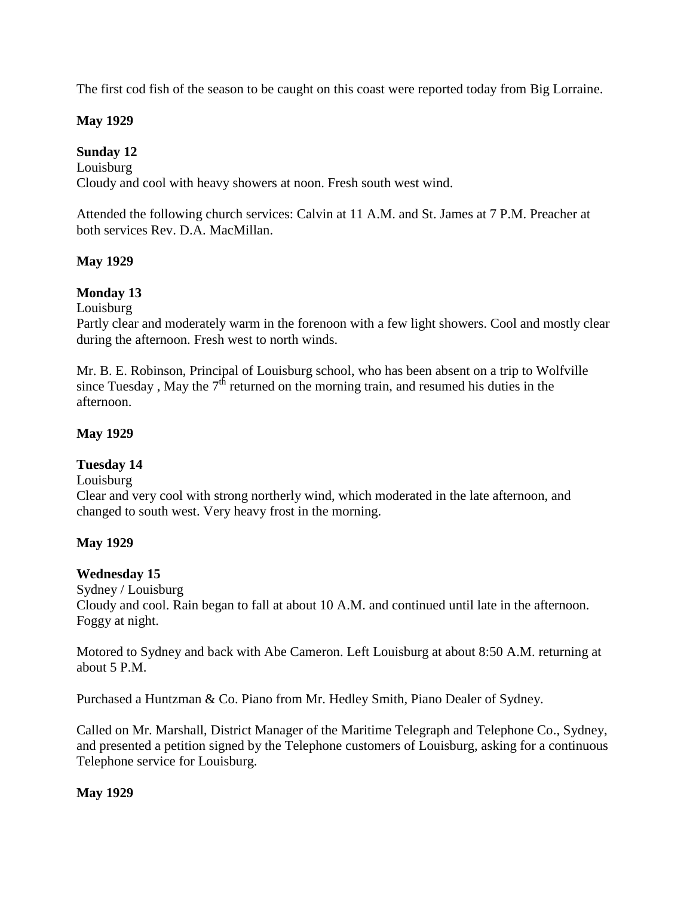The first cod fish of the season to be caught on this coast were reported today from Big Lorraine.

**May 1929**

**Sunday 12**
Louisburg
Cloudy and cool with heavy showers at noon. Fresh south west wind.

Attended the following church services: Calvin at 11 A.M. and St. James at 7 P.M. Preacher at both services Rev. D.A. MacMillan.

**May 1929**

**Monday 13**
Louisburg
Partly clear and moderately warm in the forenoon with a few light showers. Cool and mostly clear during the afternoon. Fresh west to north winds.

Mr. B. E. Robinson, Principal of Louisburg school, who has been absent on a trip to Wolfville since Tuesday , May the 7th returned on the morning train, and resumed his duties in the afternoon.

**May 1929**

**Tuesday 14**
Louisburg
Clear and very cool with strong northerly wind, which moderated in the late afternoon, and changed to south west. Very heavy frost in the morning.

**May 1929**

**Wednesday 15**
Sydney / Louisburg
Cloudy and cool. Rain began to fall at about 10 A.M. and continued until late in the afternoon. Foggy at night.

Motored to Sydney and back with Abe Cameron. Left Louisburg at about 8:50 A.M. returning at about 5 P.M.

Purchased a Huntzman & Co. Piano from Mr. Hedley Smith, Piano Dealer of Sydney.

Called on Mr. Marshall, District Manager of the Maritime Telegraph and Telephone Co., Sydney, and presented a petition signed by the Telephone customers of Louisburg, asking for a continuous Telephone service for Louisburg.

**May 1929**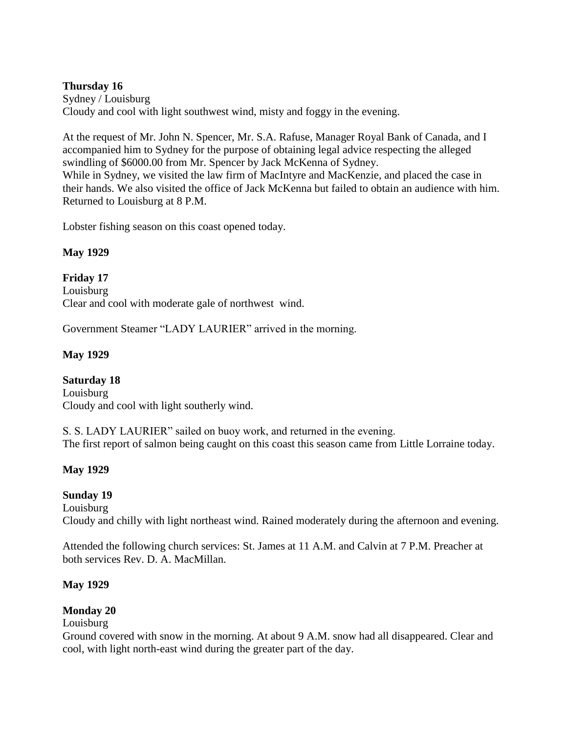**Thursday 16**
Sydney / Louisburg
Cloudy and cool with light southwest wind, misty and foggy in the evening.

At the request of Mr. John N. Spencer, Mr. S.A. Rafuse, Manager Royal Bank of Canada, and I accompanied him to Sydney for the purpose of obtaining legal advice respecting the alleged swindling of $6000.00 from Mr. Spencer by Jack McKenna of Sydney.
While in Sydney, we visited the law firm of MacIntyre and MacKenzie, and placed the case in their hands. We also visited the office of Jack McKenna but failed to obtain an audience with him. Returned to Louisburg at 8 P.M.

Lobster fishing season on this coast opened today.

**May 1929**

**Friday 17**
Louisburg
Clear and cool with moderate gale of northwest wind.

Government Steamer "LADY LAURIER" arrived in the morning.

**May 1929**

**Saturday 18**
Louisburg
Cloudy and cool with light southerly wind.

S. S. LADY LAURIER" sailed on buoy work, and returned in the evening.
The first report of salmon being caught on this coast this season came from Little Lorraine today.

**May 1929**

**Sunday 19**
Louisburg
Cloudy and chilly with light northeast wind. Rained moderately during the afternoon and evening.

Attended the following church services: St. James at 11 A.M. and Calvin at 7 P.M. Preacher at both services Rev. D. A. MacMillan.

**May 1929**

**Monday 20**
Louisburg
Ground covered with snow in the morning. At about 9 A.M. snow had all disappeared. Clear and cool, with light north-east wind during the greater part of the day.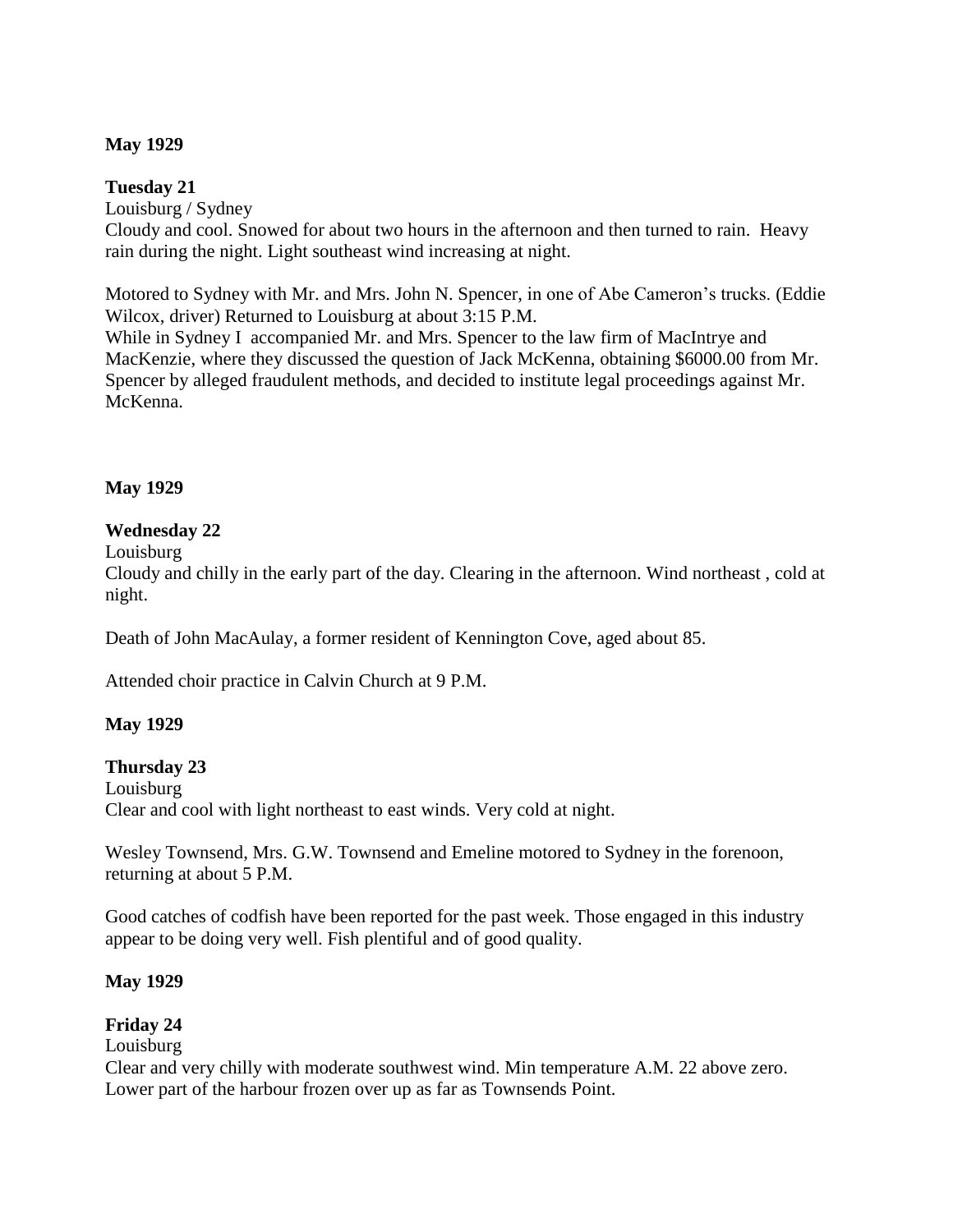**May 1929**

**Tuesday 21**

Louisburg / Sydney

Cloudy and cool. Snowed for about two hours in the afternoon and then turned to rain. Heavy rain during the night. Light southeast wind increasing at night.

Motored to Sydney with Mr. and Mrs. John N. Spencer, in one of Abe Cameron's trucks. (Eddie Wilcox, driver) Returned to Louisburg at about 3:15 P.M.

While in Sydney I accompanied Mr. and Mrs. Spencer to the law firm of MacIntrye and MacKenzie, where they discussed the question of Jack McKenna, obtaining $6000.00 from Mr. Spencer by alleged fraudulent methods, and decided to institute legal proceedings against Mr. McKenna.

**May 1929**

**Wednesday 22**

Louisburg

Cloudy and chilly in the early part of the day. Clearing in the afternoon. Wind northeast , cold at night.

Death of John MacAulay, a former resident of Kennington Cove, aged about 85.

Attended choir practice in Calvin Church at 9 P.M.

**May 1929**

**Thursday 23**

Louisburg

Clear and cool with light northeast to east winds. Very cold at night.

Wesley Townsend, Mrs. G.W. Townsend and Emeline motored to Sydney in the forenoon, returning at about 5 P.M.

Good catches of codfish have been reported for the past week. Those engaged in this industry appear to be doing very well. Fish plentiful and of good quality.

**May 1929**

**Friday 24**

Louisburg

Clear and very chilly with moderate southwest wind. Min temperature A.M. 22 above zero. Lower part of the harbour frozen over up as far as Townsends Point.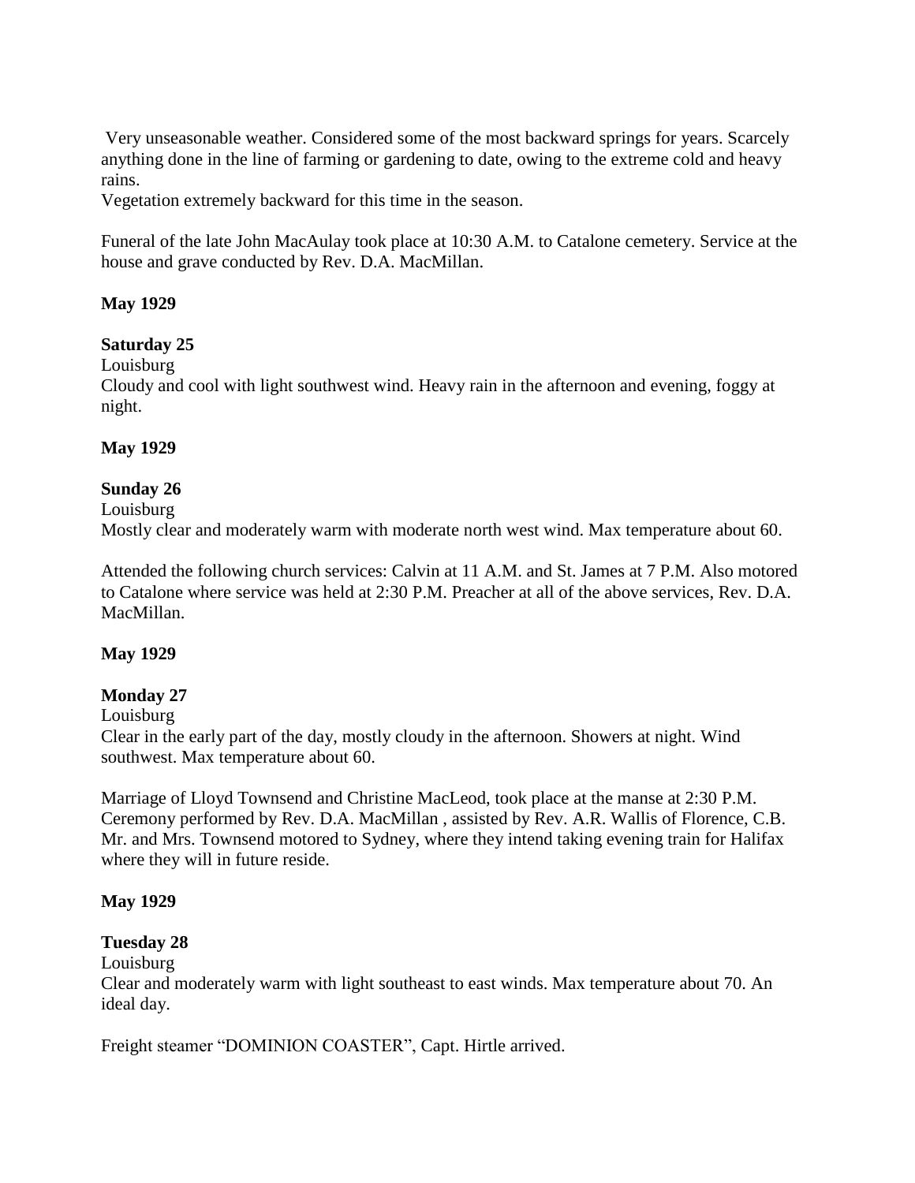Very unseasonable weather. Considered some of the most backward springs for years. Scarcely anything done in the line of farming or gardening to date, owing to the extreme cold and heavy rains.

Vegetation extremely backward for this time in the season.

Funeral of the late John MacAulay took place at 10:30 A.M. to Catalone cemetery. Service at the house and grave conducted by Rev. D.A. MacMillan.

**May 1929**

**Saturday 25**

Louisburg

Cloudy and cool with light southwest wind. Heavy rain in the afternoon and evening, foggy at night.

**May 1929**

**Sunday 26**

Louisburg

Mostly clear and moderately warm with moderate north west wind. Max temperature about 60.

Attended the following church services: Calvin at 11 A.M. and St. James at 7 P.M. Also motored to Catalone where service was held at 2:30 P.M. Preacher at all of the above services, Rev. D.A. MacMillan.

**May 1929**

**Monday 27**

Louisburg

Clear in the early part of the day, mostly cloudy in the afternoon. Showers at night. Wind southwest. Max temperature about 60.

Marriage of Lloyd Townsend and Christine MacLeod, took place at the manse at 2:30 P.M. Ceremony performed by Rev. D.A. MacMillan , assisted by Rev. A.R. Wallis of Florence, C.B. Mr. and Mrs. Townsend motored to Sydney, where they intend taking evening train for Halifax where they will in future reside.

**May 1929**

**Tuesday 28**

Louisburg

Clear and moderately warm with light southeast to east winds. Max temperature about 70. An ideal day.

Freight steamer "DOMINION COASTER", Capt. Hirtle arrived.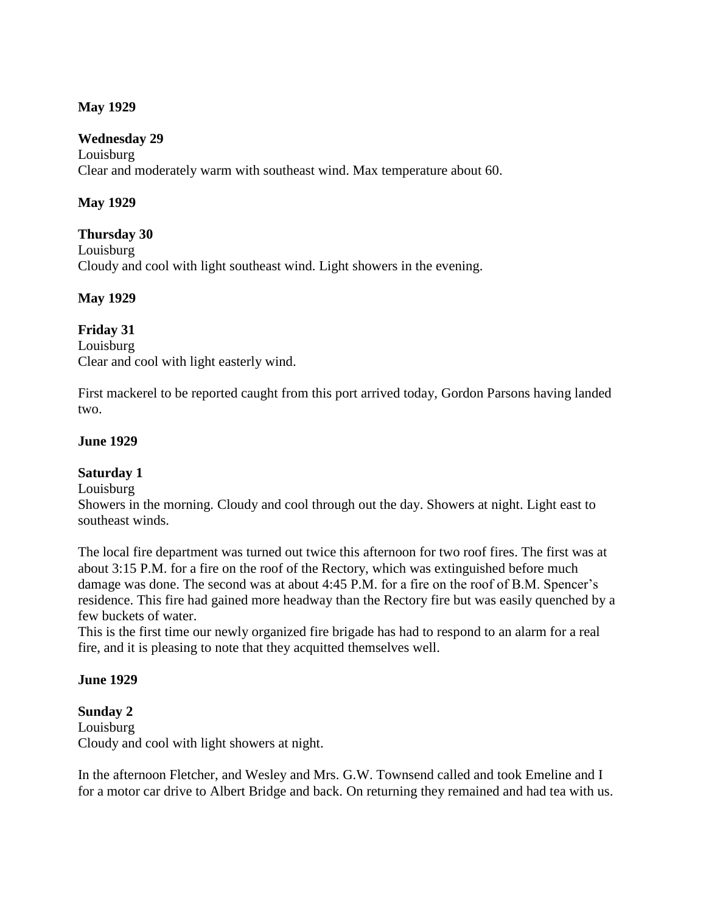**May 1929**

**Wednesday 29**
Louisburg
Clear and moderately warm with southeast wind. Max temperature about 60.

**May 1929**

**Thursday 30**
Louisburg
Cloudy and cool with light southeast wind. Light showers in the evening.

**May 1929**

**Friday 31**
Louisburg
Clear and cool with light easterly wind.

First mackerel to be reported caught from this port arrived today, Gordon Parsons having landed two.

**June 1929**

**Saturday 1**
Louisburg
Showers in the morning. Cloudy and cool through out the day. Showers at night. Light east to southeast winds.

The local fire department was turned out twice this afternoon for two roof fires. The first was at about 3:15 P.M. for a fire on the roof of the Rectory, which was extinguished before much damage was done. The second was at about 4:45 P.M. for a fire on the roof of B.M. Spencer's residence. This fire had gained more headway than the Rectory fire but was easily quenched by a few buckets of water.
This is the first time our newly organized fire brigade has had to respond to an alarm for a real fire, and it is pleasing to note that they acquitted themselves well.

**June 1929**

**Sunday 2**
Louisburg
Cloudy and cool with light showers at night.

In the afternoon Fletcher, and Wesley and Mrs. G.W. Townsend called and took Emeline and I for a motor car drive to Albert Bridge and back. On returning they remained and had tea with us.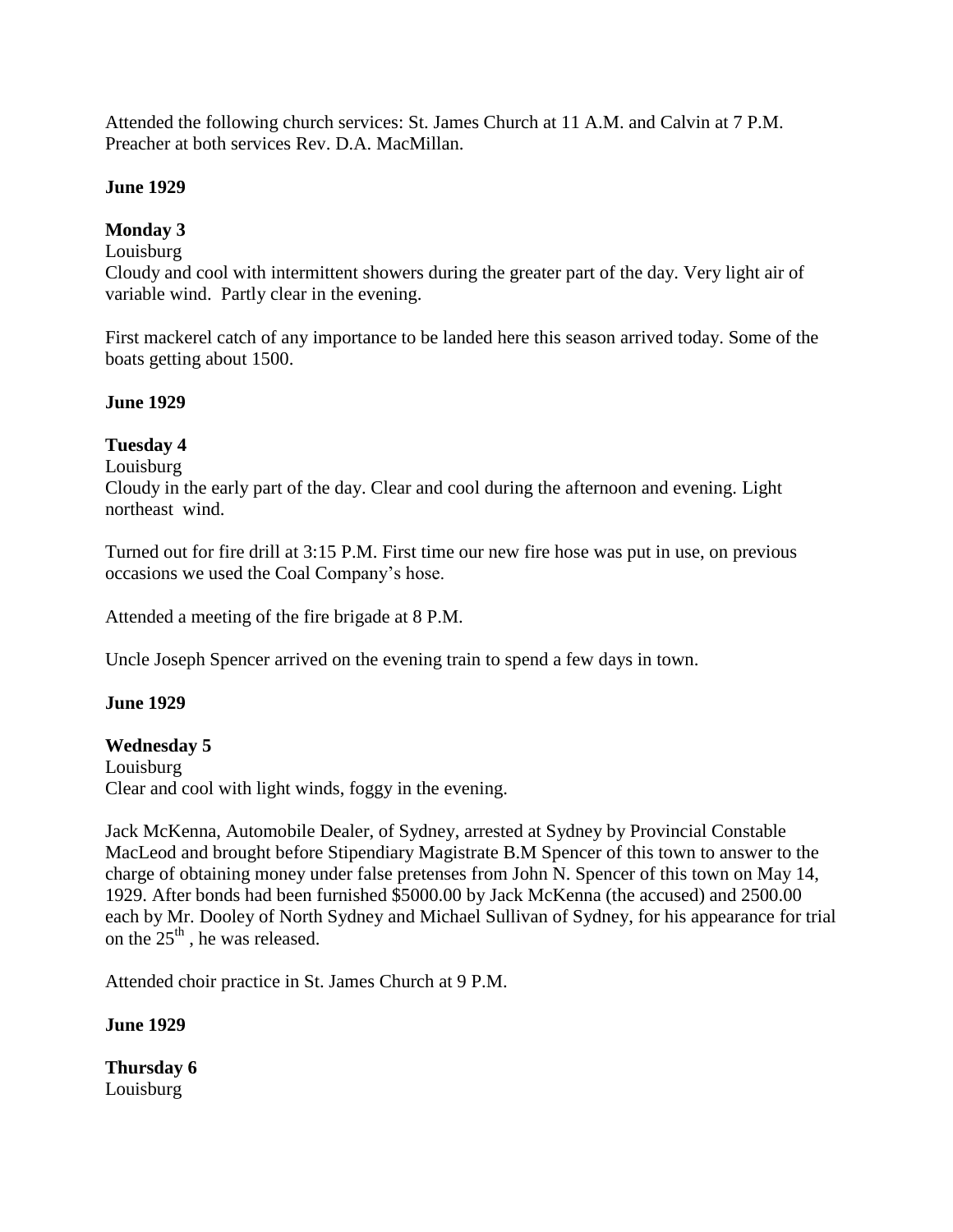Attended the following church services: St. James Church at 11 A.M. and Calvin at 7 P.M. Preacher at both services Rev. D.A. MacMillan.

**June 1929**

**Monday 3**

Louisburg

Cloudy and cool with intermittent showers during the greater part of the day. Very light air of variable wind. Partly clear in the evening.

First mackerel catch of any importance to be landed here this season arrived today. Some of the boats getting about 1500.

**June 1929**

**Tuesday 4**

Louisburg

Cloudy in the early part of the day. Clear and cool during the afternoon and evening. Light northeast wind.

Turned out for fire drill at 3:15 P.M. First time our new fire hose was put in use, on previous occasions we used the Coal Company's hose.

Attended a meeting of the fire brigade at 8 P.M.

Uncle Joseph Spencer arrived on the evening train to spend a few days in town.

**June 1929**

**Wednesday 5**

Louisburg

Clear and cool with light winds, foggy in the evening.

Jack McKenna, Automobile Dealer, of Sydney, arrested at Sydney by Provincial Constable MacLeod and brought before Stipendiary Magistrate B.M Spencer of this town to answer to the charge of obtaining money under false pretenses from John N. Spencer of this town on May 14, 1929. After bonds had been furnished $5000.00 by Jack McKenna (the accused) and 2500.00 each by Mr. Dooley of North Sydney and Michael Sullivan of Sydney, for his appearance for trial on the 25th , he was released.

Attended choir practice in St. James Church at 9 P.M.

**June 1929**

**Thursday 6**

Louisburg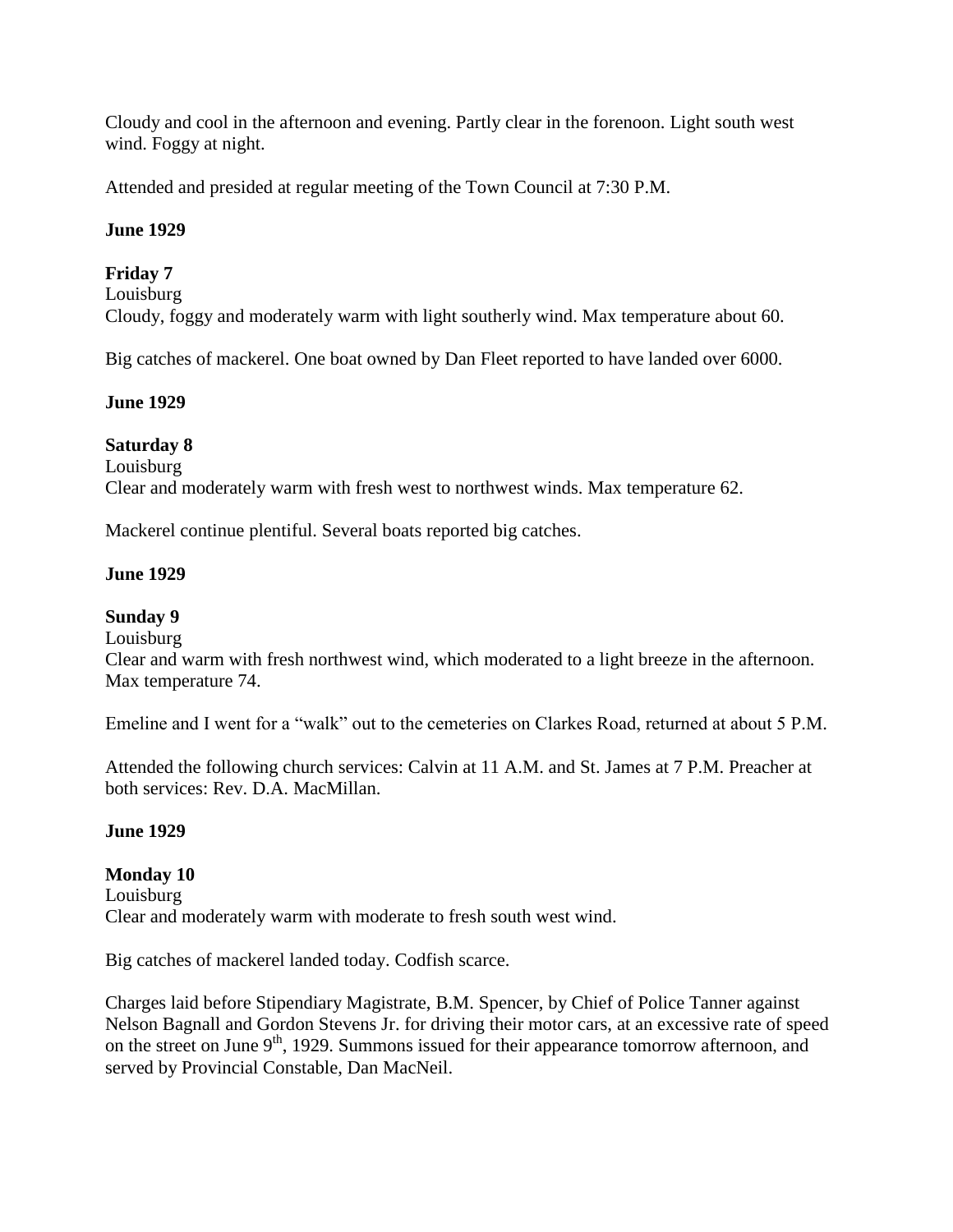Cloudy and cool in the afternoon and evening. Partly clear in the forenoon. Light south west wind. Foggy at night.

Attended and presided at regular meeting of the Town Council at 7:30 P.M.

**June 1929**

**Friday 7**
Louisburg
Cloudy, foggy and moderately warm with light southerly wind. Max temperature about 60.

Big catches of mackerel. One boat owned by Dan Fleet reported to have landed over 6000.

**June 1929**

**Saturday 8**
Louisburg
Clear and moderately warm with fresh west to northwest winds. Max temperature 62.

Mackerel continue plentiful. Several boats reported big catches.

**June 1929**

**Sunday 9**
Louisburg
Clear and warm with fresh northwest wind, which moderated to a light breeze in the afternoon. Max temperature 74.

Emeline and I went for a "walk" out to the cemeteries on Clarkes Road, returned at about 5 P.M.

Attended the following church services: Calvin at 11 A.M. and St. James at 7 P.M. Preacher at both services: Rev. D.A. MacMillan.

**June 1929**

**Monday 10**
Louisburg
Clear and moderately warm with moderate to fresh south west wind.

Big catches of mackerel landed today. Codfish scarce.

Charges laid before Stipendiary Magistrate, B.M. Spencer, by Chief of Police Tanner against Nelson Bagnall and Gordon Stevens Jr. for driving their motor cars, at an excessive rate of speed on the street on June 9th, 1929. Summons issued for their appearance tomorrow afternoon, and served by Provincial Constable, Dan MacNeil.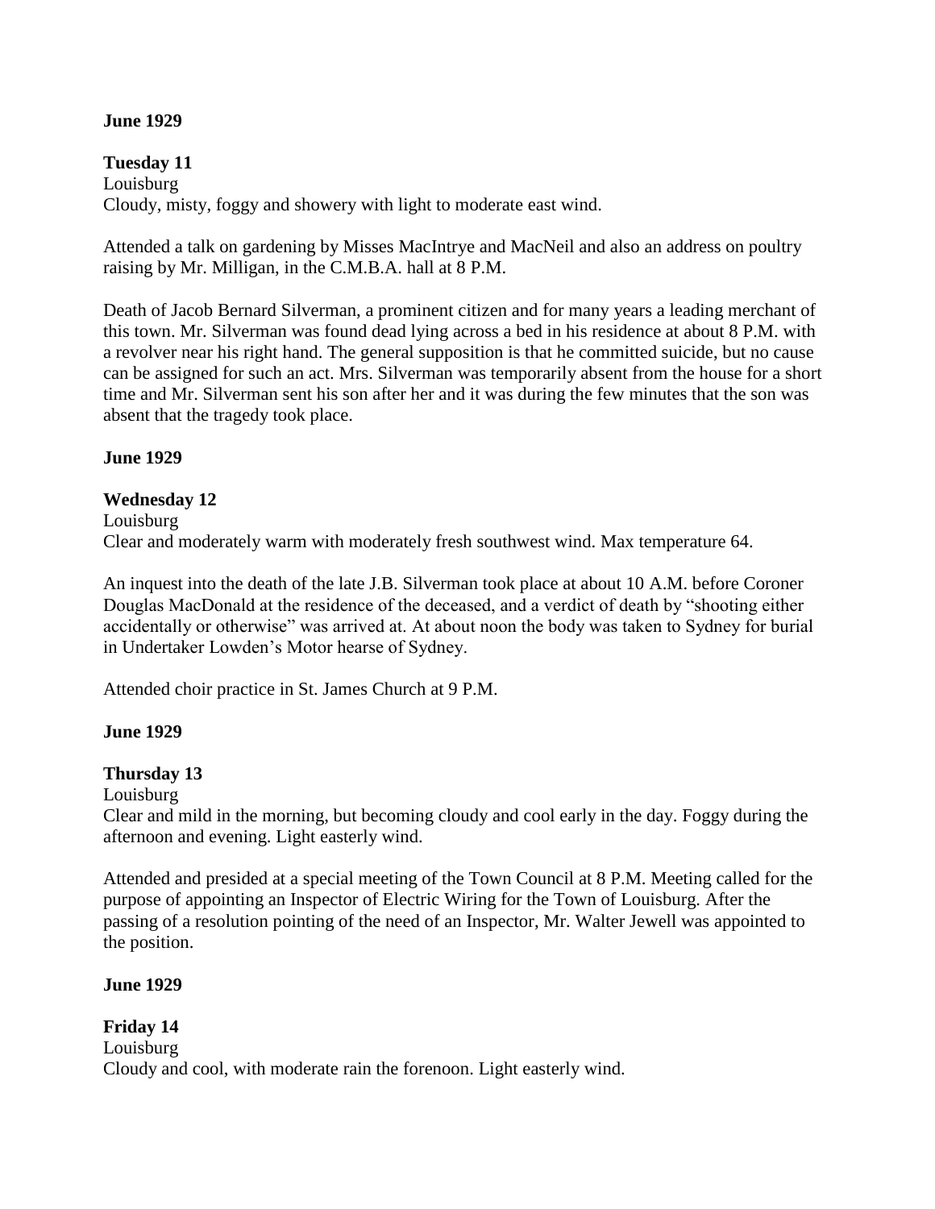**June 1929**

**Tuesday 11**
Louisburg
Cloudy, misty, foggy and showery with light to moderate east wind.

Attended a talk on gardening by Misses MacIntrye and MacNeil and also an address on poultry raising by Mr. Milligan, in the C.M.B.A. hall at 8 P.M.

Death of Jacob Bernard Silverman, a prominent citizen and for many years a leading merchant of this town. Mr. Silverman was found dead lying across a bed in his residence at about 8 P.M. with a revolver near his right hand. The general supposition is that he committed suicide, but no cause can be assigned for such an act. Mrs. Silverman was temporarily absent from the house for a short time and Mr. Silverman sent his son after her and it was during the few minutes that the son was absent that the tragedy took place.

**June 1929**

**Wednesday 12**
Louisburg
Clear and moderately warm with moderately fresh southwest wind. Max temperature 64.

An inquest into the death of the late J.B. Silverman took place at about 10 A.M. before Coroner Douglas MacDonald at the residence of the deceased, and a verdict of death by "shooting either accidentally or otherwise" was arrived at. At about noon the body was taken to Sydney for burial in Undertaker Lowden's Motor hearse of Sydney.

Attended choir practice in St. James Church at 9 P.M.

**June 1929**

**Thursday 13**
Louisburg
Clear and mild in the morning, but becoming cloudy and cool early in the day. Foggy during the afternoon and evening. Light easterly wind.

Attended and presided at a special meeting of the Town Council at 8 P.M. Meeting called for the purpose of appointing an Inspector of Electric Wiring for the Town of Louisburg. After the passing of a resolution pointing of the need of an Inspector, Mr. Walter Jewell was appointed to the position.

**June 1929**

**Friday 14**
Louisburg
Cloudy and cool, with moderate rain the forenoon. Light easterly wind.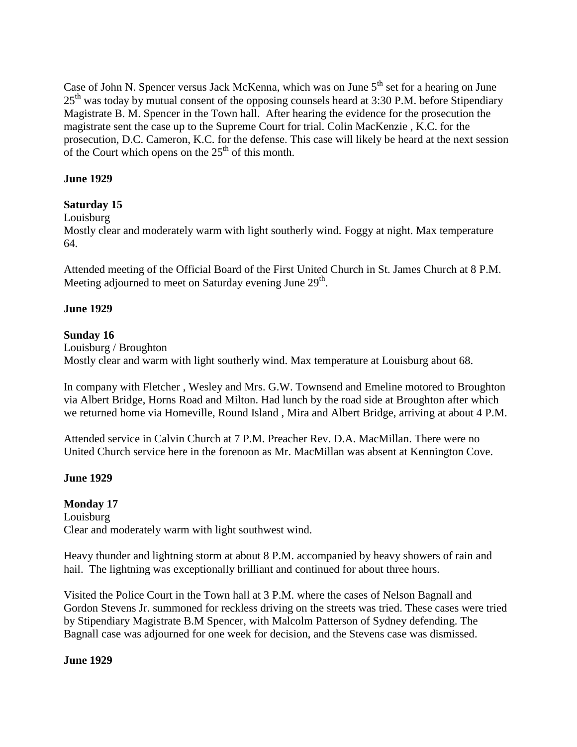Case of John N. Spencer versus Jack McKenna, which was on June 5th set for a hearing on June 25th was today by mutual consent of the opposing counsels heard at 3:30 P.M. before Stipendiary Magistrate B. M. Spencer in the Town hall. After hearing the evidence for the prosecution the magistrate sent the case up to the Supreme Court for trial. Colin MacKenzie , K.C. for the prosecution, D.C. Cameron, K.C. for the defense. This case will likely be heard at the next session of the Court which opens on the 25th of this month.

**June 1929**

**Saturday 15**

Louisburg

Mostly clear and moderately warm with light southerly wind. Foggy at night. Max temperature 64.

Attended meeting of the Official Board of the First United Church in St. James Church at 8 P.M. Meeting adjourned to meet on Saturday evening June 29th.

**June 1929**

**Sunday 16**

Louisburg / Broughton

Mostly clear and warm with light southerly wind. Max temperature at Louisburg about 68.

In company with Fletcher , Wesley and Mrs. G.W. Townsend and Emeline motored to Broughton via Albert Bridge, Horns Road and Milton. Had lunch by the road side at Broughton after which we returned home via Homeville, Round Island , Mira and Albert Bridge, arriving at about 4 P.M.

Attended service in Calvin Church at 7 P.M. Preacher Rev. D.A. MacMillan. There were no United Church service here in the forenoon as Mr. MacMillan was absent at Kennington Cove.

**June 1929**

**Monday 17**

Louisburg

Clear and moderately warm with light southwest wind.

Heavy thunder and lightning storm at about 8 P.M. accompanied by heavy showers of rain and hail. The lightning was exceptionally brilliant and continued for about three hours.

Visited the Police Court in the Town hall at 3 P.M. where the cases of Nelson Bagnall and Gordon Stevens Jr. summoned for reckless driving on the streets was tried. These cases were tried by Stipendiary Magistrate B.M Spencer, with Malcolm Patterson of Sydney defending. The Bagnall case was adjourned for one week for decision, and the Stevens case was dismissed.

**June 1929**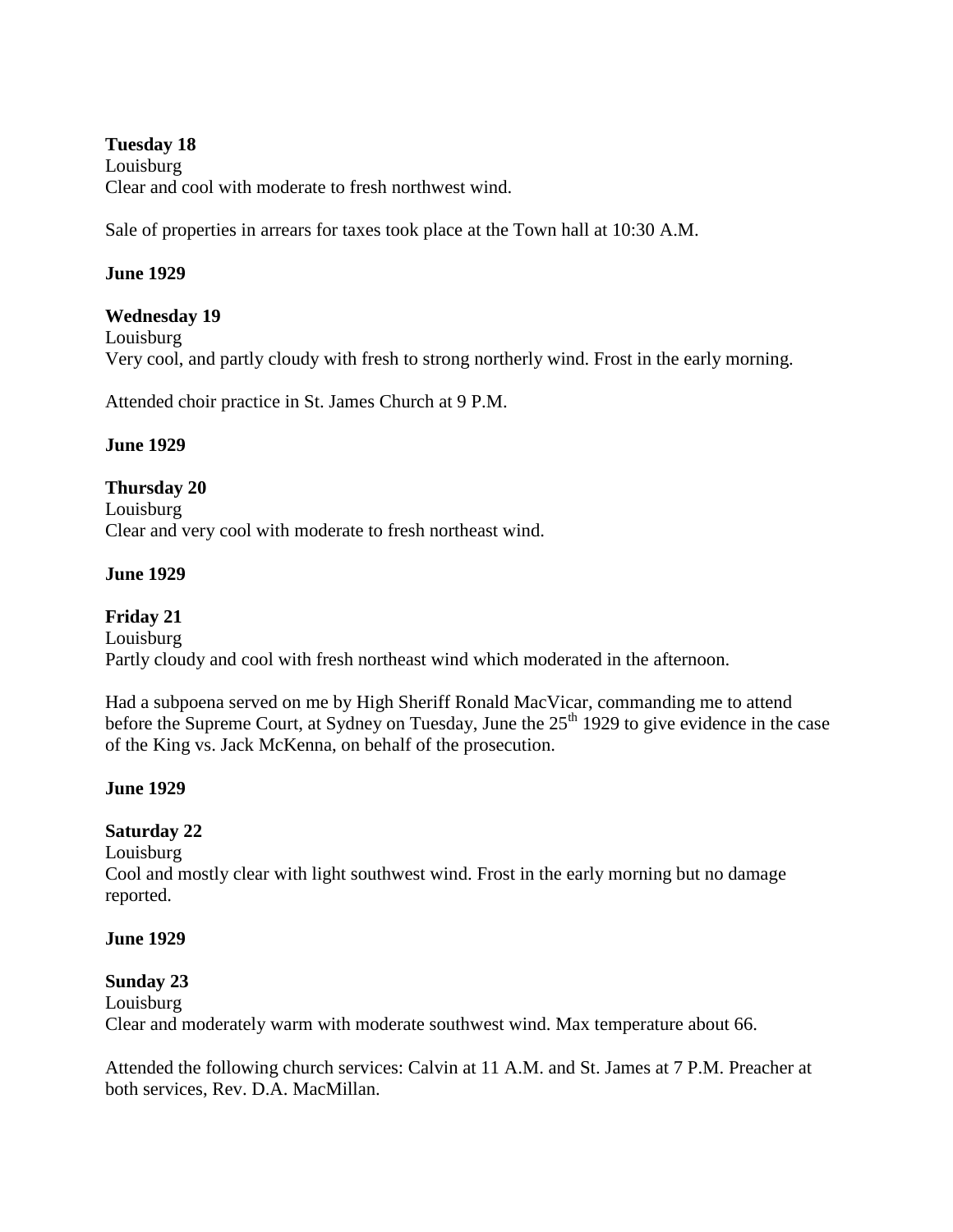**Tuesday 18**
Louisburg
Clear and cool with moderate to fresh northwest wind.

Sale of properties in arrears for taxes took place at the Town hall at 10:30 A.M.

**June 1929**

**Wednesday 19**
Louisburg
Very cool, and partly cloudy with fresh to strong northerly wind. Frost in the early morning.

Attended choir practice in St. James Church at 9 P.M.

**June 1929**

**Thursday 20**
Louisburg
Clear and very cool with moderate to fresh northeast wind.

**June 1929**

**Friday 21**
Louisburg
Partly cloudy and cool with fresh northeast wind which moderated in the afternoon.

Had a subpoena served on me by High Sheriff Ronald MacVicar, commanding me to attend before the Supreme Court, at Sydney on Tuesday, June the 25th 1929 to give evidence in the case of the King vs. Jack McKenna, on behalf of the prosecution.

**June 1929**

**Saturday 22**
Louisburg
Cool and mostly clear with light southwest wind. Frost in the early morning but no damage reported.

**June 1929**

**Sunday 23**
Louisburg
Clear and moderately warm with moderate southwest wind. Max temperature about 66.

Attended the following church services: Calvin at 11 A.M. and St. James at 7 P.M. Preacher at both services, Rev. D.A. MacMillan.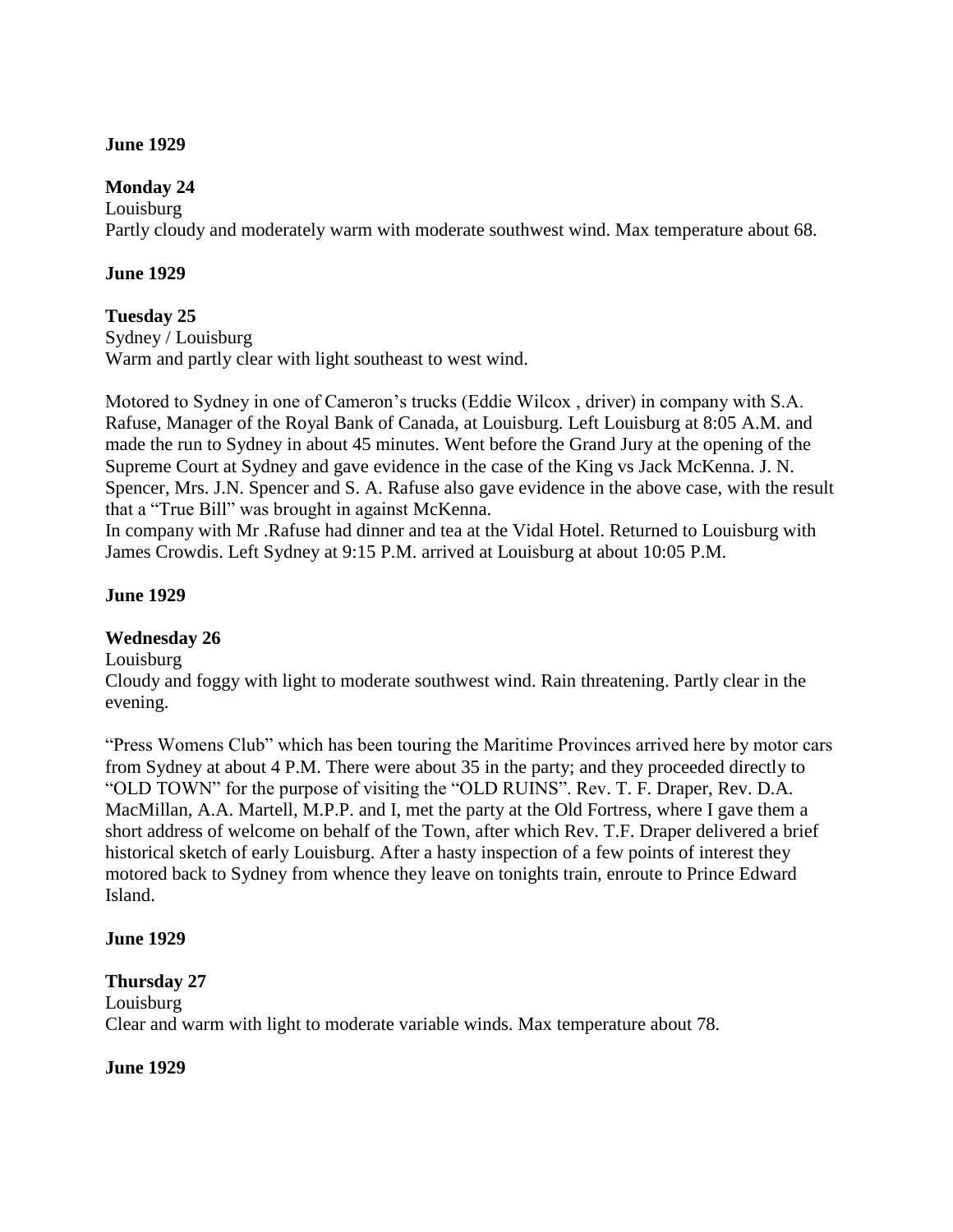**June 1929**

**Monday 24**
Louisburg
Partly cloudy and moderately warm with moderate southwest wind. Max temperature about 68.

**June 1929**

**Tuesday 25**
Sydney / Louisburg
Warm and partly clear with light southeast to west wind.

Motored to Sydney in one of Cameron's trucks (Eddie Wilcox , driver) in company with S.A. Rafuse, Manager of the Royal Bank of Canada, at Louisburg. Left Louisburg at 8:05 A.M. and made the run to Sydney in about 45 minutes. Went before the Grand Jury at the opening of the Supreme Court at Sydney and gave evidence in the case of the King vs Jack McKenna. J. N. Spencer, Mrs. J.N. Spencer and S. A. Rafuse also gave evidence in the above case, with the result that a "True Bill" was brought in against McKenna.
In company with Mr .Rafuse had dinner and tea at the Vidal Hotel. Returned to Louisburg with James Crowdis. Left Sydney at 9:15 P.M. arrived at Louisburg at about 10:05 P.M.

**June 1929**

**Wednesday 26**
Louisburg
Cloudy and foggy with light to moderate southwest wind. Rain threatening. Partly clear in the evening.

"Press Womens Club" which has been touring the Maritime Provinces arrived here by motor cars from Sydney at about 4 P.M. There were about 35 in the party; and they proceeded directly to "OLD TOWN" for the purpose of visiting the "OLD RUINS". Rev. T. F. Draper, Rev. D.A. MacMillan, A.A. Martell, M.P.P. and I, met the party at the Old Fortress, where I gave them a short address of welcome on behalf of the Town, after which Rev. T.F. Draper delivered a brief historical sketch of early Louisburg. After a hasty inspection of a few points of interest they motored back to Sydney from whence they leave on tonights train, enroute to Prince Edward Island.

**June 1929**

**Thursday 27**
Louisburg
Clear and warm with light to moderate variable winds. Max temperature about 78.

**June 1929**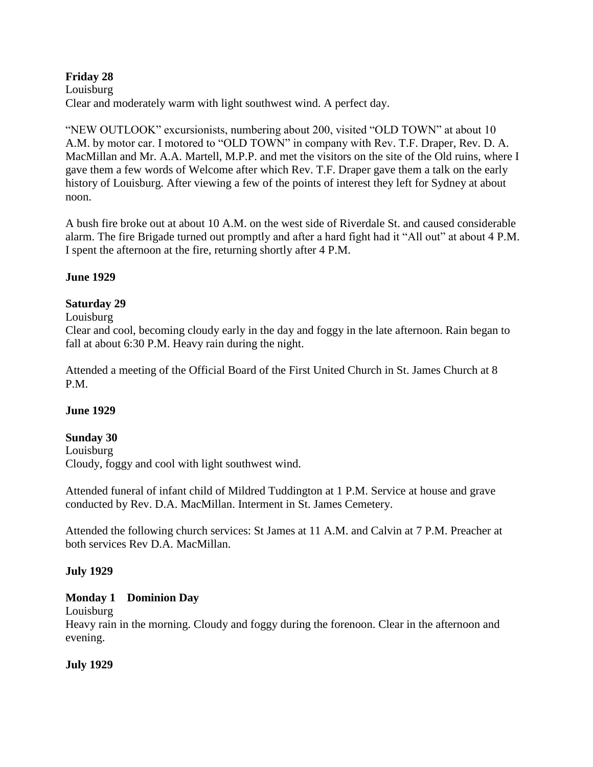**Friday 28**
Louisburg
Clear and moderately warm with light southwest wind. A perfect day.

"NEW OUTLOOK" excursionists, numbering about 200, visited "OLD TOWN" at about 10 A.M. by motor car. I motored to "OLD TOWN" in company with Rev. T.F. Draper, Rev. D. A. MacMillan and Mr. A.A. Martell, M.P.P. and met the visitors on the site of the Old ruins, where I gave them a few words of Welcome after which Rev. T.F. Draper gave them a talk on the early history of Louisburg. After viewing a few of the points of interest they left for Sydney at about noon.

A bush fire broke out at about 10 A.M. on the west side of Riverdale St. and caused considerable alarm. The fire Brigade turned out promptly and after a hard fight had it "All out" at about 4 P.M. I spent the afternoon at the fire, returning shortly after 4 P.M.

**June 1929**

**Saturday 29**
Louisburg
Clear and cool, becoming cloudy early in the day and foggy in the late afternoon. Rain began to fall at about 6:30 P.M. Heavy rain during the night.

Attended a meeting of the Official Board of the First United Church in St. James Church at 8 P.M.

**June 1929**

**Sunday 30**
Louisburg
Cloudy, foggy and cool with light southwest wind.

Attended funeral of infant child of Mildred Tuddington at 1 P.M. Service at house and grave conducted by Rev. D.A. MacMillan. Interment in St. James Cemetery.

Attended the following church services: St James at 11 A.M. and Calvin at 7 P.M. Preacher at both services Rev D.A. MacMillan.

**July 1929**

**Monday 1 Dominion Day**
Louisburg
Heavy rain in the morning. Cloudy and foggy during the forenoon. Clear in the afternoon and evening.

**July 1929**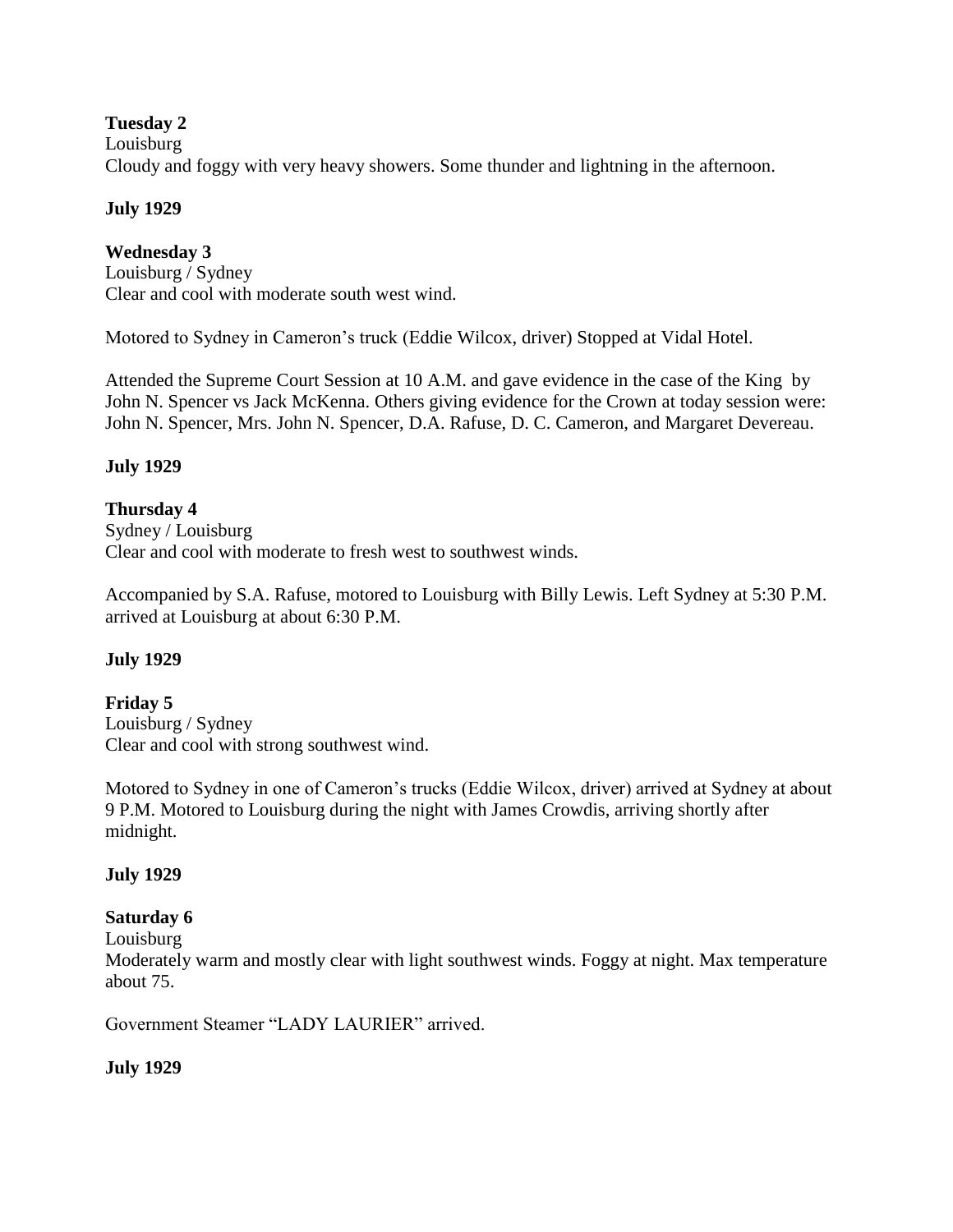**Tuesday 2**
Louisburg
Cloudy and foggy with very heavy showers. Some thunder and lightning in the afternoon.

**July 1929**

**Wednesday 3**
Louisburg / Sydney
Clear and cool with moderate south west wind.

Motored to Sydney in Cameron's truck (Eddie Wilcox, driver) Stopped at Vidal Hotel.

Attended the Supreme Court Session at 10 A.M. and gave evidence in the case of the King by John N. Spencer vs Jack McKenna. Others giving evidence for the Crown at today session were: John N. Spencer, Mrs. John N. Spencer, D.A. Rafuse, D. C. Cameron, and Margaret Devereau.

**July 1929**

**Thursday 4**
Sydney / Louisburg
Clear and cool with moderate to fresh west to southwest winds.

Accompanied by S.A. Rafuse, motored to Louisburg with Billy Lewis. Left Sydney at 5:30 P.M. arrived at Louisburg at about 6:30 P.M.

**July 1929**

**Friday 5**
Louisburg / Sydney
Clear and cool with strong southwest wind.

Motored to Sydney in one of Cameron's trucks (Eddie Wilcox, driver) arrived at Sydney at about 9 P.M. Motored to Louisburg during the night with James Crowdis, arriving shortly after midnight.

**July 1929**

**Saturday 6**
Louisburg
Moderately warm and mostly clear with light southwest winds. Foggy at night. Max temperature about 75.

Government Steamer "LADY LAURIER" arrived.

**July 1929**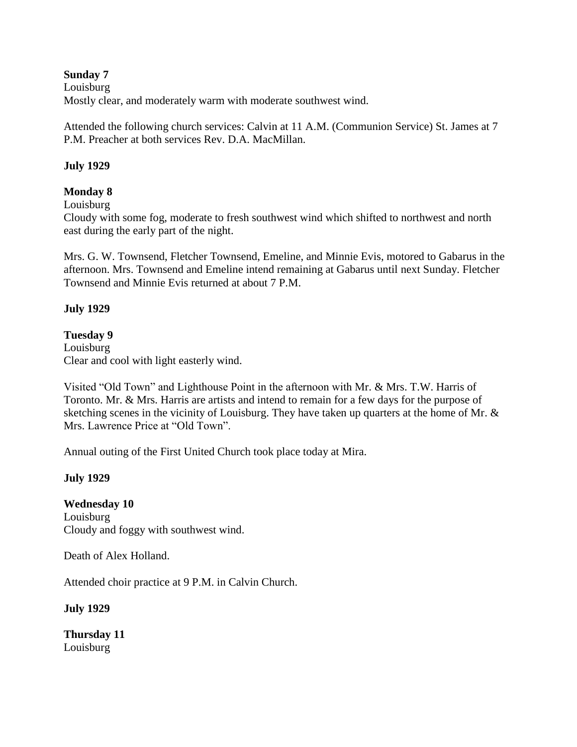**Sunday 7**
Louisburg
Mostly clear, and moderately warm with moderate southwest wind.

Attended the following church services: Calvin at 11 A.M. (Communion Service) St. James at 7 P.M. Preacher at both services Rev. D.A. MacMillan.

**July 1929**

**Monday 8**
Louisburg
Cloudy with some fog, moderate to fresh southwest wind which shifted to northwest and north east during the early part of the night.

Mrs. G. W. Townsend, Fletcher Townsend, Emeline, and Minnie Evis, motored to Gabarus in the afternoon. Mrs. Townsend and Emeline intend remaining at Gabarus until next Sunday. Fletcher Townsend and Minnie Evis returned at about 7 P.M.

**July 1929**

**Tuesday 9**
Louisburg
Clear and cool with light easterly wind.

Visited "Old Town" and Lighthouse Point in the afternoon with Mr. & Mrs. T.W. Harris of Toronto. Mr. & Mrs. Harris are artists and intend to remain for a few days for the purpose of sketching scenes in the vicinity of Louisburg. They have taken up quarters at the home of Mr. & Mrs. Lawrence Price at "Old Town".

Annual outing of the First United Church took place today at Mira.

**July 1929**

**Wednesday 10**
Louisburg
Cloudy and foggy with southwest wind.

Death of Alex Holland.

Attended choir practice at 9 P.M. in Calvin Church.

**July 1929**

**Thursday 11**
Louisburg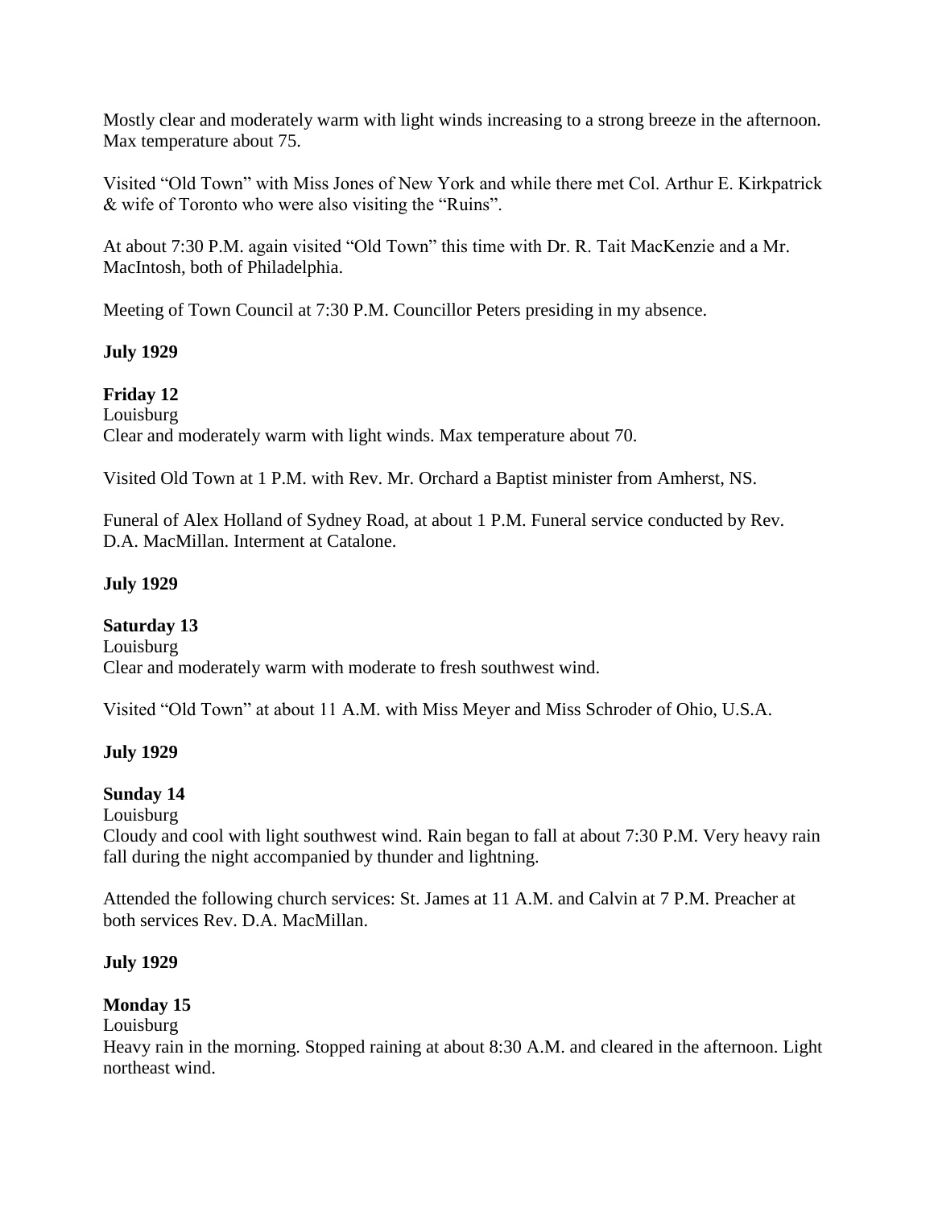Mostly clear and moderately warm with light winds increasing to a strong breeze in the afternoon. Max temperature about 75.

Visited "Old Town" with Miss Jones of New York and while there met Col. Arthur E. Kirkpatrick & wife of Toronto who were also visiting the "Ruins".

At about 7:30 P.M. again visited "Old Town" this time with Dr. R. Tait MacKenzie and a Mr. MacIntosh, both of Philadelphia.

Meeting of Town Council at 7:30 P.M. Councillor Peters presiding in my absence.

**July 1929**

**Friday 12**

Louisburg

Clear and moderately warm with light winds. Max temperature about 70.

Visited Old Town at 1 P.M. with Rev. Mr. Orchard a Baptist minister from Amherst, NS.

Funeral of Alex Holland of Sydney Road, at about 1 P.M. Funeral service conducted by Rev. D.A. MacMillan. Interment at Catalone.

**July 1929**

**Saturday 13**

Louisburg

Clear and moderately warm with moderate to fresh southwest wind.

Visited "Old Town" at about 11 A.M. with Miss Meyer and Miss Schroder of Ohio, U.S.A.

**July 1929**

**Sunday 14**

Louisburg

Cloudy and cool with light southwest wind. Rain began to fall at about 7:30 P.M. Very heavy rain fall during the night accompanied by thunder and lightning.

Attended the following church services: St. James at 11 A.M. and Calvin at 7 P.M. Preacher at both services Rev. D.A. MacMillan.

**July 1929**

**Monday 15**

Louisburg

Heavy rain in the morning. Stopped raining at about 8:30 A.M. and cleared in the afternoon. Light northeast wind.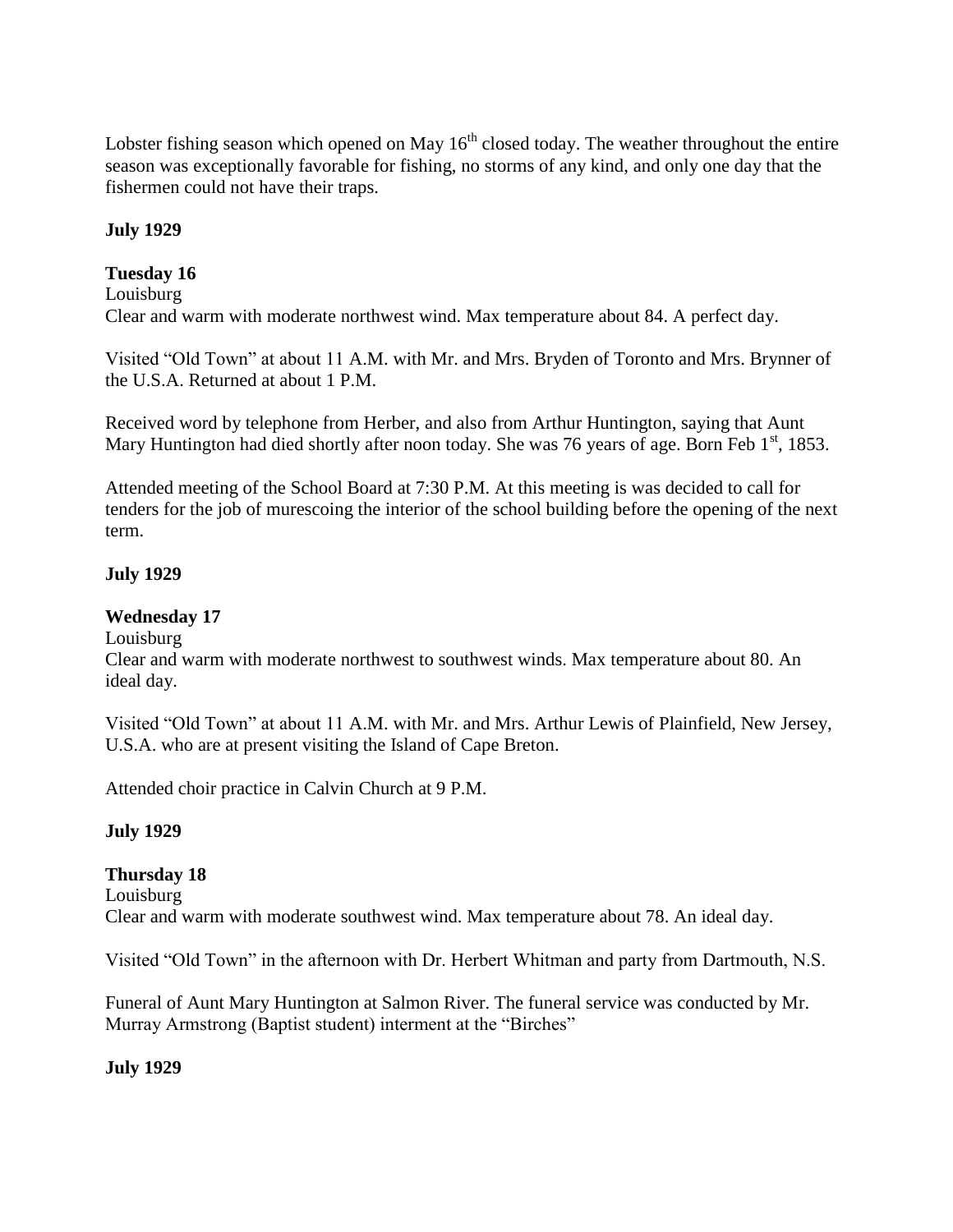Lobster fishing season which opened on May 16th closed today. The weather throughout the entire season was exceptionally favorable for fishing, no storms of any kind, and only one day that the fishermen could not have their traps.

**July 1929**

**Tuesday 16**

Louisburg

Clear and warm with moderate northwest wind. Max temperature about 84. A perfect day.

Visited "Old Town" at about 11 A.M. with Mr. and Mrs. Bryden of Toronto and Mrs. Brynner of the U.S.A. Returned at about 1 P.M.

Received word by telephone from Herber, and also from Arthur Huntington, saying that Aunt Mary Huntington had died shortly after noon today. She was 76 years of age. Born Feb 1st, 1853.

Attended meeting of the School Board at 7:30 P.M. At this meeting is was decided to call for tenders for the job of murescoing the interior of the school building before the opening of the next term.

**July 1929**

**Wednesday 17**

Louisburg

Clear and warm with moderate northwest to southwest winds. Max temperature about 80. An ideal day.

Visited "Old Town" at about 11 A.M. with Mr. and Mrs. Arthur Lewis of Plainfield, New Jersey, U.S.A. who are at present visiting the Island of Cape Breton.

Attended choir practice in Calvin Church at 9 P.M.

**July 1929**

**Thursday 18**

Louisburg

Clear and warm with moderate southwest wind. Max temperature about 78. An ideal day.

Visited "Old Town" in the afternoon with Dr. Herbert Whitman and party from Dartmouth, N.S.

Funeral of Aunt Mary Huntington at Salmon River. The funeral service was conducted by Mr. Murray Armstrong (Baptist student) interment at the "Birches"

**July 1929**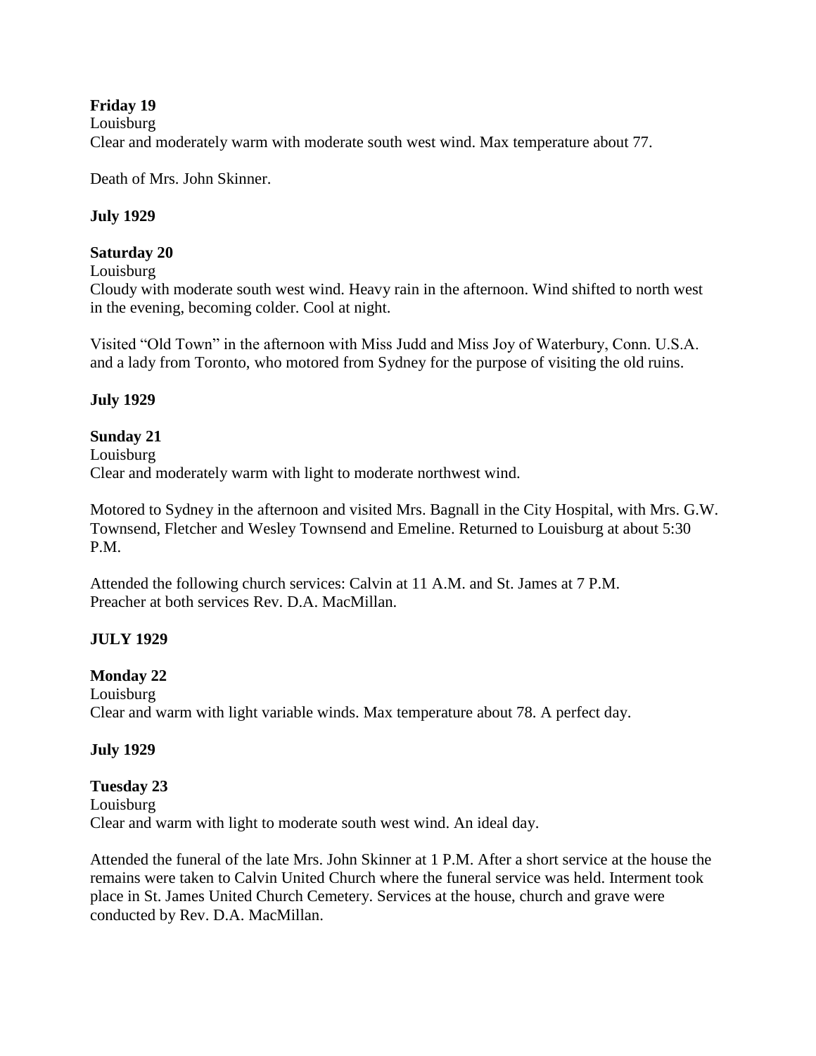**Friday 19**
Louisburg
Clear and moderately warm with moderate south west wind. Max temperature about 77.

Death of Mrs. John Skinner.

**July 1929**

**Saturday 20**
Louisburg
Cloudy with moderate south west wind. Heavy rain in the afternoon. Wind shifted to north west in the evening, becoming colder. Cool at night.

Visited "Old Town" in the afternoon with Miss Judd and Miss Joy of Waterbury, Conn. U.S.A. and a lady from Toronto, who motored from Sydney for the purpose of visiting the old ruins.

**July 1929**

**Sunday 21**
Louisburg
Clear and moderately warm with light to moderate northwest wind.

Motored to Sydney in the afternoon and visited Mrs. Bagnall in the City Hospital, with Mrs. G.W. Townsend, Fletcher and Wesley Townsend and Emeline. Returned to Louisburg at about 5:30 P.M.

Attended the following church services: Calvin at 11 A.M. and St. James at 7 P.M.
Preacher at both services Rev. D.A. MacMillan.

**JULY 1929**

**Monday 22**
Louisburg
Clear and warm with light variable winds. Max temperature about 78. A perfect day.

**July 1929**

**Tuesday 23**
Louisburg
Clear and warm with light to moderate south west wind. An ideal day.

Attended the funeral of the late Mrs. John Skinner at 1 P.M. After a short service at the house the remains were taken to Calvin United Church where the funeral service was held. Interment took place in St. James United Church Cemetery. Services at the house, church and grave were conducted by Rev. D.A. MacMillan.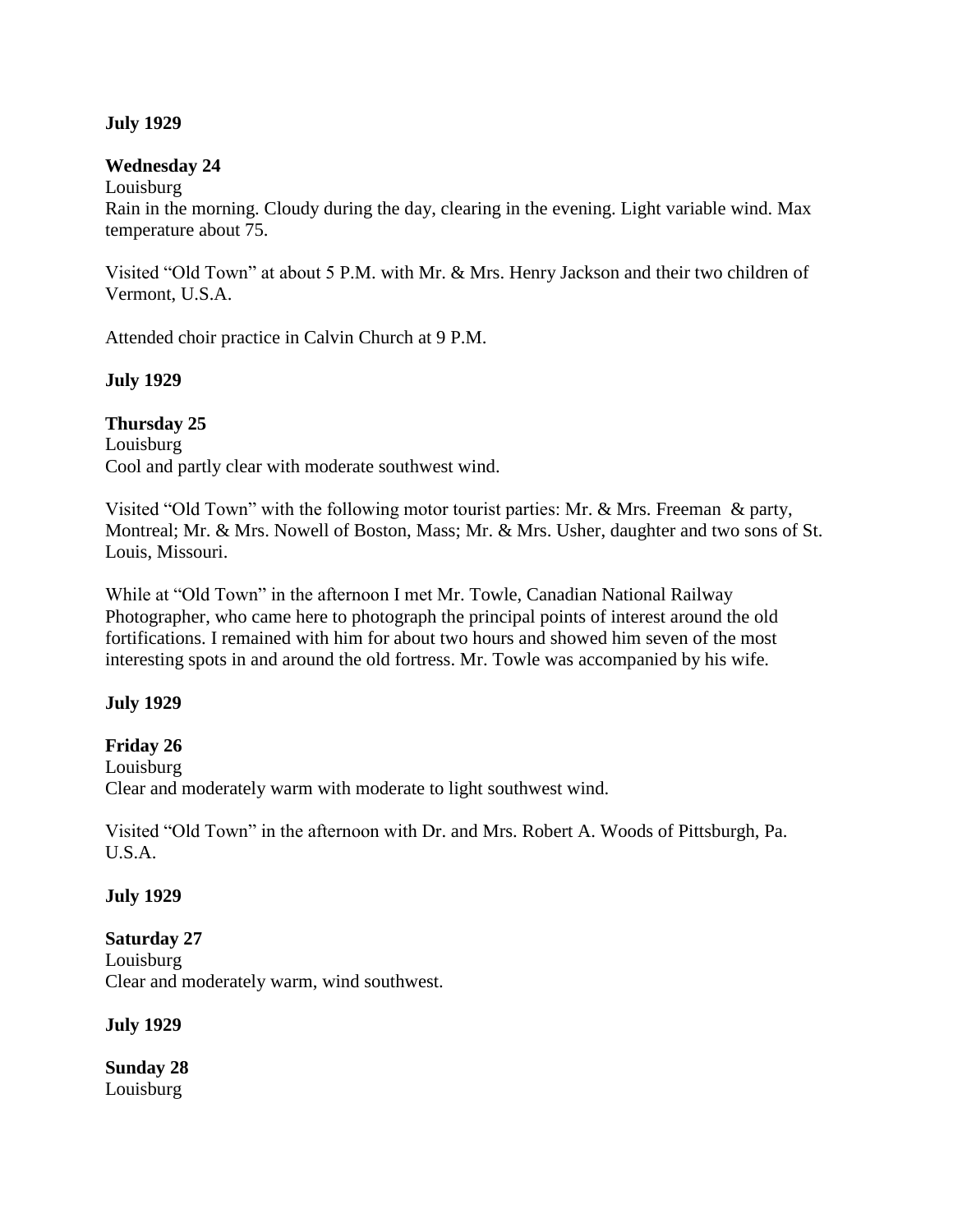**July 1929**

**Wednesday 24**
Louisburg
Rain in the morning. Cloudy during the day, clearing in the evening. Light variable wind. Max temperature about 75.

Visited "Old Town" at about 5 P.M. with Mr. & Mrs. Henry Jackson and their two children of Vermont, U.S.A.

Attended choir practice in Calvin Church at 9 P.M.

**July 1929**

**Thursday 25**
Louisburg
Cool and partly clear with moderate southwest wind.

Visited "Old Town" with the following motor tourist parties: Mr. & Mrs. Freeman & party, Montreal; Mr. & Mrs. Nowell of Boston, Mass; Mr. & Mrs. Usher, daughter and two sons of St. Louis, Missouri.

While at "Old Town" in the afternoon I met Mr. Towle, Canadian National Railway Photographer, who came here to photograph the principal points of interest around the old fortifications. I remained with him for about two hours and showed him seven of the most interesting spots in and around the old fortress. Mr. Towle was accompanied by his wife.

**July 1929**

**Friday 26**
Louisburg
Clear and moderately warm with moderate to light southwest wind.

Visited "Old Town" in the afternoon with Dr. and Mrs. Robert A. Woods of Pittsburgh, Pa. U.S.A.

**July 1929**

**Saturday 27**
Louisburg
Clear and moderately warm, wind southwest.

**July 1929**

**Sunday 28**
Louisburg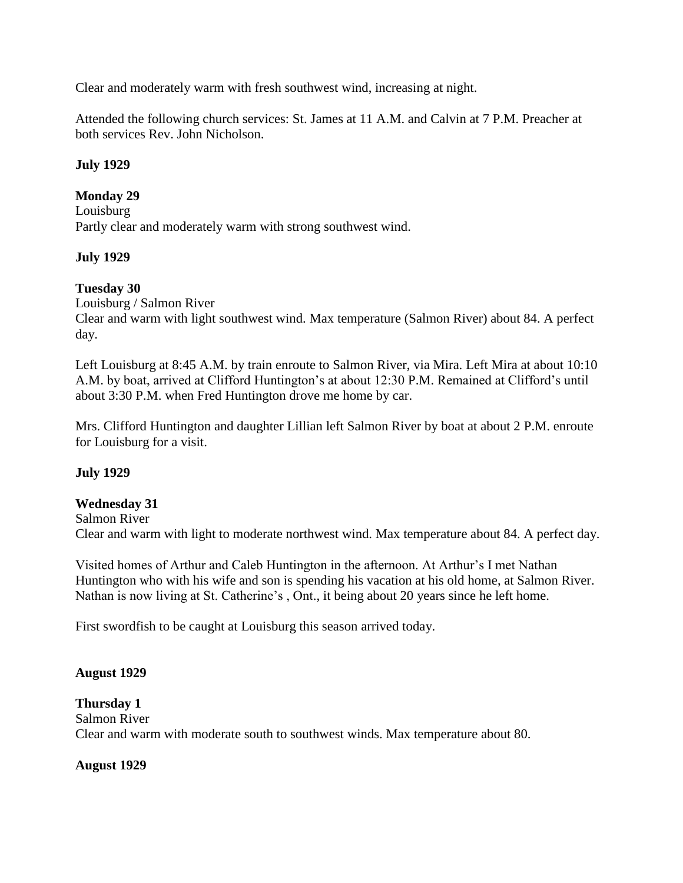Clear and moderately warm with fresh southwest wind, increasing at night.

Attended the following church services: St. James at 11 A.M. and Calvin at 7 P.M. Preacher at both services Rev. John Nicholson.

**July 1929**

**Monday 29**
Louisburg
Partly clear and moderately warm with strong southwest wind.

**July 1929**

**Tuesday 30**
Louisburg / Salmon River
Clear and warm with light southwest wind. Max temperature (Salmon River) about 84. A perfect day.

Left Louisburg at 8:45 A.M. by train enroute to Salmon River, via Mira. Left Mira at about 10:10 A.M. by boat, arrived at Clifford Huntington's at about 12:30 P.M. Remained at Clifford's until about 3:30 P.M. when Fred Huntington drove me home by car.

Mrs. Clifford Huntington and daughter Lillian left Salmon River by boat at about 2 P.M. enroute for Louisburg for a visit.

**July 1929**

**Wednesday 31**
Salmon River
Clear and warm with light to moderate northwest wind. Max temperature about 84. A perfect day.

Visited homes of Arthur and Caleb Huntington in the afternoon. At Arthur's I met Nathan Huntington who with his wife and son is spending his vacation at his old home, at Salmon River. Nathan is now living at St. Catherine's , Ont., it being about 20 years since he left home.

First swordfish to be caught at Louisburg this season arrived today.

**August 1929**

**Thursday 1**
Salmon River
Clear and warm with moderate south to southwest winds. Max temperature about 80.

**August 1929**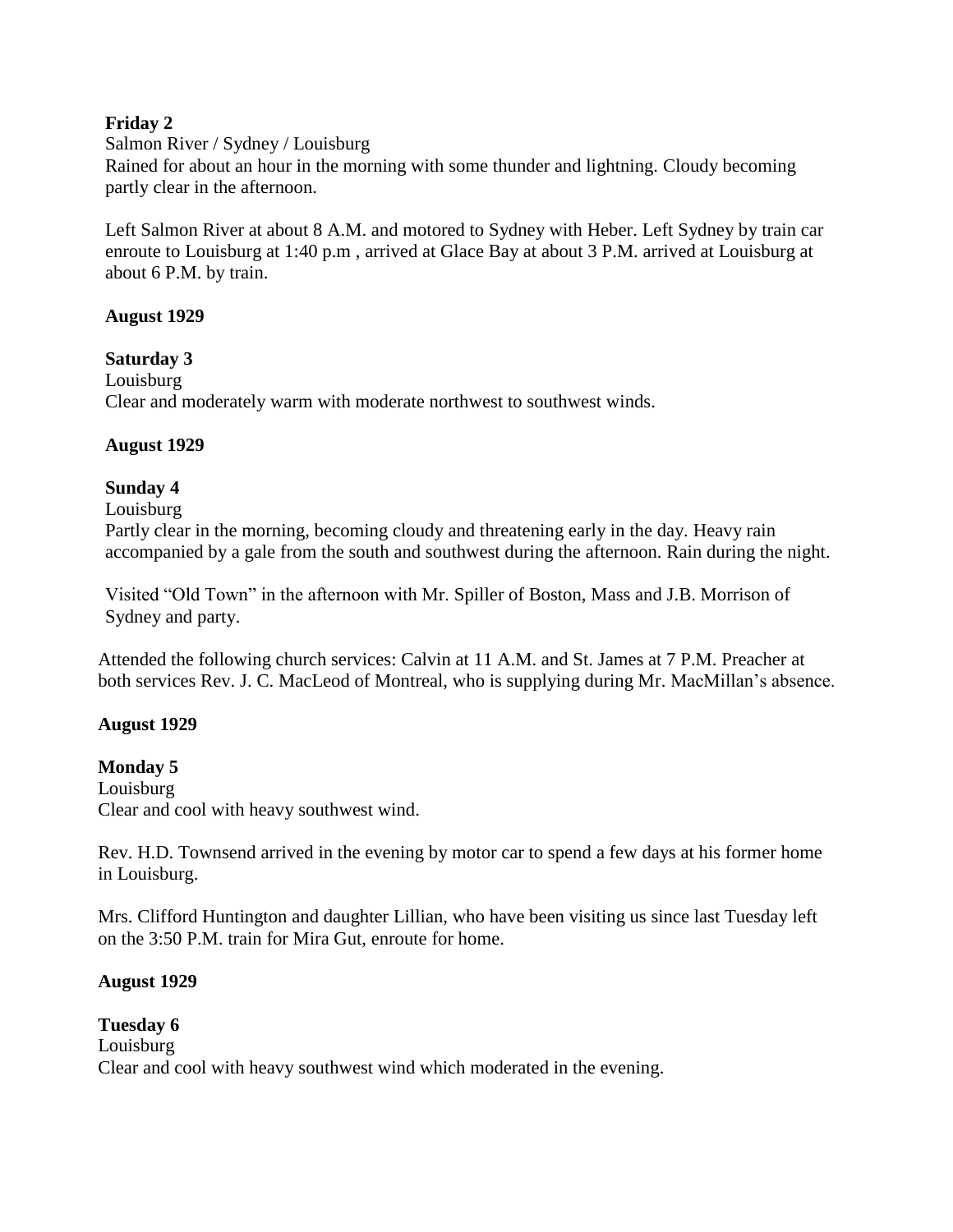**Friday 2**

Salmon River / Sydney / Louisburg

Rained for about an hour in the morning with some thunder and lightning. Cloudy becoming partly clear in the afternoon.

Left Salmon River at about 8 A.M. and motored to Sydney with Heber. Left Sydney by train car enroute to Louisburg at 1:40 p.m , arrived at Glace Bay at about 3 P.M. arrived at Louisburg at about 6 P.M. by train.

**August 1929**

**Saturday 3**

Louisburg

Clear and moderately warm with moderate northwest to southwest winds.

**August 1929**

**Sunday 4**

Louisburg

Partly clear in the morning, becoming cloudy and threatening early in the day. Heavy rain accompanied by a gale from the south and southwest during the afternoon. Rain during the night.

Visited "Old Town" in the afternoon with Mr. Spiller of Boston, Mass and J.B. Morrison of Sydney and party.

Attended the following church services: Calvin at 11 A.M. and St. James at 7 P.M. Preacher at both services Rev. J. C. MacLeod of Montreal, who is supplying during Mr. MacMillan's absence.

**August 1929**

**Monday 5**

Louisburg

Clear and cool with heavy southwest wind.

Rev. H.D. Townsend arrived in the evening by motor car to spend a few days at his former home in Louisburg.

Mrs. Clifford Huntington and daughter Lillian, who have been visiting us since last Tuesday left on the 3:50 P.M. train for Mira Gut, enroute for home.

**August 1929**

**Tuesday 6**

Louisburg

Clear and cool with heavy southwest wind which moderated in the evening.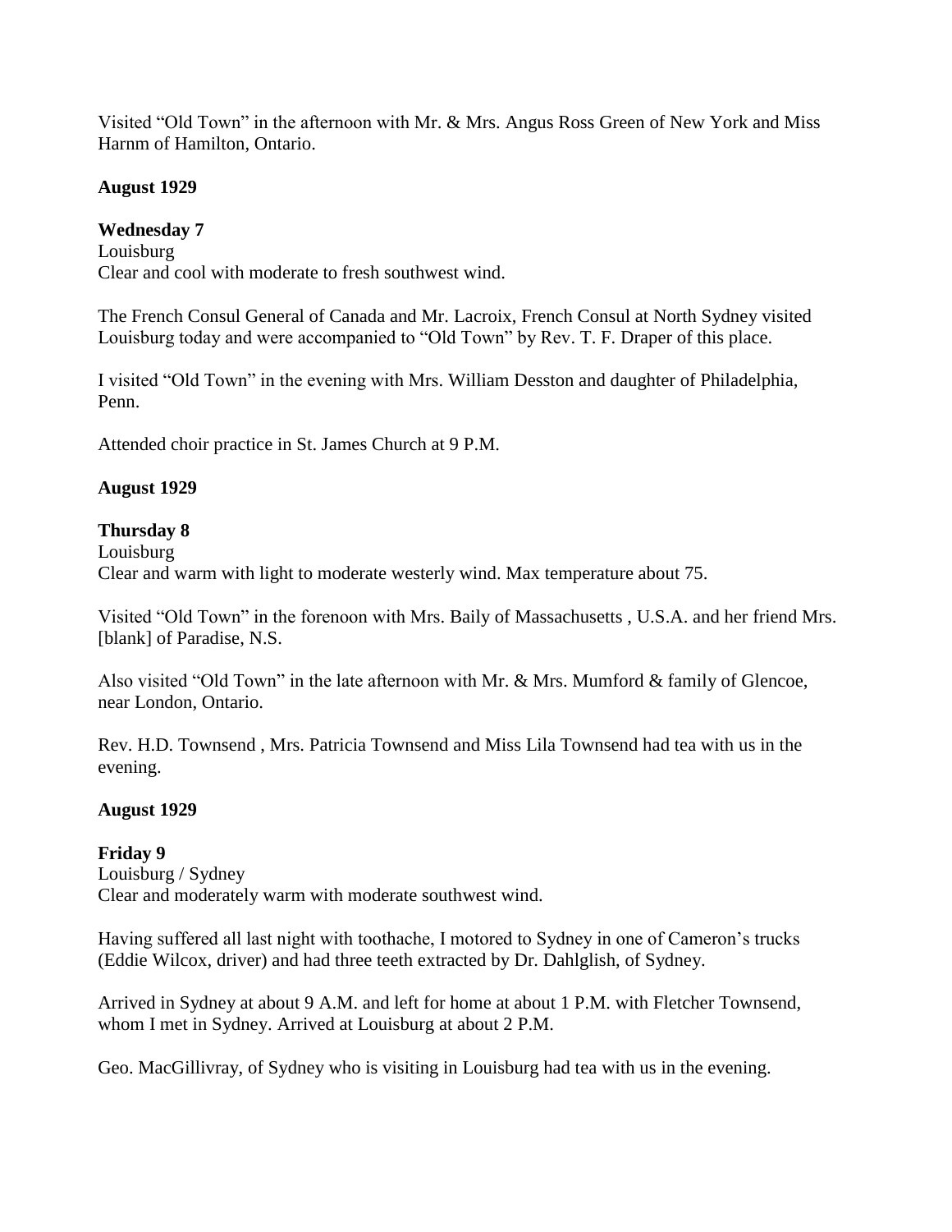Visited "Old Town" in the afternoon with Mr. & Mrs. Angus Ross Green of New York and Miss Harnm of Hamilton, Ontario.

**August 1929**

**Wednesday 7**
Louisburg
Clear and cool with moderate to fresh southwest wind.

The French Consul General of Canada and Mr. Lacroix, French Consul at North Sydney visited Louisburg today and were accompanied to "Old Town" by Rev. T. F. Draper of this place.

I visited "Old Town" in the evening with Mrs. William Desston and daughter of Philadelphia, Penn.

Attended choir practice in St. James Church at 9 P.M.

**August 1929**

**Thursday 8**
Louisburg
Clear and warm with light to moderate westerly wind. Max temperature about 75.

Visited "Old Town" in the forenoon with Mrs. Baily of Massachusetts , U.S.A. and her friend Mrs. [blank] of Paradise, N.S.

Also visited "Old Town" in the late afternoon with Mr. & Mrs. Mumford & family of Glencoe, near London, Ontario.

Rev. H.D. Townsend , Mrs. Patricia Townsend and Miss Lila Townsend had tea with us in the evening.

**August 1929**

**Friday 9**
Louisburg / Sydney
Clear and moderately warm with moderate southwest wind.

Having suffered all last night with toothache, I motored to Sydney in one of Cameron's trucks (Eddie Wilcox, driver) and had three teeth extracted by Dr. Dahlglish, of Sydney.

Arrived in Sydney at about 9 A.M. and left for home at about 1 P.M. with Fletcher Townsend, whom I met in Sydney. Arrived at Louisburg at about 2 P.M.

Geo. MacGillivray, of Sydney who is visiting in Louisburg had tea with us in the evening.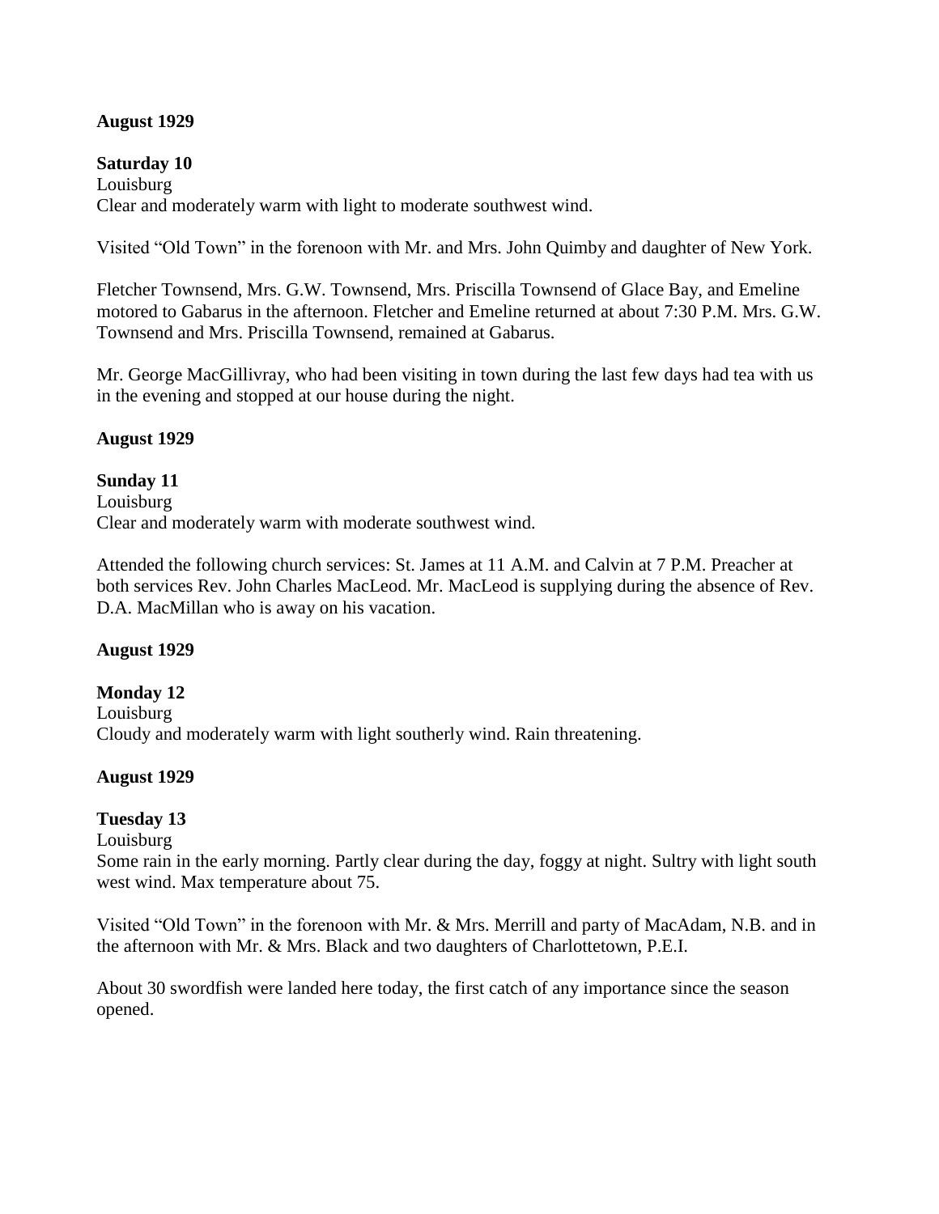**August 1929**

**Saturday 10**
Louisburg
Clear and moderately warm with light to moderate southwest wind.

Visited "Old Town" in the forenoon with Mr. and Mrs. John Quimby and daughter of New York.

Fletcher Townsend, Mrs. G.W. Townsend, Mrs. Priscilla Townsend of Glace Bay, and Emeline motored to Gabarus in the afternoon. Fletcher and Emeline returned at about 7:30 P.M. Mrs. G.W. Townsend and Mrs. Priscilla Townsend, remained at Gabarus.

Mr. George MacGillivray, who had been visiting in town during the last few days had tea with us in the evening and stopped at our house during the night.

**August 1929**

**Sunday 11**
Louisburg
Clear and moderately warm with moderate southwest wind.

Attended the following church services: St. James at 11 A.M. and Calvin at 7 P.M. Preacher at both services Rev. John Charles MacLeod. Mr. MacLeod is supplying during the absence of Rev. D.A. MacMillan who is away on his vacation.

**August 1929**

**Monday 12**
Louisburg
Cloudy and moderately warm with light southerly wind. Rain threatening.

**August 1929**

**Tuesday 13**
Louisburg
Some rain in the early morning. Partly clear during the day, foggy at night. Sultry with light south west wind. Max temperature about 75.

Visited "Old Town" in the forenoon with Mr. & Mrs. Merrill and party of MacAdam, N.B. and in the afternoon with Mr. & Mrs. Black and two daughters of Charlottetown, P.E.I.

About 30 swordfish were landed here today, the first catch of any importance since the season opened.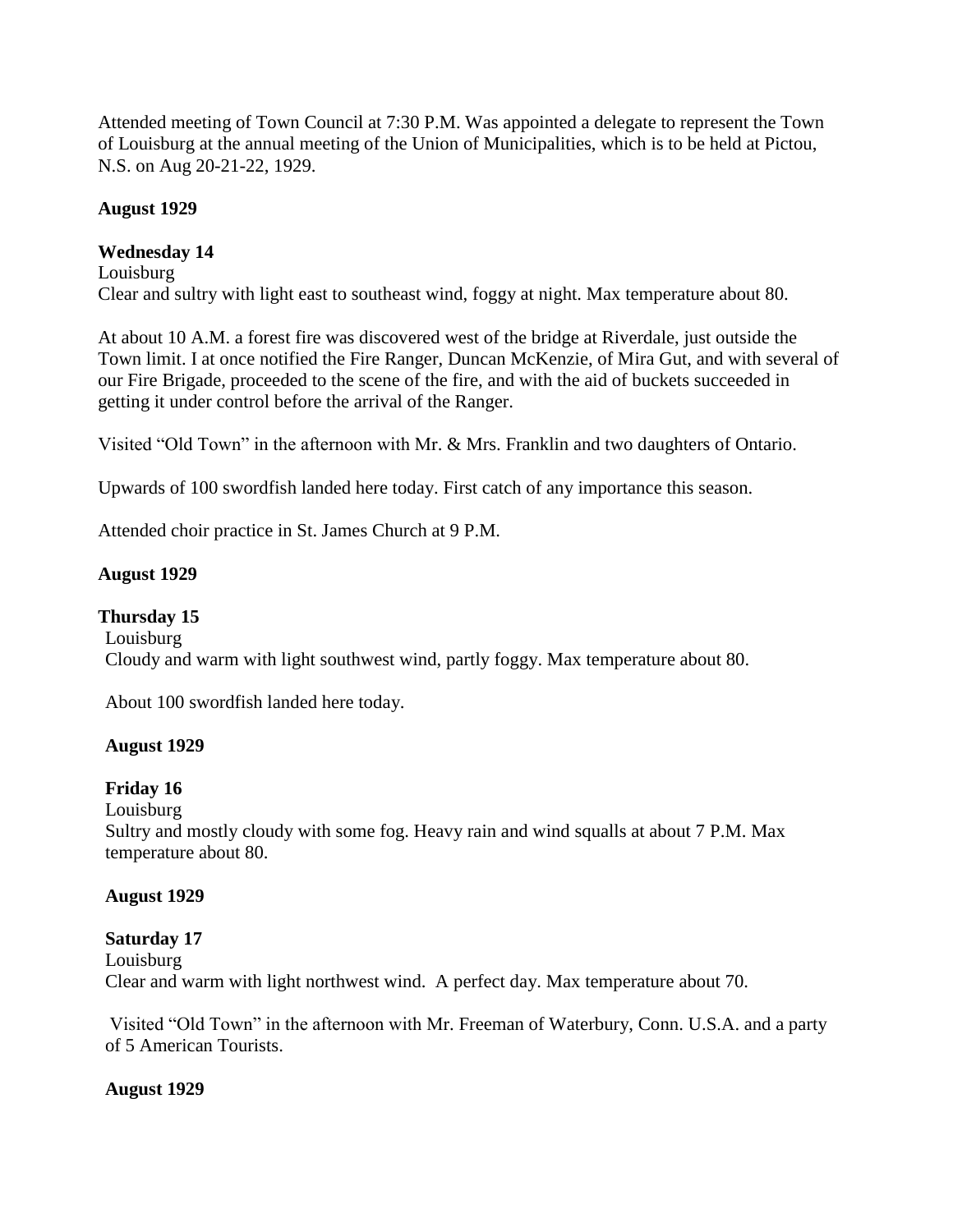Attended meeting of Town Council at 7:30 P.M. Was appointed a delegate to represent the Town of Louisburg at the annual meeting of the Union of Municipalities, which is to be held at Pictou, N.S. on Aug 20-21-22, 1929.

**August 1929**

**Wednesday 14**
Louisburg
Clear and sultry with light east to southeast wind, foggy at night. Max temperature about 80.

At about 10 A.M. a forest fire was discovered west of the bridge at Riverdale, just outside the Town limit. I at once notified the Fire Ranger, Duncan McKenzie, of Mira Gut, and with several of our Fire Brigade, proceeded to the scene of the fire, and with the aid of buckets succeeded in getting it under control before the arrival of the Ranger.

Visited "Old Town" in the afternoon with Mr. & Mrs. Franklin and two daughters of Ontario.

Upwards of 100 swordfish landed here today. First catch of any importance this season.

Attended choir practice in St. James Church at 9 P.M.

**August 1929**

**Thursday 15**
Louisburg
Cloudy and warm with light southwest wind, partly foggy. Max temperature about 80.

About 100 swordfish landed here today.

**August 1929**

**Friday 16**
Louisburg
Sultry and mostly cloudy with some fog. Heavy rain and wind squalls at about 7 P.M. Max temperature about 80.

**August 1929**

**Saturday 17**
Louisburg
Clear and warm with light northwest wind. A perfect day. Max temperature about 70.

Visited "Old Town" in the afternoon with Mr. Freeman of Waterbury, Conn. U.S.A. and a party of 5 American Tourists.

**August 1929**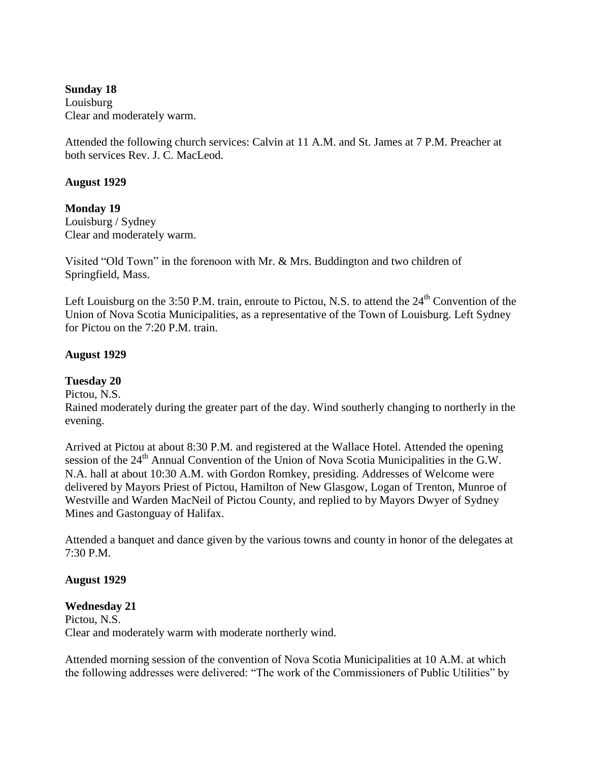**Sunday 18**
Louisburg
Clear and moderately warm.

Attended the following church services: Calvin at 11 A.M. and St. James at 7 P.M. Preacher at both services Rev. J. C. MacLeod.

**August 1929**

**Monday 19**
Louisburg / Sydney
Clear and moderately warm.

Visited "Old Town" in the forenoon with Mr. & Mrs. Buddington and two children of Springfield, Mass.

Left Louisburg on the 3:50 P.M. train, enroute to Pictou, N.S. to attend the 24th Convention of the Union of Nova Scotia Municipalities, as a representative of the Town of Louisburg. Left Sydney for Pictou on the 7:20 P.M. train.

**August 1929**

**Tuesday 20**
Pictou, N.S.
Rained moderately during the greater part of the day. Wind southerly changing to northerly in the evening.

Arrived at Pictou at about 8:30 P.M. and registered at the Wallace Hotel. Attended the opening session of the 24th Annual Convention of the Union of Nova Scotia Municipalities in the G.W. N.A. hall at about 10:30 A.M. with Gordon Romkey, presiding. Addresses of Welcome were delivered by Mayors Priest of Pictou, Hamilton of New Glasgow, Logan of Trenton, Munroe of Westville and Warden MacNeil of Pictou County, and replied to by Mayors Dwyer of Sydney Mines and Gastonguay of Halifax.

Attended a banquet and dance given by the various towns and county in honor of the delegates at 7:30 P.M.

**August 1929**

**Wednesday 21**
Pictou, N.S.
Clear and moderately warm with moderate northerly wind.

Attended morning session of the convention of Nova Scotia Municipalities at 10 A.M. at which the following addresses were delivered: "The work of the Commissioners of Public Utilities" by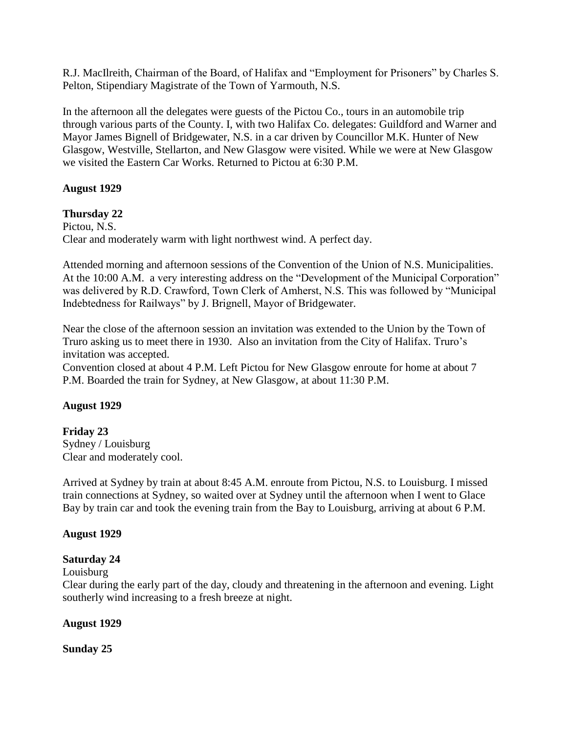R.J. MacIlreith, Chairman of the Board, of Halifax and "Employment for Prisoners" by Charles S. Pelton, Stipendiary Magistrate of the Town of Yarmouth, N.S.

In the afternoon all the delegates were guests of the Pictou Co., tours in an automobile trip through various parts of the County. I, with two Halifax Co. delegates: Guildford and Warner and Mayor James Bignell of Bridgewater, N.S. in a car driven by Councillor M.K. Hunter of New Glasgow, Westville, Stellarton, and New Glasgow were visited. While we were at New Glasgow we visited the Eastern Car Works. Returned to Pictou at 6:30 P.M.

**August 1929**

**Thursday 22**
Pictou, N.S.
Clear and moderately warm with light northwest wind. A perfect day.

Attended morning and afternoon sessions of the Convention of the Union of N.S. Municipalities. At the 10:00 A.M. a very interesting address on the "Development of the Municipal Corporation" was delivered by R.D. Crawford, Town Clerk of Amherst, N.S. This was followed by "Municipal Indebtedness for Railways" by J. Brignell, Mayor of Bridgewater.

Near the close of the afternoon session an invitation was extended to the Union by the Town of Truro asking us to meet there in 1930. Also an invitation from the City of Halifax. Truro's invitation was accepted.
Convention closed at about 4 P.M. Left Pictou for New Glasgow enroute for home at about 7 P.M. Boarded the train for Sydney, at New Glasgow, at about 11:30 P.M.

**August 1929**

**Friday 23**
Sydney / Louisburg
Clear and moderately cool.

Arrived at Sydney by train at about 8:45 A.M. enroute from Pictou, N.S. to Louisburg. I missed train connections at Sydney, so waited over at Sydney until the afternoon when I went to Glace Bay by train car and took the evening train from the Bay to Louisburg, arriving at about 6 P.M.

**August 1929**

**Saturday 24**
Louisburg
Clear during the early part of the day, cloudy and threatening in the afternoon and evening. Light southerly wind increasing to a fresh breeze at night.

**August 1929**

**Sunday 25**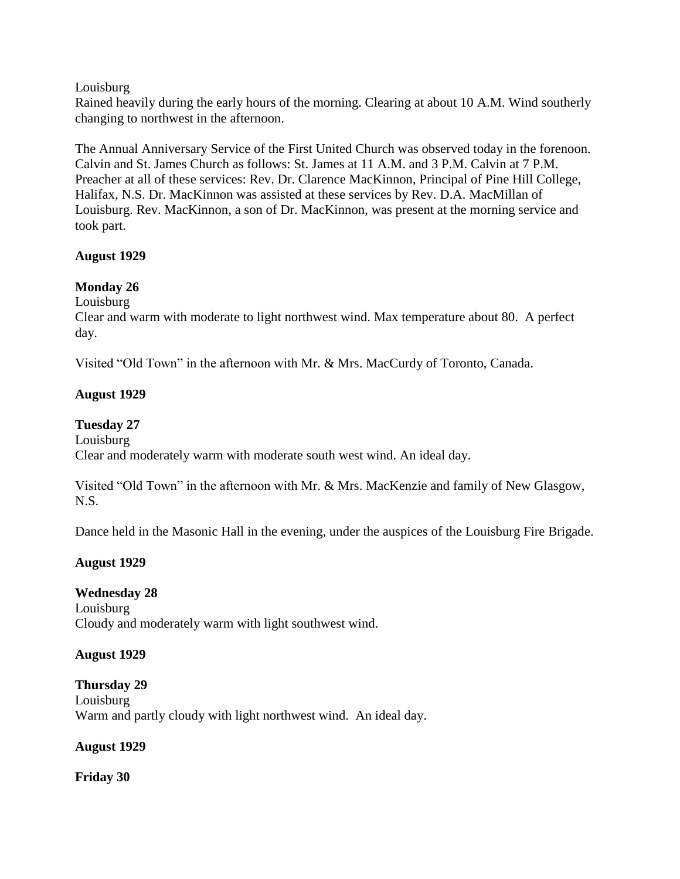Louisburg
Rained heavily during the early hours of the morning. Clearing at about 10 A.M. Wind southerly changing to northwest in the afternoon.

The Annual Anniversary Service of the First United Church was observed today in the forenoon. Calvin and St. James Church as follows: St. James at 11 A.M. and 3 P.M. Calvin at 7 P.M. Preacher at all of these services: Rev. Dr. Clarence MacKinnon, Principal of Pine Hill College, Halifax, N.S. Dr. MacKinnon was assisted at these services by Rev. D.A. MacMillan of Louisburg. Rev. MacKinnon, a son of Dr. MacKinnon, was present at the morning service and took part.

**August 1929**

**Monday 26**
Louisburg
Clear and warm with moderate to light northwest wind. Max temperature about 80. A perfect day.

Visited "Old Town" in the afternoon with Mr. & Mrs. MacCurdy of Toronto, Canada.

**August 1929**

**Tuesday 27**
Louisburg
Clear and moderately warm with moderate south west wind. An ideal day.

Visited "Old Town" in the afternoon with Mr. & Mrs. MacKenzie and family of New Glasgow, N.S.

Dance held in the Masonic Hall in the evening, under the auspices of the Louisburg Fire Brigade.

**August 1929**

**Wednesday 28**
Louisburg
Cloudy and moderately warm with light southwest wind.

**August 1929**

**Thursday 29**
Louisburg
Warm and partly cloudy with light northwest wind. An ideal day.

**August 1929**

**Friday 30**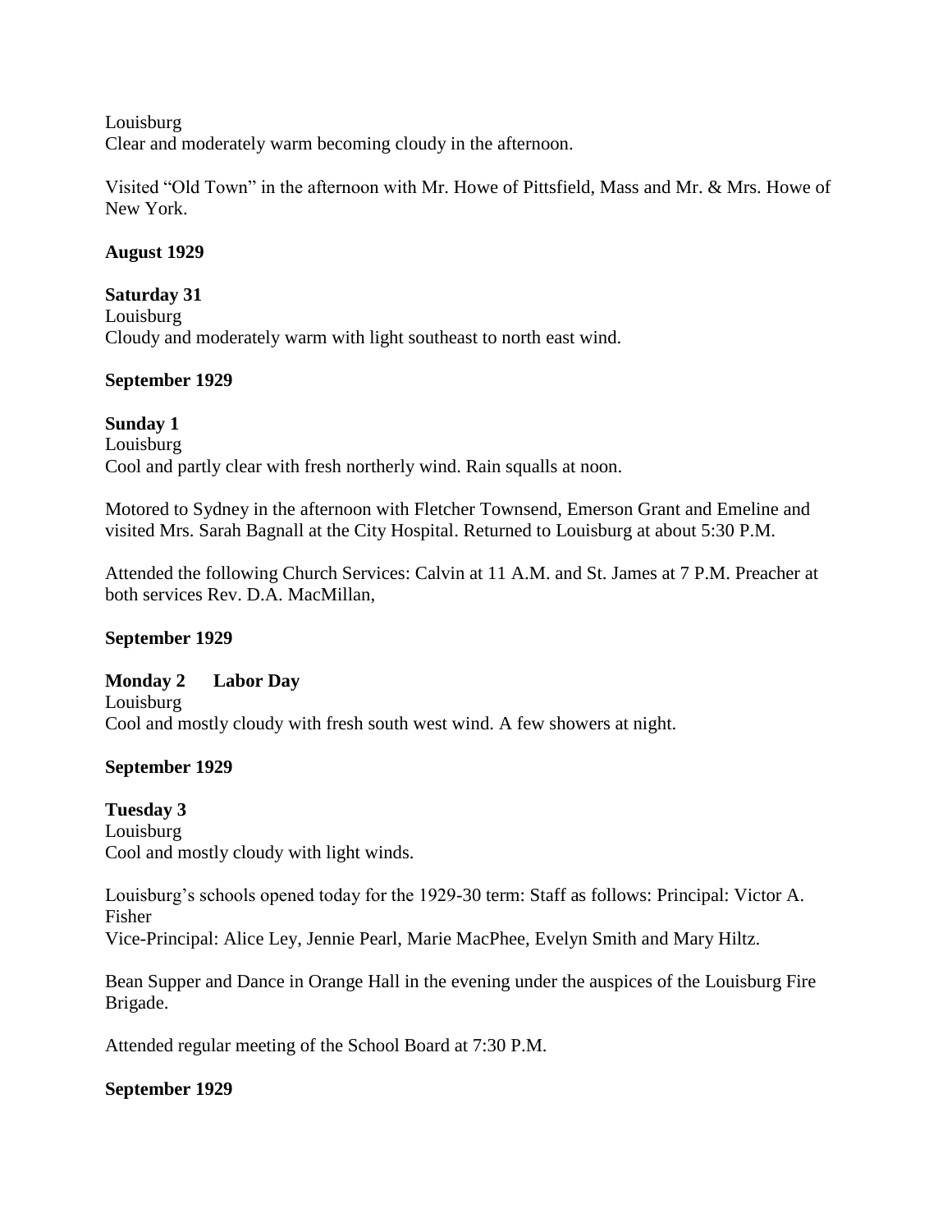Louisburg
Clear and moderately warm becoming cloudy in the afternoon.

Visited "Old Town" in the afternoon with Mr. Howe of Pittsfield, Mass and Mr. & Mrs. Howe of New York.

**August 1929**

**Saturday 31**
Louisburg
Cloudy and moderately warm with light southeast to north east wind.

**September 1929**

**Sunday 1**
Louisburg
Cool and partly clear with fresh northerly wind. Rain squalls at noon.

Motored to Sydney in the afternoon with Fletcher Townsend, Emerson Grant and Emeline and visited Mrs. Sarah Bagnall at the City Hospital. Returned to Louisburg at about 5:30 P.M.

Attended the following Church Services: Calvin at 11 A.M. and St. James at 7 P.M. Preacher at both services Rev. D.A. MacMillan,

**September 1929**

**Monday 2 Labor Day**
Louisburg
Cool and mostly cloudy with fresh south west wind. A few showers at night.

**September 1929**

**Tuesday 3**
Louisburg
Cool and mostly cloudy with light winds.

Louisburg's schools opened today for the 1929-30 term: Staff as follows: Principal: Victor A. Fisher
Vice-Principal: Alice Ley, Jennie Pearl, Marie MacPhee, Evelyn Smith and Mary Hiltz.

Bean Supper and Dance in Orange Hall in the evening under the auspices of the Louisburg Fire Brigade.

Attended regular meeting of the School Board at 7:30 P.M.

**September 1929**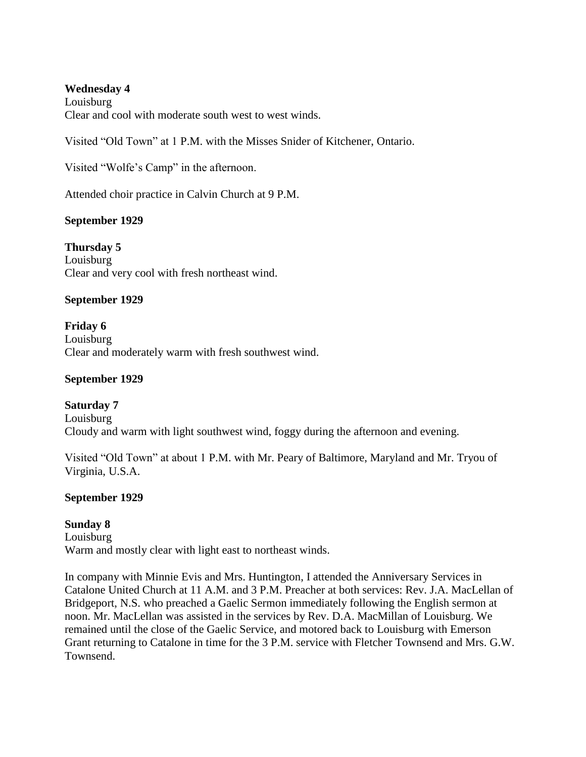**Wednesday 4**
Louisburg
Clear and cool with moderate south west to west winds.

Visited "Old Town" at 1 P.M. with the Misses Snider of Kitchener, Ontario.

Visited "Wolfe's Camp" in the afternoon.

Attended choir practice in Calvin Church at 9 P.M.

**September 1929**

**Thursday 5**
Louisburg
Clear and very cool with fresh northeast wind.

**September 1929**

**Friday 6**
Louisburg
Clear and moderately warm with fresh southwest wind.

**September 1929**

**Saturday 7**
Louisburg
Cloudy and warm with light southwest wind, foggy during the afternoon and evening.

Visited "Old Town" at about 1 P.M. with Mr. Peary of Baltimore, Maryland and Mr. Tryou of Virginia, U.S.A.

**September 1929**

**Sunday 8**
Louisburg
Warm and mostly clear with light east to northeast winds.

In company with Minnie Evis and Mrs. Huntington, I attended the Anniversary Services in Catalone United Church at 11 A.M. and 3 P.M. Preacher at both services: Rev. J.A. MacLellan of Bridgeport, N.S. who preached a Gaelic Sermon immediately following the English sermon at noon. Mr. MacLellan was assisted in the services by Rev. D.A. MacMillan of Louisburg. We remained until the close of the Gaelic Service, and motored back to Louisburg with Emerson Grant returning to Catalone in time for the 3 P.M. service with Fletcher Townsend and Mrs. G.W. Townsend.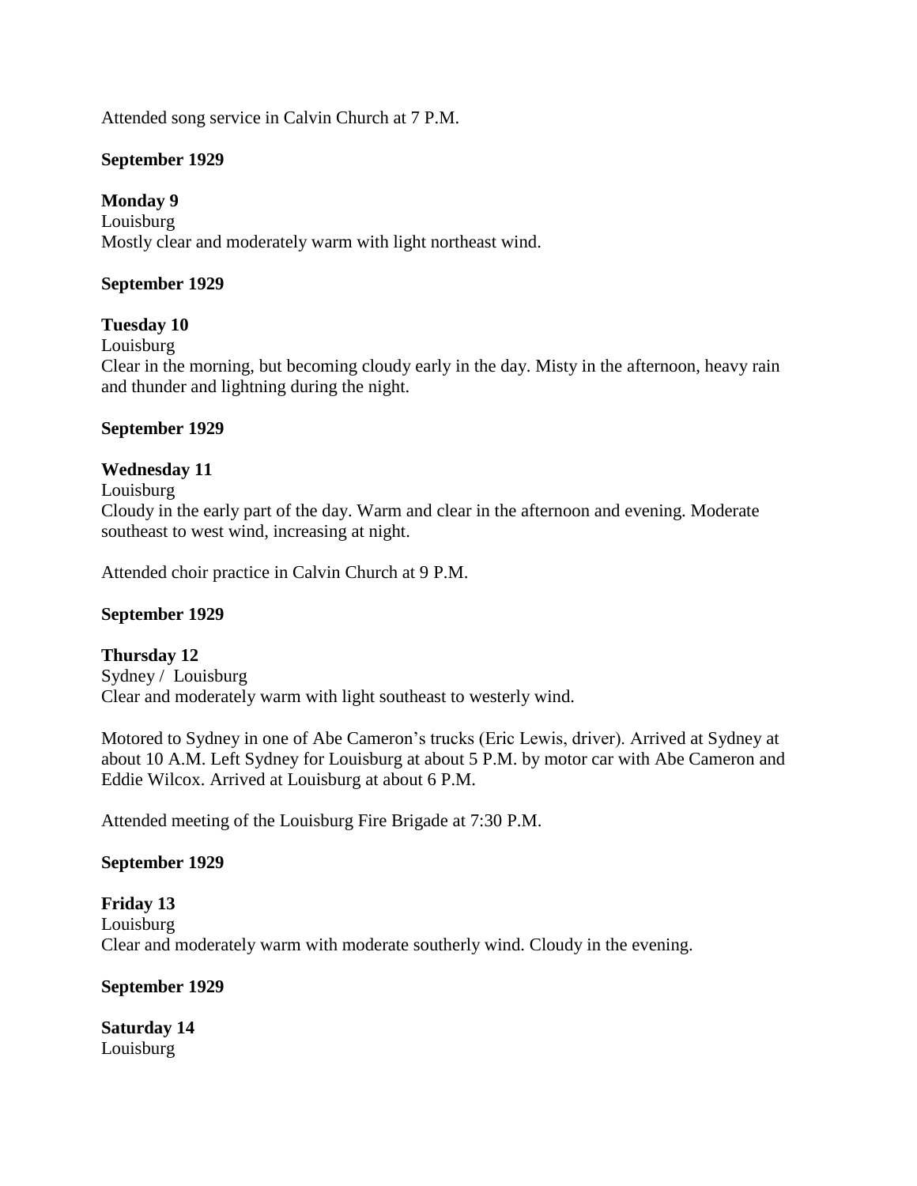Attended song service in Calvin Church at 7 P.M.

**September 1929**

**Monday 9**
Louisburg
Mostly clear and moderately warm with light northeast wind.

**September 1929**

**Tuesday 10**
Louisburg
Clear in the morning, but becoming cloudy early in the day. Misty in the afternoon, heavy rain and thunder and lightning during the night.

**September 1929**

**Wednesday 11**
Louisburg
Cloudy in the early part of the day. Warm and clear in the afternoon and evening. Moderate southeast to west wind, increasing at night.

Attended choir practice in Calvin Church at 9 P.M.

**September 1929**

**Thursday 12**
Sydney / Louisburg
Clear and moderately warm with light southeast to westerly wind.

Motored to Sydney in one of Abe Cameron's trucks (Eric Lewis, driver). Arrived at Sydney at about 10 A.M. Left Sydney for Louisburg at about 5 P.M. by motor car with Abe Cameron and Eddie Wilcox. Arrived at Louisburg at about 6 P.M.

Attended meeting of the Louisburg Fire Brigade at 7:30 P.M.

**September 1929**

**Friday 13**
Louisburg
Clear and moderately warm with moderate southerly wind. Cloudy in the evening.

**September 1929**

**Saturday 14**
Louisburg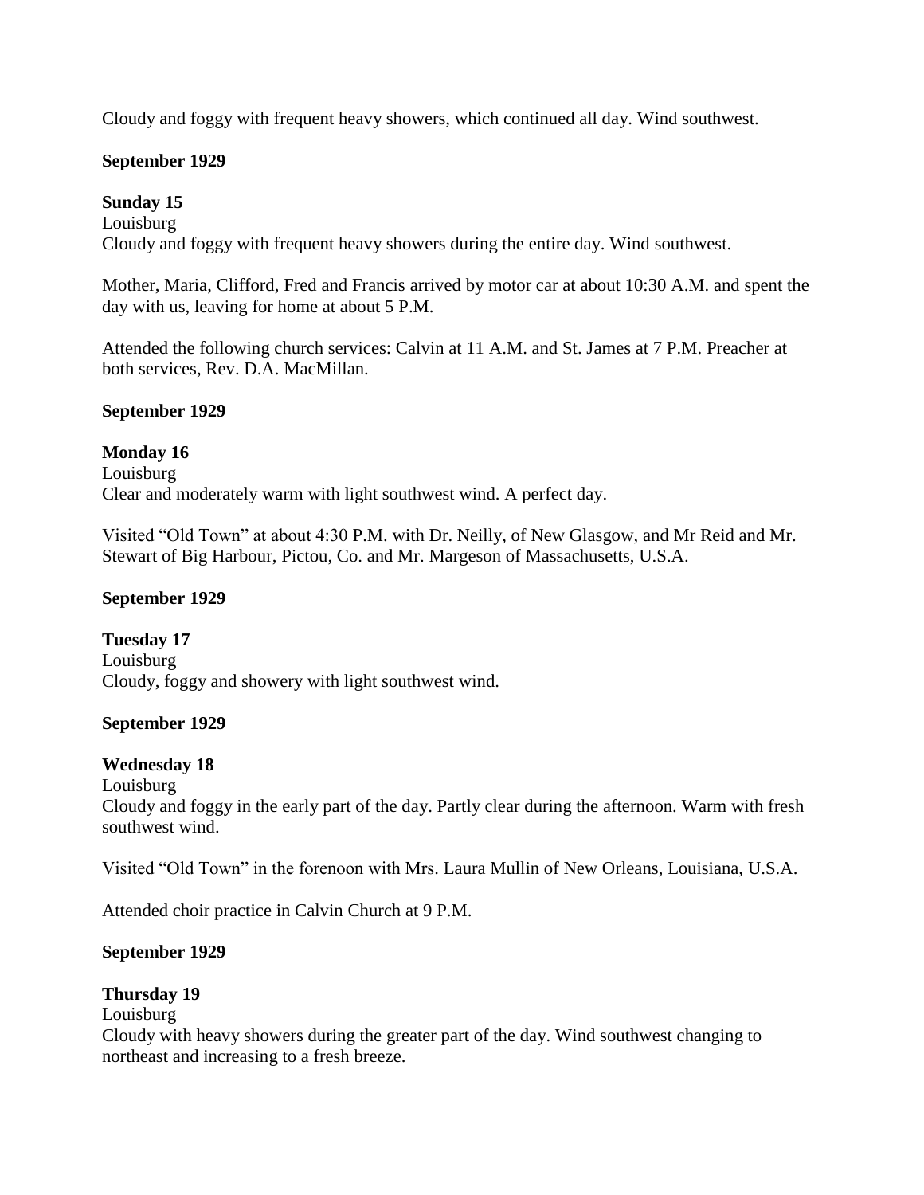Cloudy and foggy with frequent heavy showers, which continued all day. Wind southwest.

**September 1929**

**Sunday 15**
Louisburg
Cloudy and foggy with frequent heavy showers during the entire day. Wind southwest.

Mother, Maria, Clifford, Fred and Francis arrived by motor car at about 10:30 A.M. and spent the day with us, leaving for home at about 5 P.M.

Attended the following church services: Calvin at 11 A.M. and St. James at 7 P.M. Preacher at both services, Rev. D.A. MacMillan.

**September 1929**

**Monday 16**
Louisburg
Clear and moderately warm with light southwest wind. A perfect day.

Visited "Old Town" at about 4:30 P.M. with Dr. Neilly, of New Glasgow, and Mr Reid and Mr. Stewart of Big Harbour, Pictou, Co. and Mr. Margeson of Massachusetts, U.S.A.

**September 1929**

**Tuesday 17**
Louisburg
Cloudy, foggy and showery with light southwest wind.

**September 1929**

**Wednesday 18**
Louisburg
Cloudy and foggy in the early part of the day. Partly clear during the afternoon. Warm with fresh southwest wind.

Visited "Old Town" in the forenoon with Mrs. Laura Mullin of New Orleans, Louisiana, U.S.A.

Attended choir practice in Calvin Church at 9 P.M.

**September 1929**

**Thursday 19**
Louisburg
Cloudy with heavy showers during the greater part of the day. Wind southwest changing to northeast and increasing to a fresh breeze.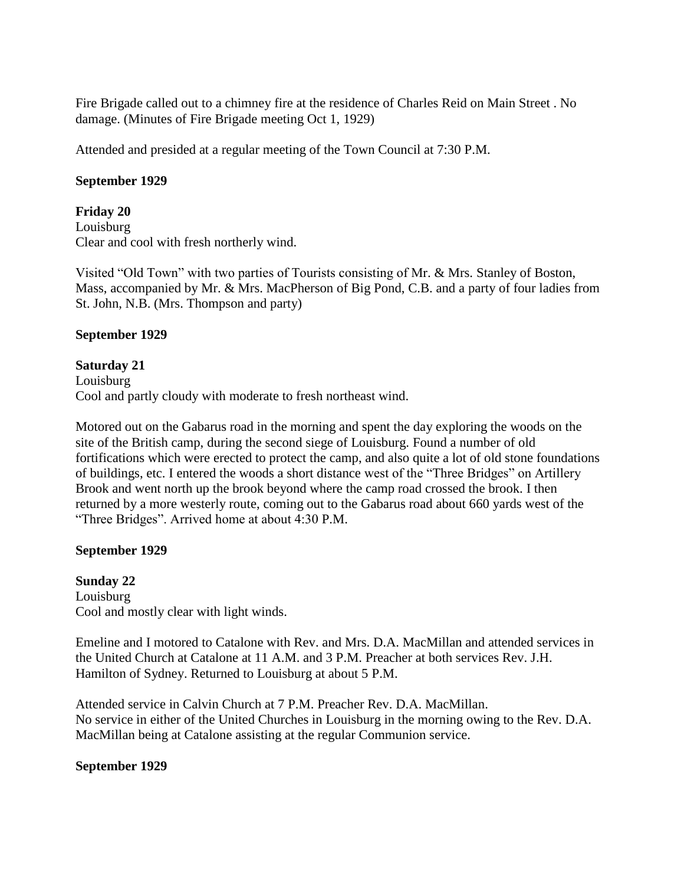Fire Brigade called out to a chimney fire at the residence of Charles Reid on Main Street . No damage. (Minutes of Fire Brigade meeting Oct 1, 1929)

Attended and presided at a regular meeting of the Town Council at 7:30 P.M.

**September 1929**

**Friday 20**
Louisburg
Clear and cool with fresh northerly wind.

Visited "Old Town" with two parties of Tourists consisting of Mr. & Mrs. Stanley of Boston, Mass, accompanied by Mr. & Mrs. MacPherson of Big Pond, C.B. and a party of four ladies from St. John, N.B. (Mrs. Thompson and party)

**September 1929**

**Saturday 21**
Louisburg
Cool and partly cloudy with moderate to fresh northeast wind.

Motored out on the Gabarus road in the morning and spent the day exploring the woods on the site of the British camp, during the second siege of Louisburg. Found a number of old fortifications which were erected to protect the camp, and also quite a lot of old stone foundations of buildings, etc. I entered the woods a short distance west of the "Three Bridges" on Artillery Brook and went north up the brook beyond where the camp road crossed the brook. I then returned by a more westerly route, coming out to the Gabarus road about 660 yards west of the "Three Bridges". Arrived home at about 4:30 P.M.

**September 1929**

**Sunday 22**
Louisburg
Cool and mostly clear with light winds.

Emeline and I motored to Catalone with Rev. and Mrs. D.A. MacMillan and attended services in the United Church at Catalone at 11 A.M. and 3 P.M. Preacher at both services Rev. J.H. Hamilton of Sydney. Returned to Louisburg at about 5 P.M.

Attended service in Calvin Church at 7 P.M. Preacher Rev. D.A. MacMillan.
No service in either of the United Churches in Louisburg in the morning owing to the Rev. D.A. MacMillan being at Catalone assisting at the regular Communion service.

**September 1929**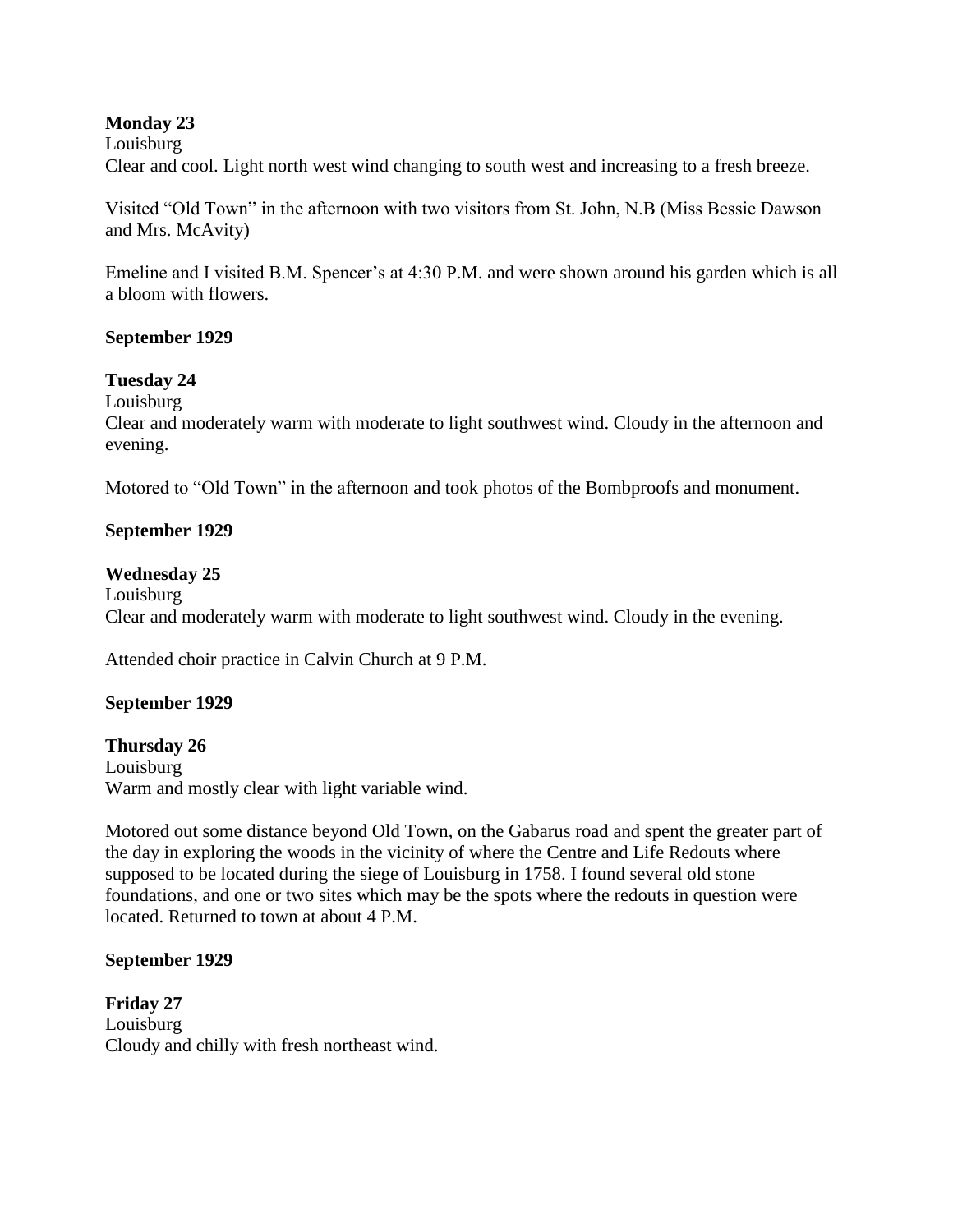**Monday 23**
Louisburg
Clear and cool. Light north west wind changing to south west and increasing to a fresh breeze.

Visited "Old Town" in the afternoon with two visitors from St. John, N.B (Miss Bessie Dawson and Mrs. McAvity)

Emeline and I visited B.M. Spencer's at 4:30 P.M. and were shown around his garden which is all a bloom with flowers.

**September 1929**

**Tuesday 24**
Louisburg
Clear and moderately warm with moderate to light southwest wind. Cloudy in the afternoon and evening.

Motored to "Old Town" in the afternoon and took photos of the Bombproofs and monument.

**September 1929**

**Wednesday 25**
Louisburg
Clear and moderately warm with moderate to light southwest wind. Cloudy in the evening.

Attended choir practice in Calvin Church at 9 P.M.

**September 1929**

**Thursday 26**
Louisburg
Warm and mostly clear with light variable wind.

Motored out some distance beyond Old Town, on the Gabarus road and spent the greater part of the day in exploring the woods in the vicinity of where the Centre and Life Redouts where supposed to be located during the siege of Louisburg in 1758. I found several old stone foundations, and one or two sites which may be the spots where the redouts in question were located. Returned to town at about 4 P.M.

**September 1929**

**Friday 27**
Louisburg
Cloudy and chilly with fresh northeast wind.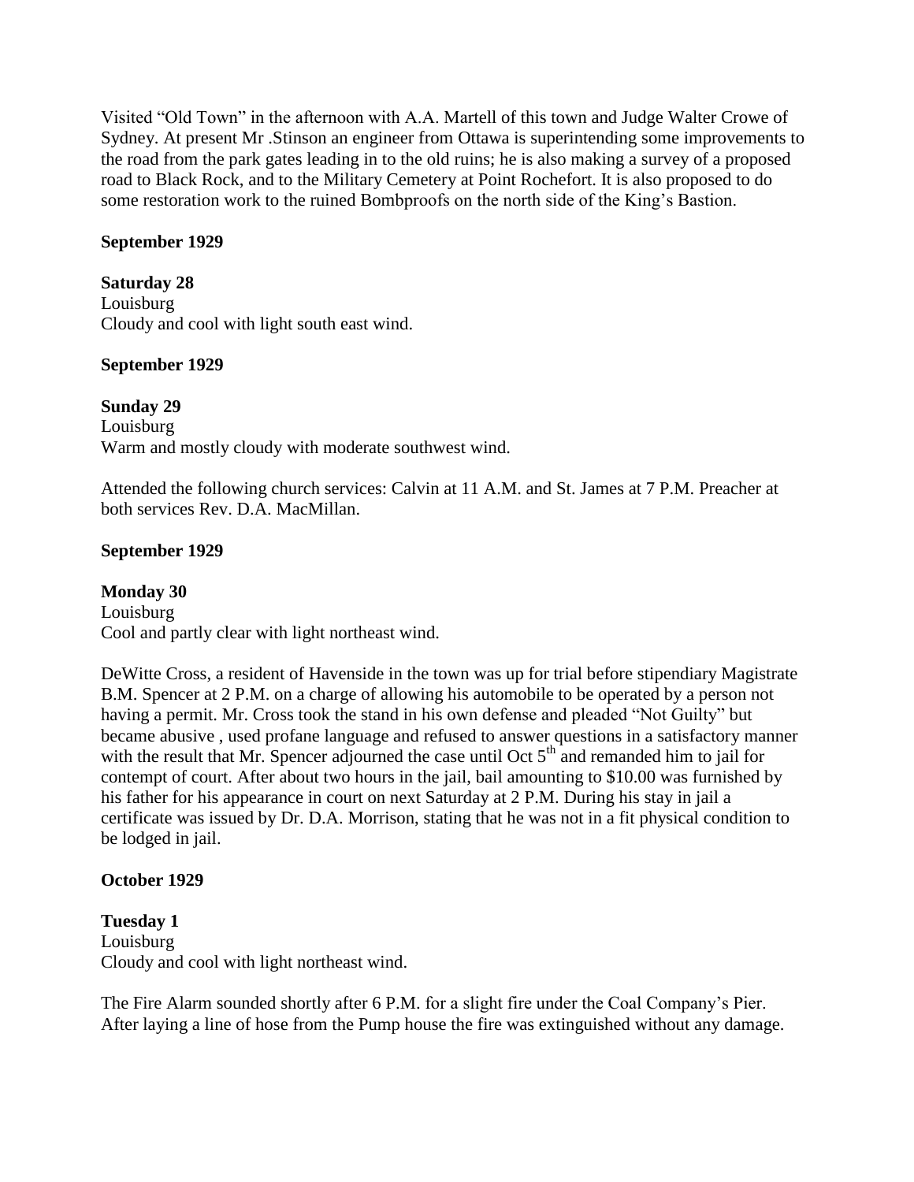Visited "Old Town" in the afternoon with A.A. Martell of this town and Judge Walter Crowe of Sydney. At present Mr .Stinson an engineer from Ottawa is superintending some improvements to the road from the park gates leading in to the old ruins; he is also making a survey of a proposed road to Black Rock, and to the Military Cemetery at Point Rochefort. It is also proposed to do some restoration work to the ruined Bombproofs on the north side of the King's Bastion.

**September 1929**

**Saturday 28**
Louisburg
Cloudy and cool with light south east wind.

**September 1929**

**Sunday 29**
Louisburg
Warm and mostly cloudy with moderate southwest wind.

Attended the following church services: Calvin at 11 A.M. and St. James at 7 P.M. Preacher at both services Rev. D.A. MacMillan.

**September 1929**

**Monday 30**
Louisburg
Cool and partly clear with light northeast wind.

DeWitte Cross, a resident of Havenside in the town was up for trial before stipendiary Magistrate B.M. Spencer at 2 P.M. on a charge of allowing his automobile to be operated by a person not having a permit. Mr. Cross took the stand in his own defense and pleaded "Not Guilty" but became abusive , used profane language and refused to answer questions in a satisfactory manner with the result that Mr. Spencer adjourned the case until Oct 5th and remanded him to jail for contempt of court. After about two hours in the jail, bail amounting to $10.00 was furnished by his father for his appearance in court on next Saturday at 2 P.M. During his stay in jail a certificate was issued by Dr. D.A. Morrison, stating that he was not in a fit physical condition to be lodged in jail.

**October 1929**

**Tuesday 1**
Louisburg
Cloudy and cool with light northeast wind.

The Fire Alarm sounded shortly after 6 P.M. for a slight fire under the Coal Company's Pier. After laying a line of hose from the Pump house the fire was extinguished without any damage.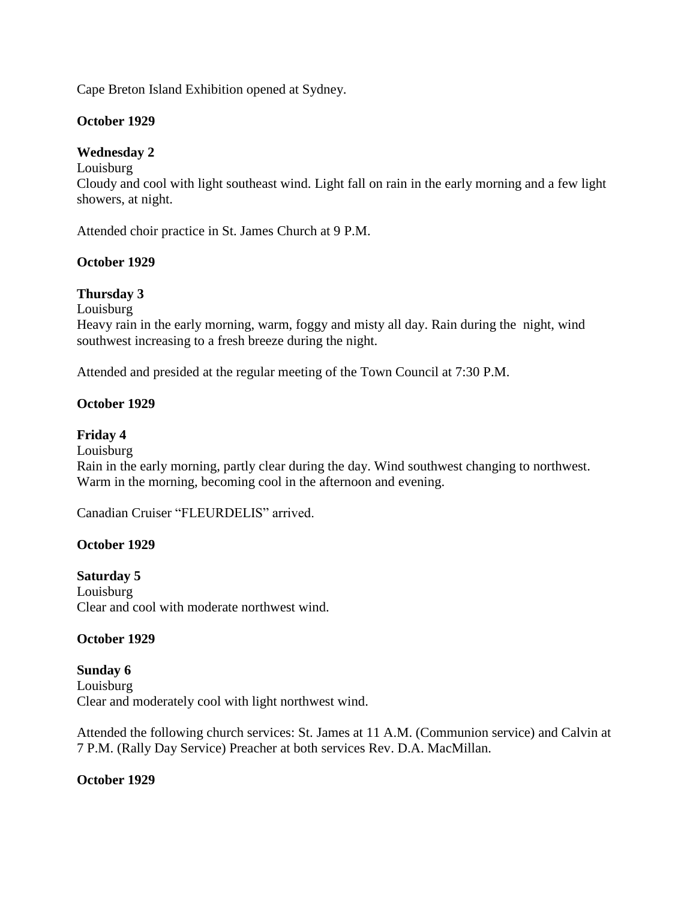Cape Breton Island Exhibition opened at Sydney.

**October 1929**

**Wednesday 2**
Louisburg
Cloudy and cool with light southeast wind. Light fall on rain in the early morning and a few light showers, at night.

Attended choir practice in St. James Church at 9 P.M.

**October 1929**

**Thursday 3**
Louisburg
Heavy rain in the early morning, warm, foggy and misty all day. Rain during the night, wind southwest increasing to a fresh breeze during the night.

Attended and presided at the regular meeting of the Town Council at 7:30 P.M.

**October 1929**

**Friday 4**
Louisburg
Rain in the early morning, partly clear during the day. Wind southwest changing to northwest. Warm in the morning, becoming cool in the afternoon and evening.

Canadian Cruiser "FLEURDELIS" arrived.

**October 1929**

**Saturday 5**
Louisburg
Clear and cool with moderate northwest wind.

**October 1929**

**Sunday 6**
Louisburg
Clear and moderately cool with light northwest wind.

Attended the following church services: St. James at 11 A.M. (Communion service) and Calvin at 7 P.M. (Rally Day Service) Preacher at both services Rev. D.A. MacMillan.

**October 1929**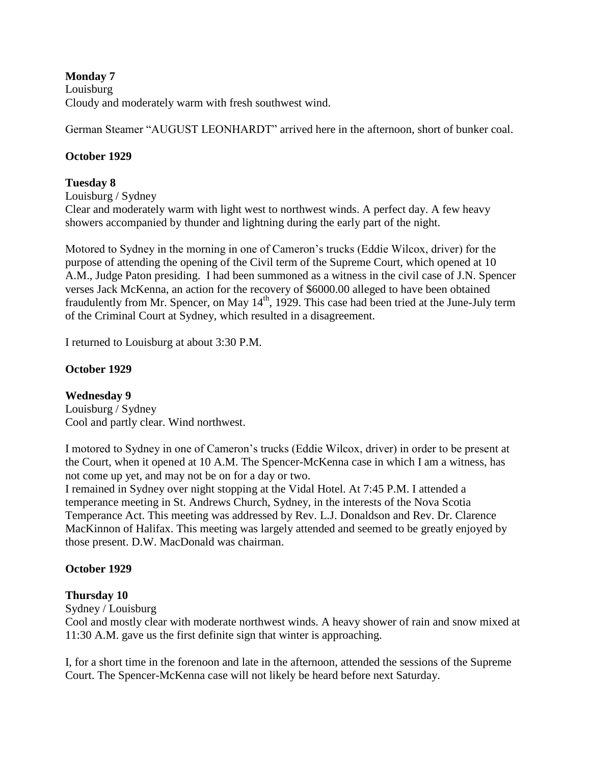**Monday 7**
Louisburg
Cloudy and moderately warm with fresh southwest wind.

German Steamer "AUGUST LEONHARDT" arrived here in the afternoon, short of bunker coal.

**October 1929**

**Tuesday 8**
Louisburg / Sydney
Clear and moderately warm with light west to northwest winds. A perfect day. A few heavy showers accompanied by thunder and lightning during the early part of the night.

Motored to Sydney in the morning in one of Cameron's trucks (Eddie Wilcox, driver) for the purpose of attending the opening of the Civil term of the Supreme Court, which opened at 10 A.M., Judge Paton presiding. I had been summoned as a witness in the civil case of J.N. Spencer verses Jack McKenna, an action for the recovery of $6000.00 alleged to have been obtained fraudulently from Mr. Spencer, on May 14th, 1929. This case had been tried at the June-July term of the Criminal Court at Sydney, which resulted in a disagreement.

I returned to Louisburg at about 3:30 P.M.

**October 1929**

**Wednesday 9**
Louisburg / Sydney
Cool and partly clear. Wind northwest.

I motored to Sydney in one of Cameron's trucks (Eddie Wilcox, driver) in order to be present at the Court, when it opened at 10 A.M. The Spencer-McKenna case in which I am a witness, has not come up yet, and may not be on for a day or two.
I remained in Sydney over night stopping at the Vidal Hotel. At 7:45 P.M. I attended a temperance meeting in St. Andrews Church, Sydney, in the interests of the Nova Scotia Temperance Act. This meeting was addressed by Rev. L.J. Donaldson and Rev. Dr. Clarence MacKinnon of Halifax. This meeting was largely attended and seemed to be greatly enjoyed by those present. D.W. MacDonald was chairman.

**October 1929**

**Thursday 10**
Sydney / Louisburg
Cool and mostly clear with moderate northwest winds. A heavy shower of rain and snow mixed at 11:30 A.M. gave us the first definite sign that winter is approaching.

I, for a short time in the forenoon and late in the afternoon, attended the sessions of the Supreme Court. The Spencer-McKenna case will not likely be heard before next Saturday.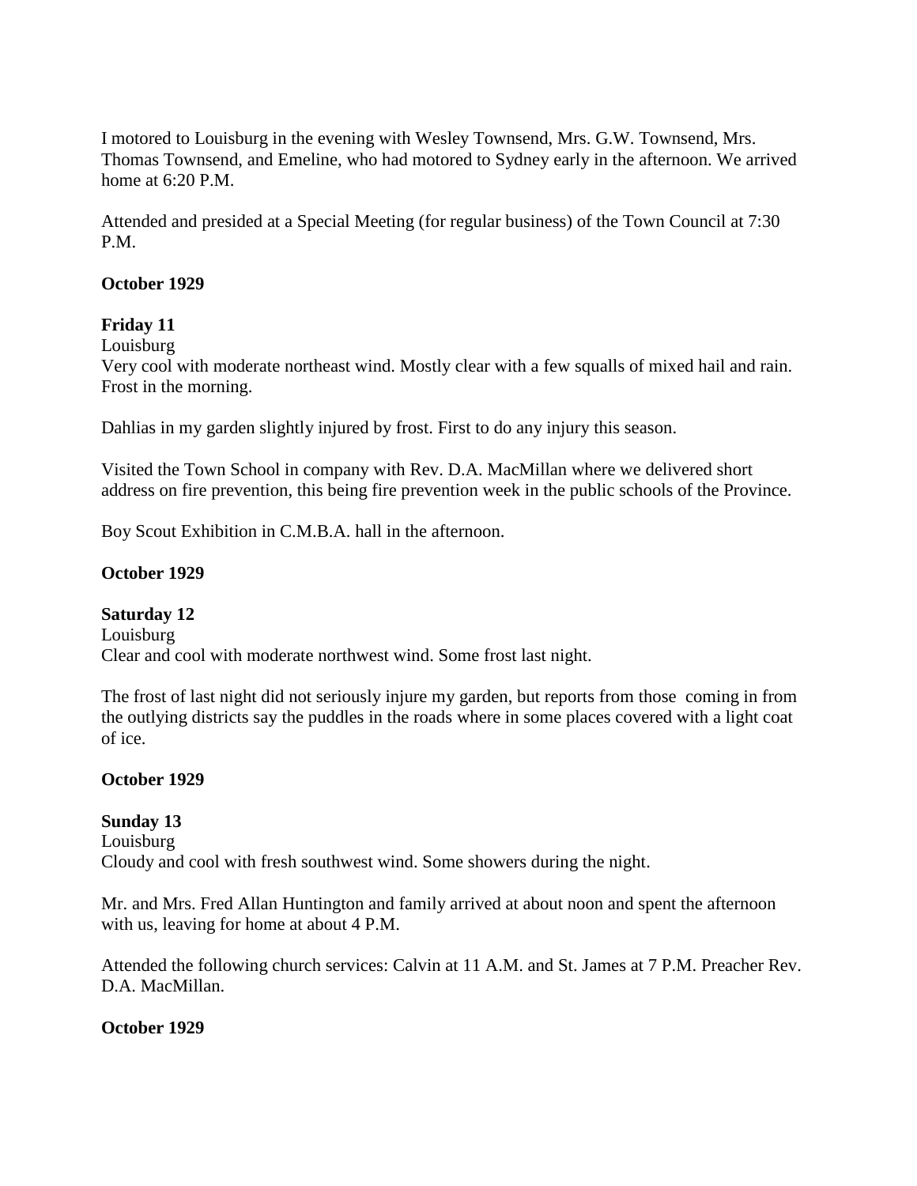I motored to Louisburg in the evening with Wesley Townsend, Mrs. G.W. Townsend, Mrs. Thomas Townsend, and Emeline, who had motored to Sydney early in the afternoon. We arrived home at 6:20 P.M.

Attended and presided at a Special Meeting (for regular business) of the Town Council at 7:30 P.M.

**October 1929**

**Friday 11**
Louisburg
Very cool with moderate northeast wind. Mostly clear with a few squalls of mixed hail and rain. Frost in the morning.

Dahlias in my garden slightly injured by frost. First to do any injury this season.

Visited the Town School in company with Rev. D.A. MacMillan where we delivered short address on fire prevention, this being fire prevention week in the public schools of the Province.

Boy Scout Exhibition in C.M.B.A. hall in the afternoon.

**October 1929**

**Saturday 12**
Louisburg
Clear and cool with moderate northwest wind. Some frost last night.

The frost of last night did not seriously injure my garden, but reports from those coming in from the outlying districts say the puddles in the roads where in some places covered with a light coat of ice.

**October 1929**

**Sunday 13**
Louisburg
Cloudy and cool with fresh southwest wind. Some showers during the night.

Mr. and Mrs. Fred Allan Huntington and family arrived at about noon and spent the afternoon with us, leaving for home at about 4 P.M.

Attended the following church services: Calvin at 11 A.M. and St. James at 7 P.M. Preacher Rev. D.A. MacMillan.

**October 1929**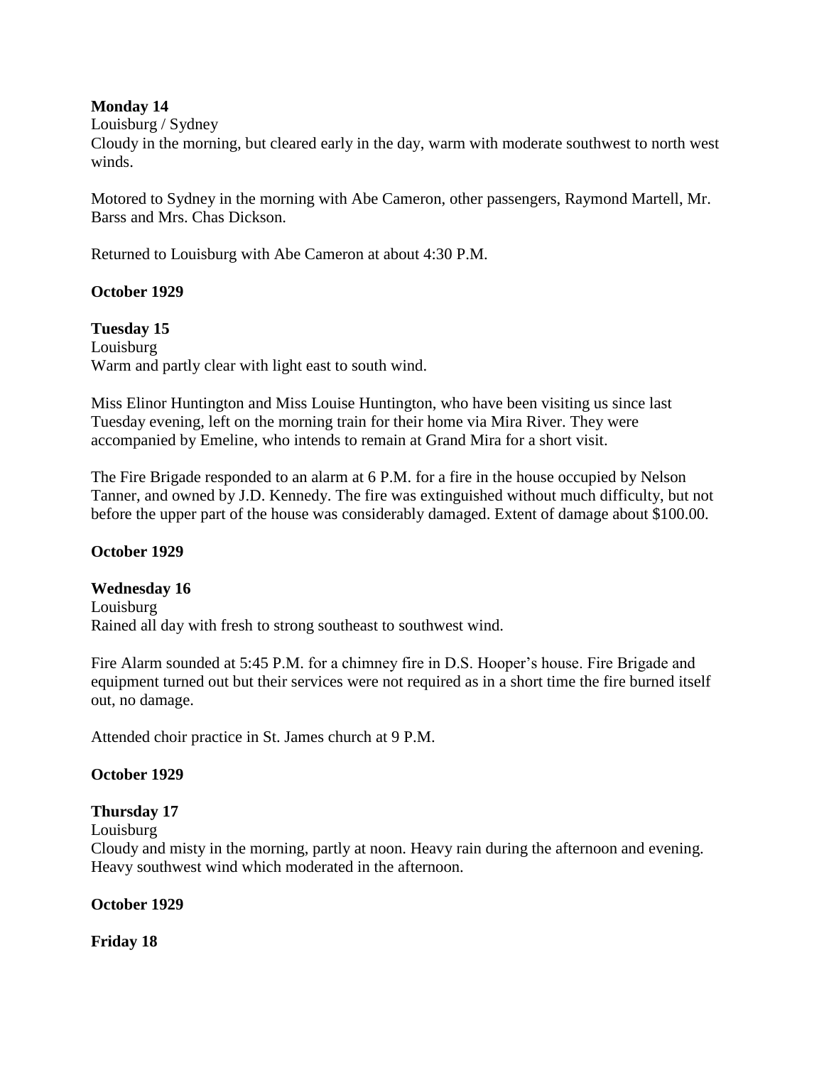**Monday 14**

Louisburg / Sydney

Cloudy in the morning, but cleared early in the day, warm with moderate southwest to north west winds.

Motored to Sydney in the morning with Abe Cameron, other passengers, Raymond Martell, Mr. Barss and Mrs. Chas Dickson.

Returned to Louisburg with Abe Cameron at about 4:30 P.M.

**October 1929**

**Tuesday 15**

Louisburg

Warm and partly clear with light east to south wind.

Miss Elinor Huntington and Miss Louise Huntington, who have been visiting us since last Tuesday evening, left on the morning train for their home via Mira River. They were accompanied by Emeline, who intends to remain at Grand Mira for a short visit.

The Fire Brigade responded to an alarm at 6 P.M. for a fire in the house occupied by Nelson Tanner, and owned by J.D. Kennedy. The fire was extinguished without much difficulty, but not before the upper part of the house was considerably damaged. Extent of damage about $100.00.

**October 1929**

**Wednesday 16**

Louisburg

Rained all day with fresh to strong southeast to southwest wind.

Fire Alarm sounded at 5:45 P.M. for a chimney fire in D.S. Hooper's house. Fire Brigade and equipment turned out but their services were not required as in a short time the fire burned itself out, no damage.

Attended choir practice in St. James church at 9 P.M.

**October 1929**

**Thursday 17**

Louisburg

Cloudy and misty in the morning, partly at noon. Heavy rain during the afternoon and evening. Heavy southwest wind which moderated in the afternoon.

**October 1929**

**Friday 18**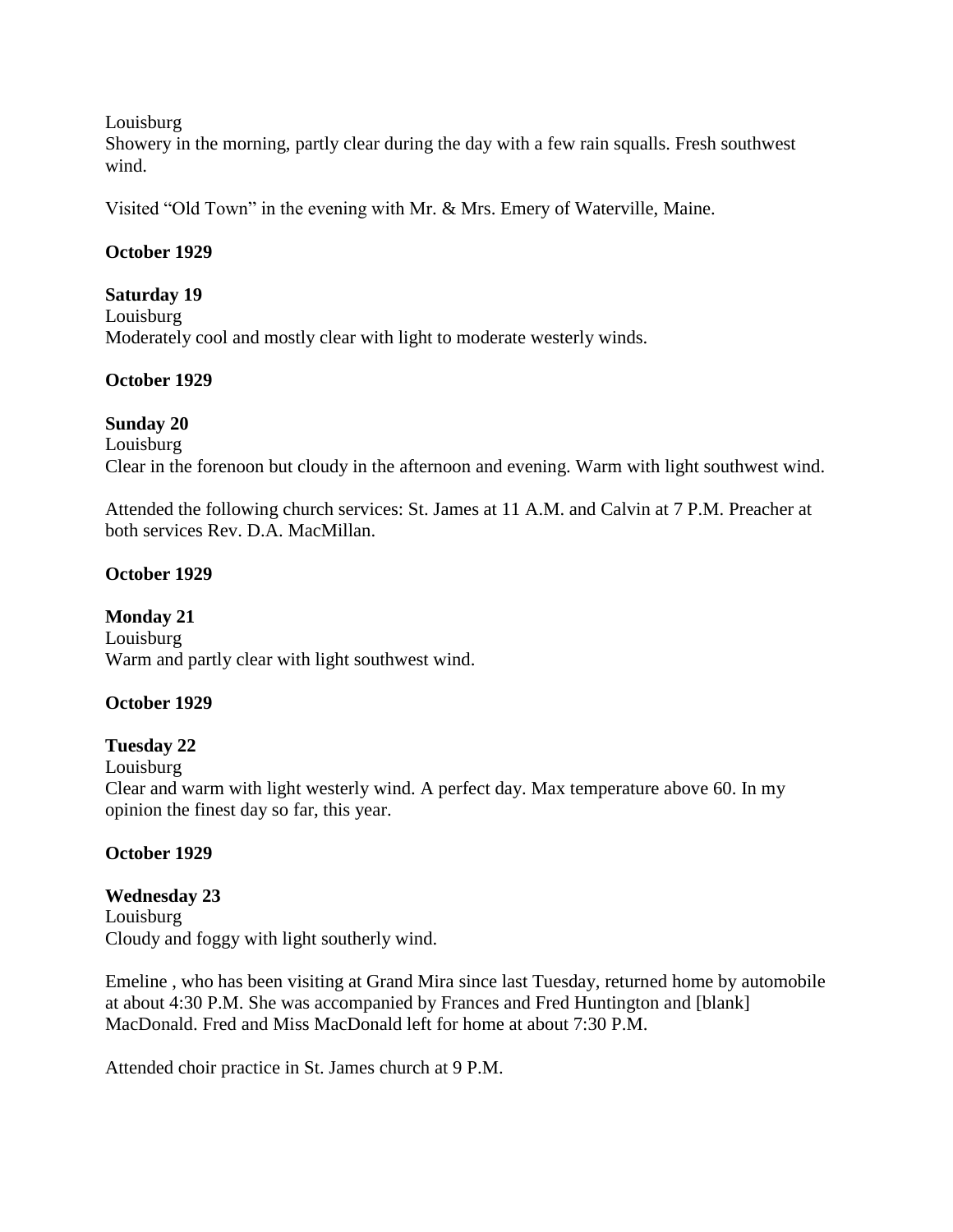Louisburg
Showery in the morning, partly clear during the day with a few rain squalls. Fresh southwest wind.

Visited "Old Town" in the evening with Mr. & Mrs. Emery of Waterville, Maine.

**October 1929**

**Saturday 19**
Louisburg
Moderately cool and mostly clear with light to moderate westerly winds.

**October 1929**

**Sunday 20**
Louisburg
Clear in the forenoon but cloudy in the afternoon and evening. Warm with light southwest wind.

Attended the following church services: St. James at 11 A.M. and Calvin at 7 P.M. Preacher at both services Rev. D.A. MacMillan.

**October 1929**

**Monday 21**
Louisburg
Warm and partly clear with light southwest wind.

**October 1929**

**Tuesday 22**
Louisburg
Clear and warm with light westerly wind. A perfect day. Max temperature above 60. In my opinion the finest day so far, this year.

**October 1929**

**Wednesday 23**
Louisburg
Cloudy and foggy with light southerly wind.

Emeline , who has been visiting at Grand Mira since last Tuesday, returned home by automobile at about 4:30 P.M. She was accompanied by Frances and Fred Huntington and [blank] MacDonald. Fred and Miss MacDonald left for home at about 7:30 P.M.

Attended choir practice in St. James church at 9 P.M.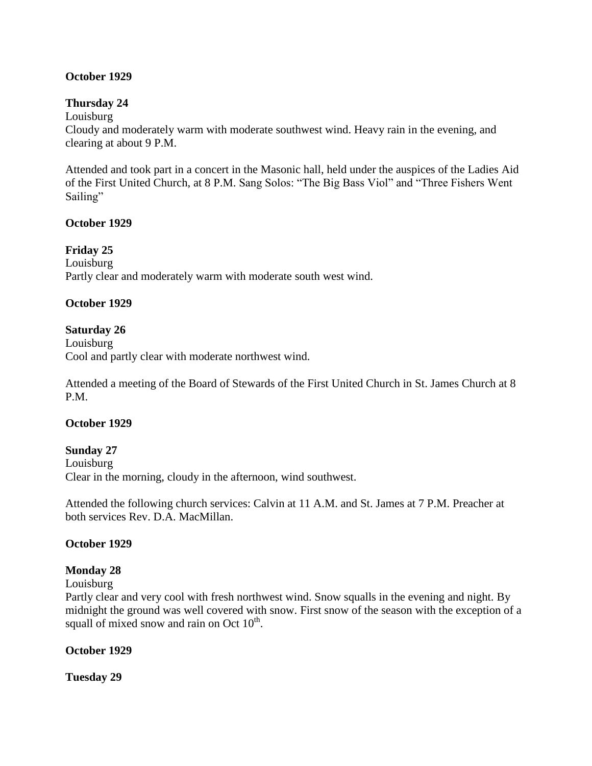**October 1929**

**Thursday 24**
Louisburg
Cloudy and moderately warm with moderate southwest wind. Heavy rain in the evening, and clearing at about 9 P.M.

Attended and took part in a concert in the Masonic hall, held under the auspices of the Ladies Aid of the First United Church, at 8 P.M. Sang Solos: "The Big Bass Viol" and "Three Fishers Went Sailing"

**October 1929**

**Friday 25**
Louisburg
Partly clear and moderately warm with moderate south west wind.

**October 1929**

**Saturday 26**
Louisburg
Cool and partly clear with moderate northwest wind.

Attended a meeting of the Board of Stewards of the First United Church in St. James Church at 8 P.M.

**October 1929**

**Sunday 27**
Louisburg
Clear in the morning, cloudy in the afternoon, wind southwest.

Attended the following church services: Calvin at 11 A.M. and St. James at 7 P.M. Preacher at both services Rev. D.A. MacMillan.

**October 1929**

**Monday 28**
Louisburg
Partly clear and very cool with fresh northwest wind. Snow squalls in the evening and night. By midnight the ground was well covered with snow. First snow of the season with the exception of a squall of mixed snow and rain on Oct 10th.

**October 1929**

**Tuesday 29**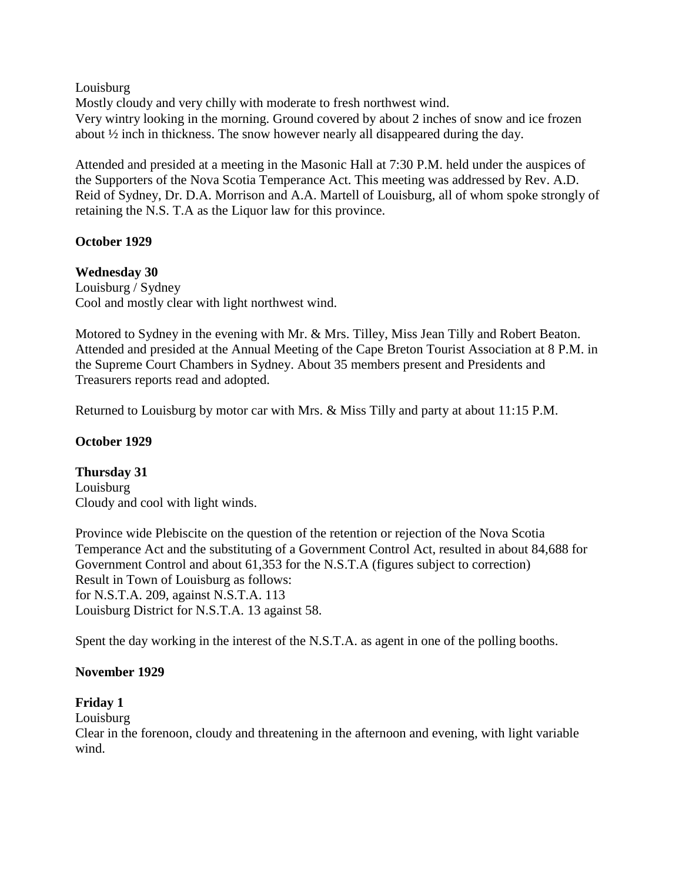Louisburg
Mostly cloudy and very chilly with moderate to fresh northwest wind.
Very wintry looking in the morning. Ground covered by about 2 inches of snow and ice frozen about ½ inch in thickness. The snow however nearly all disappeared during the day.

Attended and presided at a meeting in the Masonic Hall at 7:30 P.M. held under the auspices of the Supporters of the Nova Scotia Temperance Act. This meeting was addressed by Rev. A.D. Reid of Sydney, Dr. D.A. Morrison and A.A. Martell of Louisburg, all of whom spoke strongly of retaining the N.S. T.A as the Liquor law for this province.

**October 1929**

**Wednesday 30**
Louisburg / Sydney
Cool and mostly clear with light northwest wind.

Motored to Sydney in the evening with Mr. & Mrs. Tilley, Miss Jean Tilly and Robert Beaton. Attended and presided at the Annual Meeting of the Cape Breton Tourist Association at 8 P.M. in the Supreme Court Chambers in Sydney. About 35 members present and Presidents and Treasurers reports read and adopted.

Returned to Louisburg by motor car with Mrs. & Miss Tilly and party at about 11:15 P.M.

**October 1929**

**Thursday 31**
Louisburg
Cloudy and cool with light winds.

Province wide Plebiscite on the question of the retention or rejection of the Nova Scotia Temperance Act and the substituting of a Government Control Act, resulted in about 84,688 for Government Control and about 61,353 for the N.S.T.A (figures subject to correction)
Result in Town of Louisburg as follows:
for N.S.T.A. 209, against N.S.T.A. 113
Louisburg District for N.S.T.A. 13 against 58.

Spent the day working in the interest of the N.S.T.A. as agent in one of the polling booths.

**November 1929**

**Friday 1**
Louisburg
Clear in the forenoon, cloudy and threatening in the afternoon and evening, with light variable wind.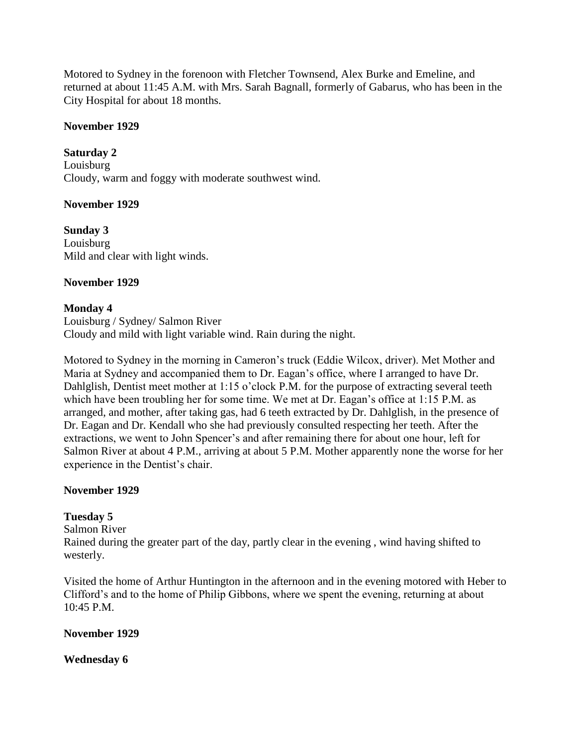Motored to Sydney in the forenoon with Fletcher Townsend, Alex Burke and Emeline, and returned at about 11:45 A.M. with Mrs. Sarah Bagnall, formerly of Gabarus, who has been in the City Hospital for about 18 months.

**November 1929**

**Saturday 2**
Louisburg
Cloudy, warm and foggy with moderate southwest wind.

**November 1929**

**Sunday 3**
Louisburg
Mild and clear with light winds.

**November 1929**

**Monday 4**
Louisburg / Sydney/ Salmon River
Cloudy and mild with light variable wind. Rain during the night.

Motored to Sydney in the morning in Cameron's truck (Eddie Wilcox, driver). Met Mother and Maria at Sydney and accompanied them to Dr. Eagan's office, where I arranged to have Dr. Dahlglish, Dentist meet mother at 1:15 o'clock P.M. for the purpose of extracting several teeth which have been troubling her for some time. We met at Dr. Eagan's office at 1:15 P.M. as arranged, and mother, after taking gas, had 6 teeth extracted by Dr. Dahlglish, in the presence of Dr. Eagan and Dr. Kendall who she had previously consulted respecting her teeth. After the extractions, we went to John Spencer's and after remaining there for about one hour, left for Salmon River at about 4 P.M., arriving at about 5 P.M. Mother apparently none the worse for her experience in the Dentist's chair.

**November 1929**

**Tuesday 5**
Salmon River
Rained during the greater part of the day, partly clear in the evening , wind having shifted to westerly.

Visited the home of Arthur Huntington in the afternoon and in the evening motored with Heber to Clifford's and to the home of Philip Gibbons, where we spent the evening, returning at about 10:45 P.M.

**November 1929**

**Wednesday 6**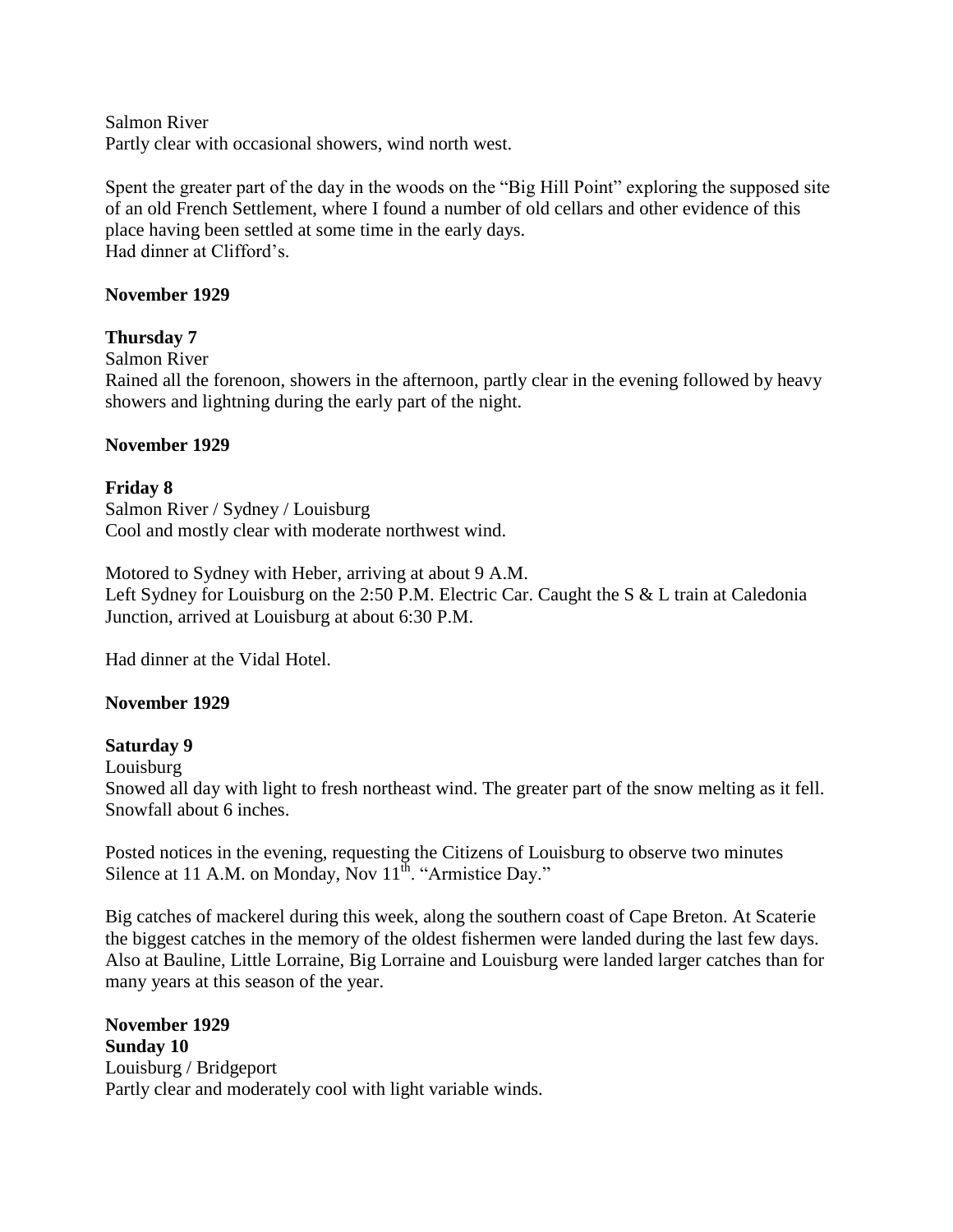Salmon River
Partly clear with occasional showers, wind north west.

Spent the greater part of the day in the woods on the "Big Hill Point" exploring the supposed site of an old French Settlement, where I found a number of old cellars and other evidence of this place having been settled at some time in the early days.
Had dinner at Clifford's.

**November 1929**

**Thursday 7**
Salmon River
Rained all the forenoon, showers in the afternoon, partly clear in the evening followed by heavy showers and lightning during the early part of the night.

**November 1929**

**Friday 8**
Salmon River / Sydney / Louisburg
Cool and mostly clear with moderate northwest wind.

Motored to Sydney with Heber, arriving at about 9 A.M.
Left Sydney for Louisburg on the 2:50 P.M. Electric Car. Caught the S & L train at Caledonia Junction, arrived at Louisburg at about 6:30 P.M.

Had dinner at the Vidal Hotel.

**November 1929**

**Saturday 9**
Louisburg
Snowed all day with light to fresh northeast wind. The greater part of the snow melting as it fell. Snowfall about 6 inches.

Posted notices in the evening, requesting the Citizens of Louisburg to observe two minutes Silence at 11 A.M. on Monday, Nov 11th. "Armistice Day."

Big catches of mackerel during this week, along the southern coast of Cape Breton. At Scaterie the biggest catches in the memory of the oldest fishermen were landed during the last few days. Also at Bauline, Little Lorraine, Big Lorraine and Louisburg were landed larger catches than for many years at this season of the year.

**November 1929**
**Sunday 10**
Louisburg / Bridgeport
Partly clear and moderately cool with light variable winds.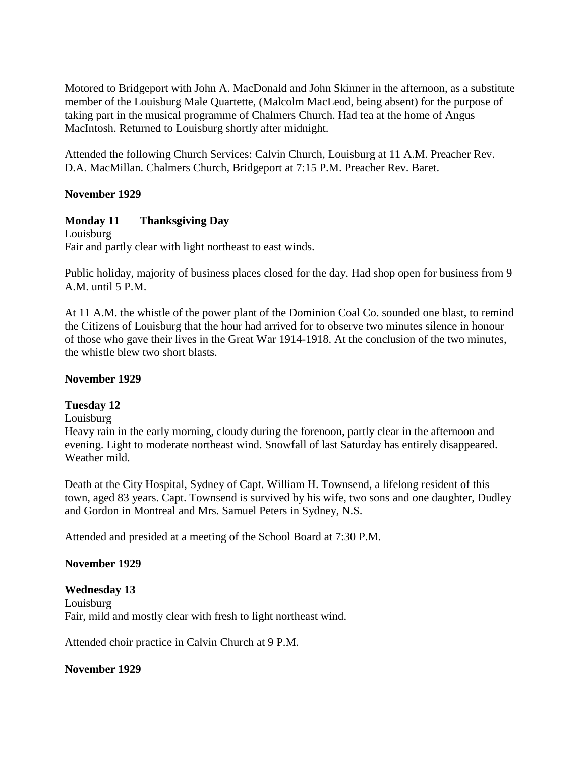Motored to Bridgeport with John A. MacDonald and John Skinner in the afternoon, as a substitute member of the Louisburg Male Quartette, (Malcolm MacLeod, being absent) for the purpose of taking part in the musical programme of Chalmers Church. Had tea at the home of Angus MacIntosh. Returned to Louisburg shortly after midnight.

Attended the following Church Services: Calvin Church, Louisburg at 11 A.M. Preacher Rev. D.A. MacMillan. Chalmers Church, Bridgeport at 7:15 P.M. Preacher Rev. Baret.

**November 1929**

**Monday 11 Thanksgiving Day**
Louisburg
Fair and partly clear with light northeast to east winds.

Public holiday, majority of business places closed for the day. Had shop open for business from 9 A.M. until 5 P.M.

At 11 A.M. the whistle of the power plant of the Dominion Coal Co. sounded one blast, to remind the Citizens of Louisburg that the hour had arrived for to observe two minutes silence in honour of those who gave their lives in the Great War 1914-1918. At the conclusion of the two minutes, the whistle blew two short blasts.

**November 1929**

**Tuesday 12**
Louisburg
Heavy rain in the early morning, cloudy during the forenoon, partly clear in the afternoon and evening. Light to moderate northeast wind. Snowfall of last Saturday has entirely disappeared. Weather mild.

Death at the City Hospital, Sydney of Capt. William H. Townsend, a lifelong resident of this town, aged 83 years. Capt. Townsend is survived by his wife, two sons and one daughter, Dudley and Gordon in Montreal and Mrs. Samuel Peters in Sydney, N.S.

Attended and presided at a meeting of the School Board at 7:30 P.M.

**November 1929**

**Wednesday 13**
Louisburg
Fair, mild and mostly clear with fresh to light northeast wind.

Attended choir practice in Calvin Church at 9 P.M.

**November 1929**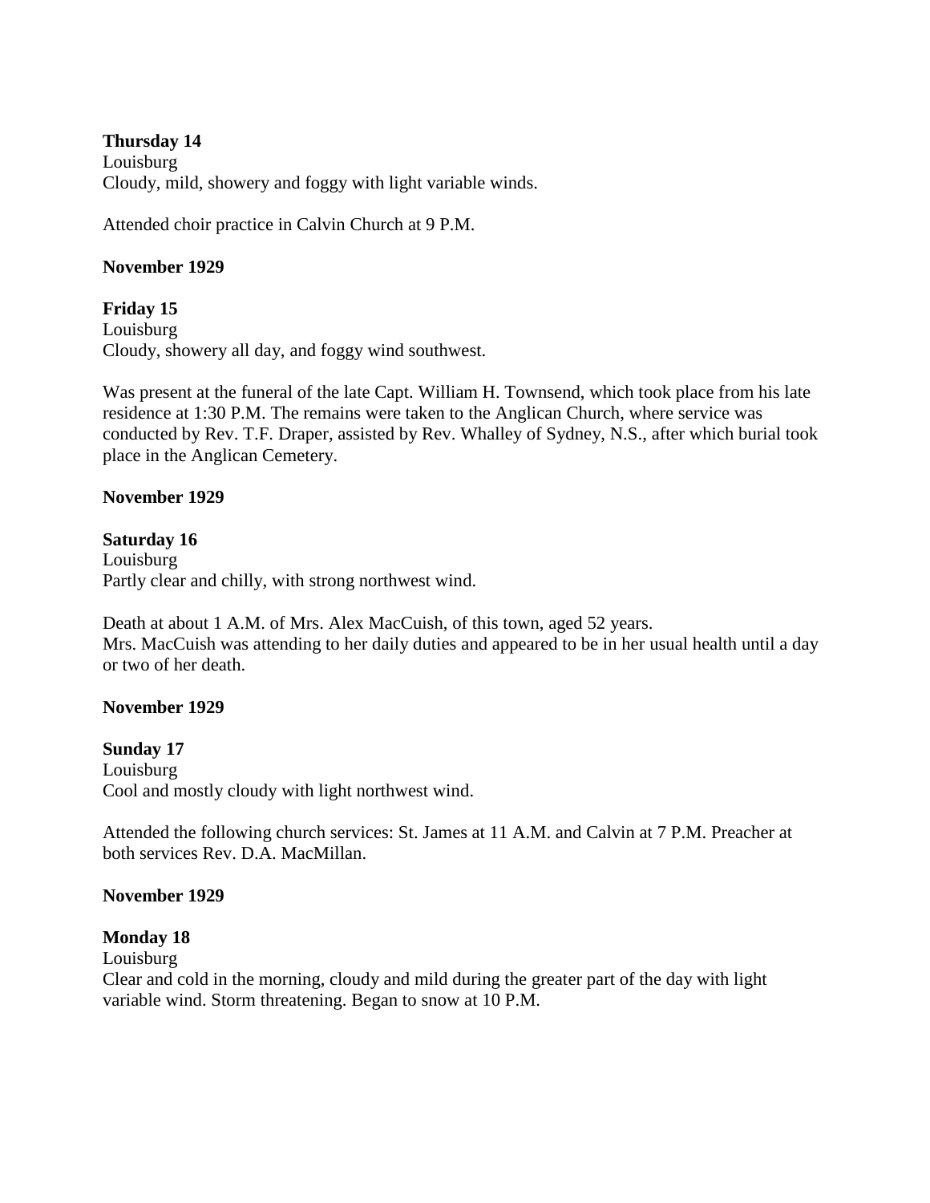**Thursday 14**
Louisburg
Cloudy, mild, showery and foggy with light variable winds.

Attended choir practice in Calvin Church at 9 P.M.

**November 1929**

**Friday 15**
Louisburg
Cloudy, showery all day, and foggy wind southwest.

Was present at the funeral of the late Capt. William H. Townsend, which took place from his late residence at 1:30 P.M. The remains were taken to the Anglican Church, where service was conducted by Rev. T.F. Draper, assisted by Rev. Whalley of Sydney, N.S., after which burial took place in the Anglican Cemetery.

**November 1929**

**Saturday 16**
Louisburg
Partly clear and chilly, with strong northwest wind.

Death at about 1 A.M. of Mrs. Alex MacCuish, of this town, aged 52 years.
Mrs. MacCuish was attending to her daily duties and appeared to be in her usual health until a day or two of her death.

**November 1929**

**Sunday 17**
Louisburg
Cool and mostly cloudy with light northwest wind.

Attended the following church services: St. James at 11 A.M. and Calvin at 7 P.M. Preacher at both services Rev. D.A. MacMillan.

**November 1929**

**Monday 18**
Louisburg
Clear and cold in the morning, cloudy and mild during the greater part of the day with light variable wind. Storm threatening. Began to snow at 10 P.M.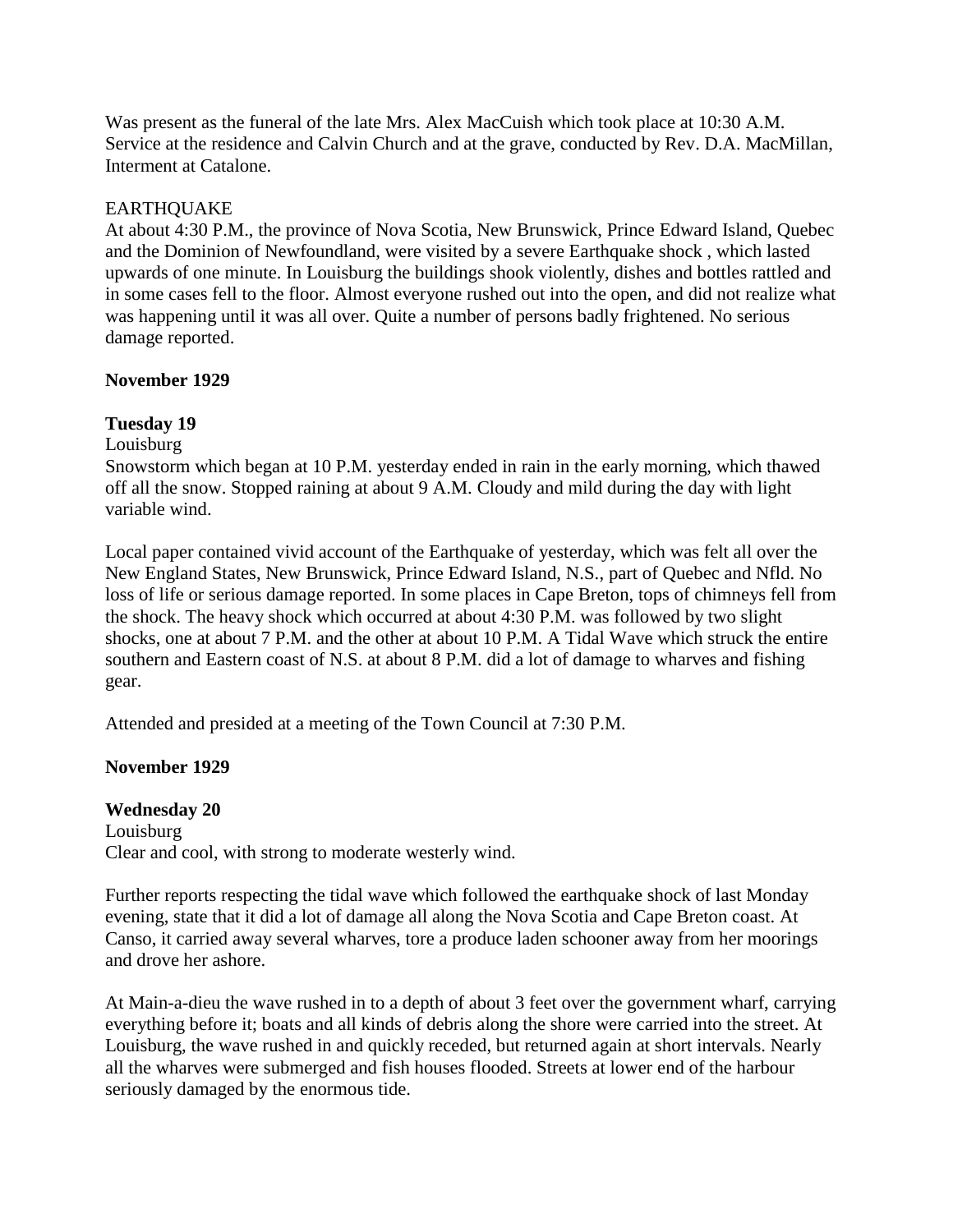Was present as the funeral of the late Mrs. Alex MacCuish which took place at 10:30 A.M. Service at the residence and Calvin Church and at the grave, conducted by Rev. D.A. MacMillan, Interment at Catalone.

EARTHQUAKE
At about 4:30 P.M., the province of Nova Scotia, New Brunswick, Prince Edward Island, Quebec and the Dominion of Newfoundland, were visited by a severe Earthquake shock , which lasted upwards of one minute. In Louisburg the buildings shook violently, dishes and bottles rattled and in some cases fell to the floor. Almost everyone rushed out into the open, and did not realize what was happening until it was all over. Quite a number of persons badly frightened. No serious damage reported.

**November 1929**

**Tuesday 19**
Louisburg
Snowstorm which began at 10 P.M. yesterday ended in rain in the early morning, which thawed off all the snow. Stopped raining at about 9 A.M. Cloudy and mild during the day with light variable wind.

Local paper contained vivid account of the Earthquake of yesterday, which was felt all over the New England States, New Brunswick, Prince Edward Island, N.S., part of Quebec and Nfld. No loss of life or serious damage reported. In some places in Cape Breton, tops of chimneys fell from the shock. The heavy shock which occurred at about 4:30 P.M. was followed by two slight shocks, one at about 7 P.M. and the other at about 10 P.M. A Tidal Wave which struck the entire southern and Eastern coast of N.S. at about 8 P.M. did a lot of damage to wharves and fishing gear.

Attended and presided at a meeting of the Town Council at 7:30 P.M.

**November 1929**

**Wednesday 20**
Louisburg
Clear and cool, with strong to moderate westerly wind.

Further reports respecting the tidal wave which followed the earthquake shock of last Monday evening, state that it did a lot of damage all along the Nova Scotia and Cape Breton coast. At Canso, it carried away several wharves, tore a produce laden schooner away from her moorings and drove her ashore.

At Main-a-dieu the wave rushed in to a depth of about 3 feet over the government wharf, carrying everything before it; boats and all kinds of debris along the shore were carried into the street. At Louisburg, the wave rushed in and quickly receded, but returned again at short intervals. Nearly all the wharves were submerged and fish houses flooded. Streets at lower end of the harbour seriously damaged by the enormous tide.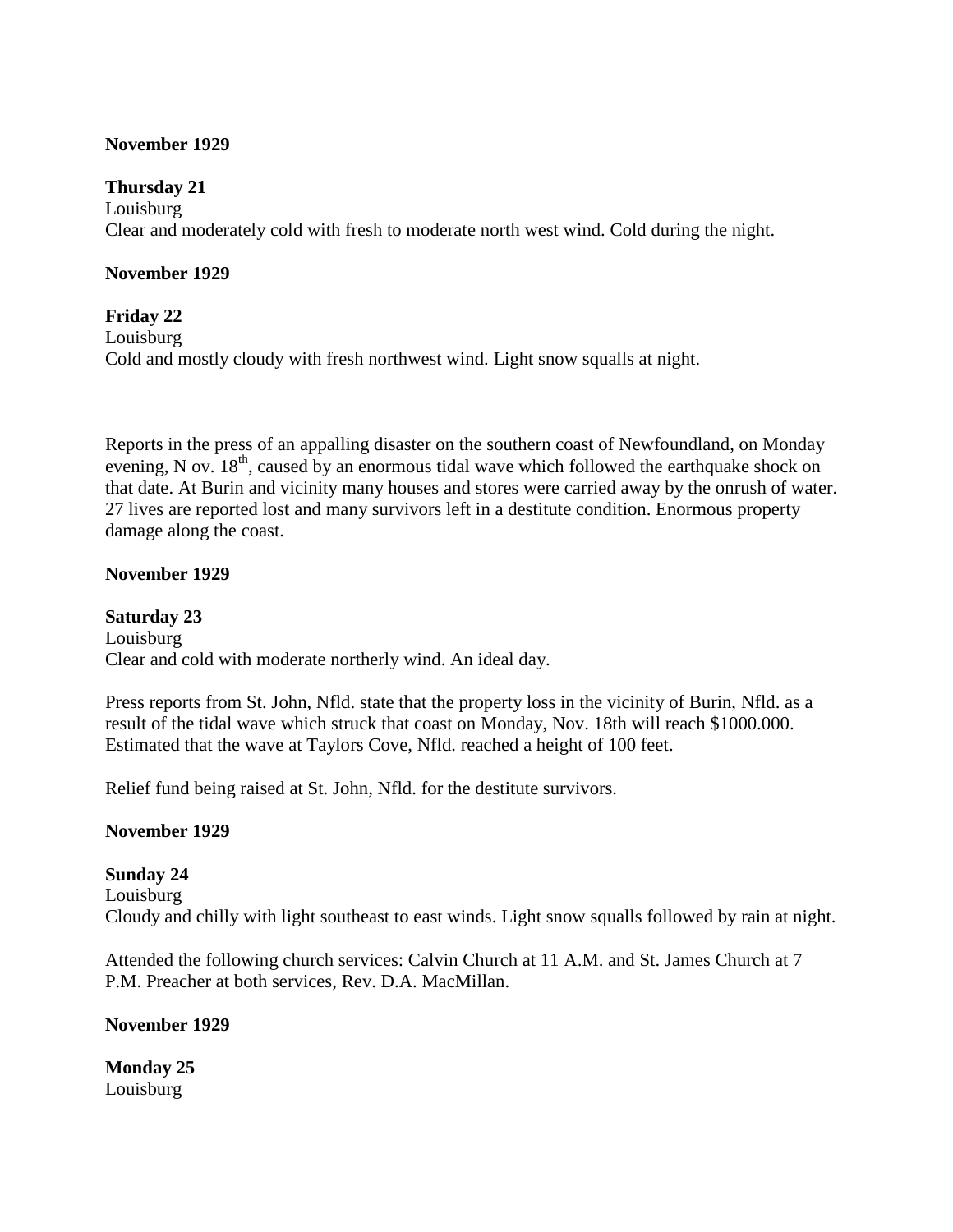**November 1929**

**Thursday 21**
Louisburg
Clear and moderately cold with fresh to moderate north west wind. Cold during the night.

**November 1929**

**Friday 22**
Louisburg
Cold and mostly cloudy with fresh northwest wind. Light snow squalls at night.

Reports in the press of an appalling disaster on the southern coast of Newfoundland, on Monday evening, N ov. 18th, caused by an enormous tidal wave which followed the earthquake shock on that date. At Burin and vicinity many houses and stores were carried away by the onrush of water. 27 lives are reported lost and many survivors left in a destitute condition. Enormous property damage along the coast.

**November 1929**

**Saturday 23**
Louisburg
Clear and cold with moderate northerly wind. An ideal day.

Press reports from St. John, Nfld. state that the property loss in the vicinity of Burin, Nfld. as a result of the tidal wave which struck that coast on Monday, Nov. 18th will reach $1000.000. Estimated that the wave at Taylors Cove, Nfld. reached a height of 100 feet.

Relief fund being raised at St. John, Nfld. for the destitute survivors.

**November 1929**

**Sunday 24**
Louisburg
Cloudy and chilly with light southeast to east winds. Light snow squalls followed by rain at night.

Attended the following church services: Calvin Church at 11 A.M. and St. James Church at 7 P.M. Preacher at both services, Rev. D.A. MacMillan.

**November 1929**

**Monday 25**
Louisburg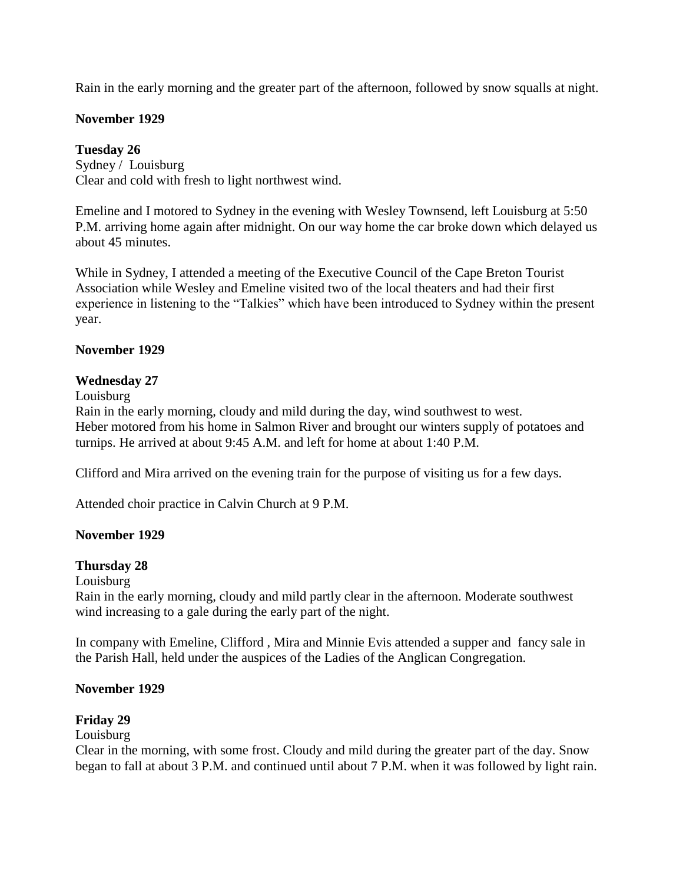Rain in the early morning and the greater part of the afternoon, followed by snow squalls at night.

**November 1929**

**Tuesday 26**
Sydney / Louisburg
Clear and cold with fresh to light northwest wind.

Emeline and I motored to Sydney in the evening with Wesley Townsend, left Louisburg at 5:50 P.M. arriving home again after midnight. On our way home the car broke down which delayed us about 45 minutes.

While in Sydney, I attended a meeting of the Executive Council of the Cape Breton Tourist Association while Wesley and Emeline visited two of the local theaters and had their first experience in listening to the "Talkies" which have been introduced to Sydney within the present year.

**November 1929**

**Wednesday 27**
Louisburg
Rain in the early morning, cloudy and mild during the day, wind southwest to west.
Heber motored from his home in Salmon River and brought our winters supply of potatoes and turnips. He arrived at about 9:45 A.M. and left for home at about 1:40 P.M.

Clifford and Mira arrived on the evening train for the purpose of visiting us for a few days.

Attended choir practice in Calvin Church at 9 P.M.

**November 1929**

**Thursday 28**
Louisburg
Rain in the early morning, cloudy and mild partly clear in the afternoon. Moderate southwest wind increasing to a gale during the early part of the night.

In company with Emeline, Clifford , Mira and Minnie Evis attended a supper and fancy sale in the Parish Hall, held under the auspices of the Ladies of the Anglican Congregation.

**November 1929**

**Friday 29**
Louisburg
Clear in the morning, with some frost. Cloudy and mild during the greater part of the day. Snow began to fall at about 3 P.M. and continued until about 7 P.M. when it was followed by light rain.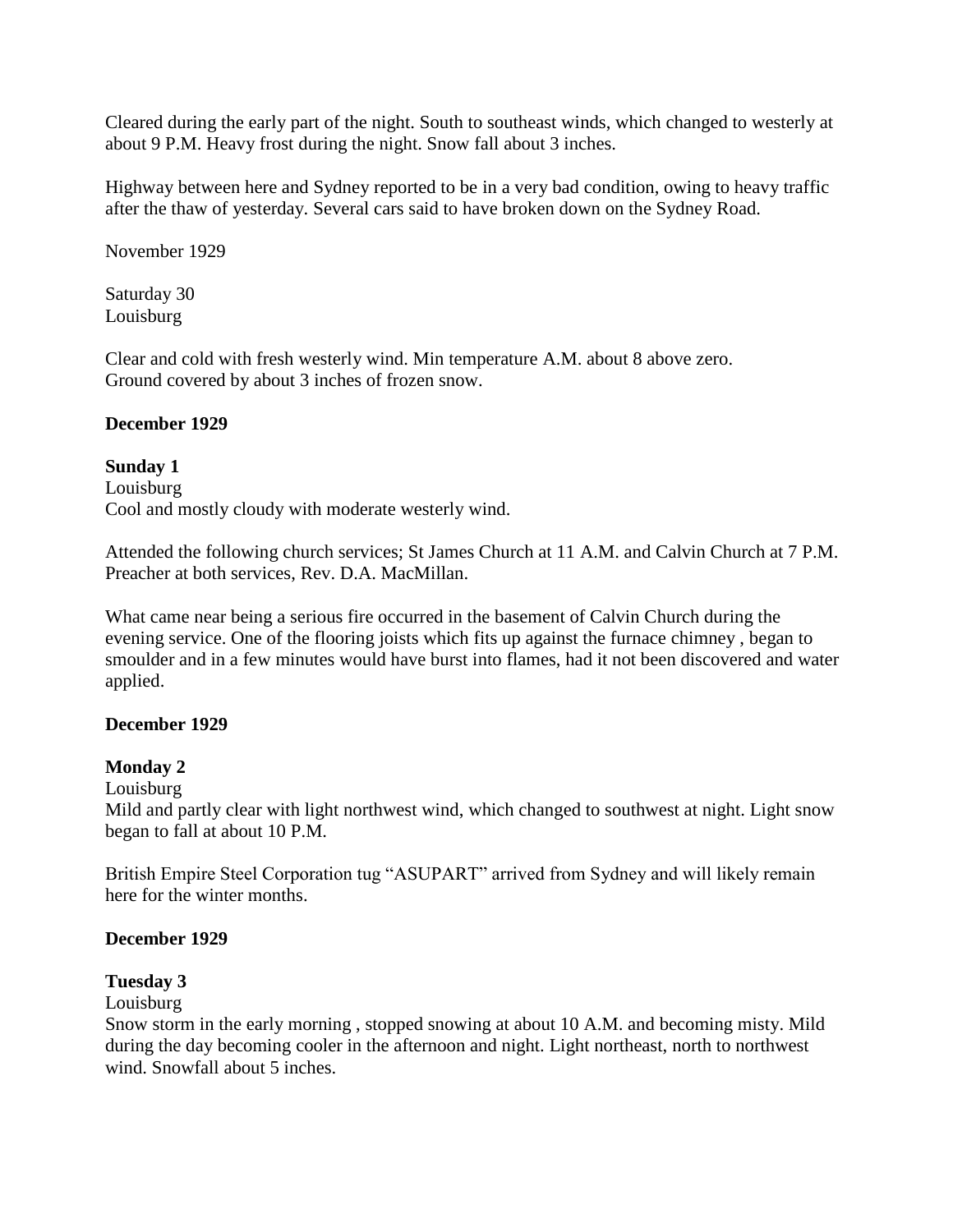Cleared during the early part of the night. South to southeast winds, which changed to westerly at about 9 P.M. Heavy frost during the night. Snow fall about 3 inches.

Highway between here and Sydney reported to be in a very bad condition, owing to heavy traffic after the thaw of yesterday. Several cars said to have broken down on the Sydney Road.

November 1929

Saturday 30
Louisburg

Clear and cold with fresh westerly wind. Min temperature A.M. about 8 above zero.
Ground covered by about 3 inches of frozen snow.

**December 1929**

**Sunday 1**
Louisburg
Cool and mostly cloudy with moderate westerly wind.

Attended the following church services; St James Church at 11 A.M. and Calvin Church at 7 P.M. Preacher at both services, Rev. D.A. MacMillan.

What came near being a serious fire occurred in the basement of Calvin Church during the evening service. One of the flooring joists which fits up against the furnace chimney , began to smoulder and in a few minutes would have burst into flames, had it not been discovered and water applied.

**December 1929**

**Monday 2**
Louisburg
Mild and partly clear with light northwest wind, which changed to southwest at night. Light snow began to fall at about 10 P.M.

British Empire Steel Corporation tug "ASUPART" arrived from Sydney and will likely remain here for the winter months.

**December 1929**

**Tuesday 3**
Louisburg
Snow storm in the early morning , stopped snowing at about 10 A.M. and becoming misty. Mild during the day becoming cooler in the afternoon and night. Light northeast, north to northwest wind. Snowfall about 5 inches.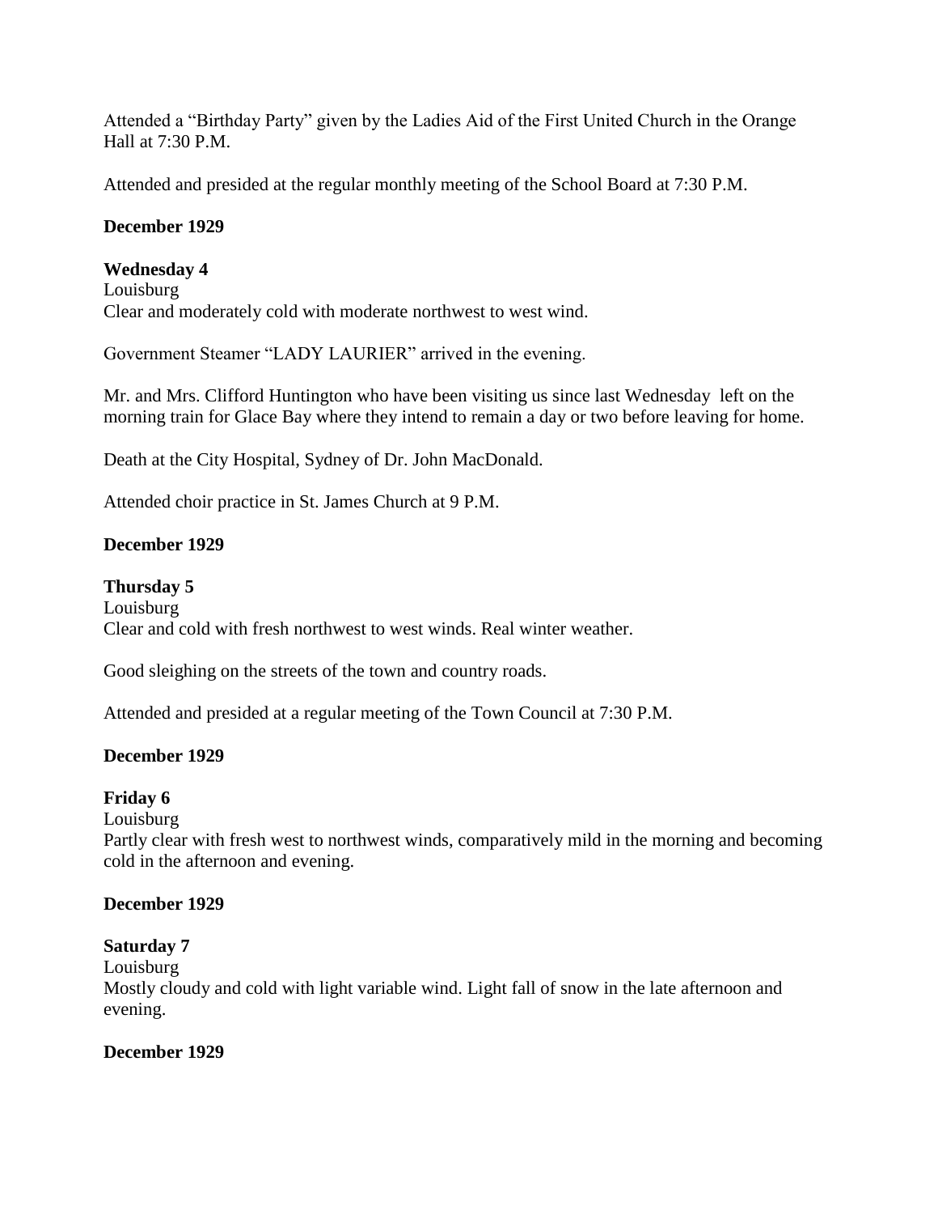Attended a "Birthday Party" given by the Ladies Aid of the First United Church in the Orange Hall at 7:30 P.M.

Attended and presided at the regular monthly meeting of the School Board at 7:30 P.M.

**December 1929**

**Wednesday 4**
Louisburg
Clear and moderately cold with moderate northwest to west wind.

Government Steamer "LADY LAURIER" arrived in the evening.

Mr. and Mrs. Clifford Huntington who have been visiting us since last Wednesday left on the morning train for Glace Bay where they intend to remain a day or two before leaving for home.

Death at the City Hospital, Sydney of Dr. John MacDonald.

Attended choir practice in St. James Church at 9 P.M.

**December 1929**

**Thursday 5**
Louisburg
Clear and cold with fresh northwest to west winds. Real winter weather.

Good sleighing on the streets of the town and country roads.

Attended and presided at a regular meeting of the Town Council at 7:30 P.M.

**December 1929**

**Friday 6**
Louisburg
Partly clear with fresh west to northwest winds, comparatively mild in the morning and becoming cold in the afternoon and evening.

**December 1929**

**Saturday 7**
Louisburg
Mostly cloudy and cold with light variable wind. Light fall of snow in the late afternoon and evening.

**December 1929**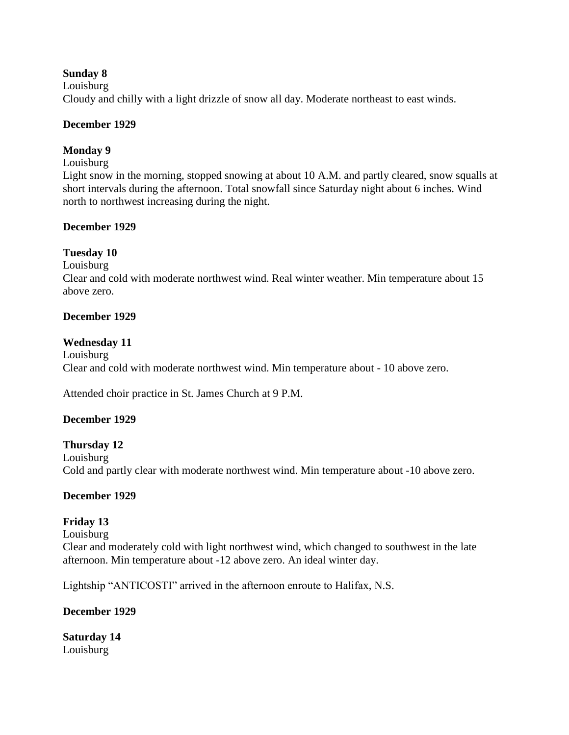**Sunday 8**
Louisburg
Cloudy and chilly with a light drizzle of snow all day. Moderate northeast to east winds.

**December 1929**

**Monday 9**
Louisburg
Light snow in the morning, stopped snowing at about 10 A.M. and partly cleared, snow squalls at short intervals during the afternoon. Total snowfall since Saturday night about 6 inches. Wind north to northwest increasing during the night.

**December 1929**

**Tuesday 10**
Louisburg
Clear and cold with moderate northwest wind. Real winter weather. Min temperature about 15 above zero.

**December 1929**

**Wednesday 11**
Louisburg
Clear and cold with moderate northwest wind. Min temperature about - 10 above zero.

Attended choir practice in St. James Church at 9 P.M.

**December 1929**

**Thursday 12**
Louisburg
Cold and partly clear with moderate northwest wind. Min temperature about -10 above zero.

**December 1929**

**Friday 13**
Louisburg
Clear and moderately cold with light northwest wind, which changed to southwest in the late afternoon. Min temperature about -12 above zero. An ideal winter day.

Lightship "ANTICOSTI" arrived in the afternoon enroute to Halifax, N.S.

**December 1929**

**Saturday 14**
Louisburg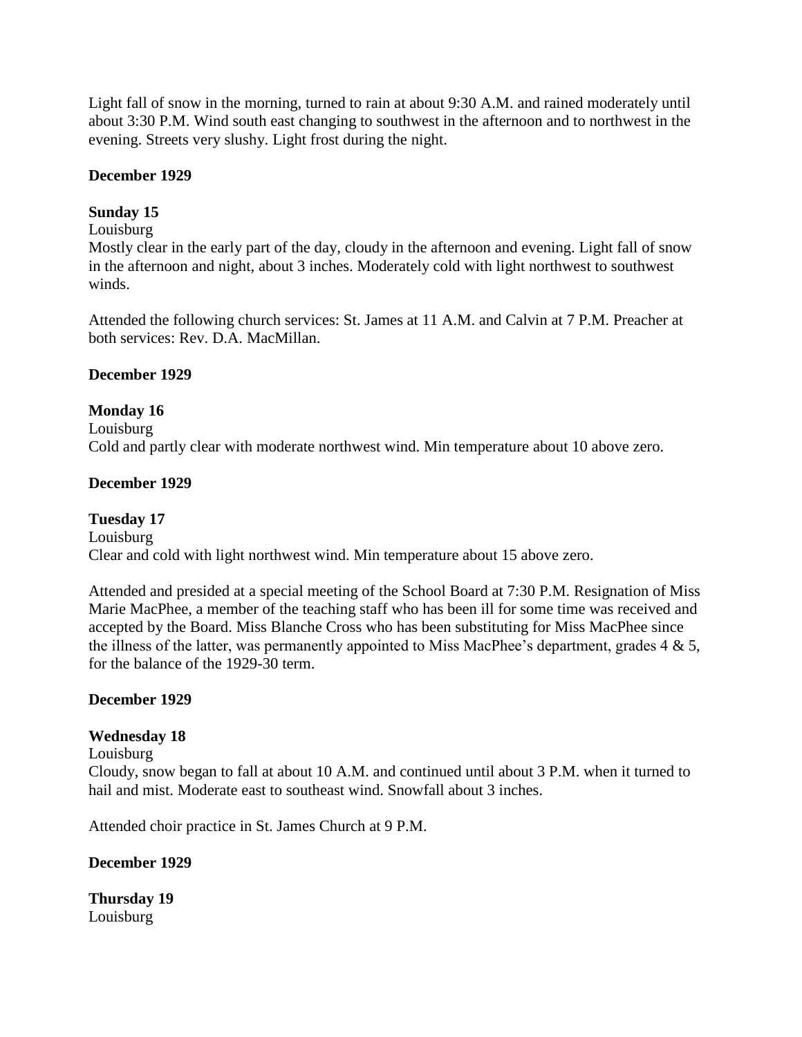Light fall of snow in the morning, turned to rain at about 9:30 A.M. and rained moderately until about 3:30 P.M. Wind south east changing to southwest in the afternoon and to northwest in the evening. Streets very slushy. Light frost during the night.

**December 1929**

**Sunday 15**
Louisburg
Mostly clear in the early part of the day, cloudy in the afternoon and evening. Light fall of snow in the afternoon and night, about 3 inches. Moderately cold with light northwest to southwest winds.

Attended the following church services: St. James at 11 A.M. and Calvin at 7 P.M. Preacher at both services: Rev. D.A. MacMillan.

**December 1929**

**Monday 16**
Louisburg
Cold and partly clear with moderate northwest wind. Min temperature about 10 above zero.

**December 1929**

**Tuesday 17**
Louisburg
Clear and cold with light northwest wind. Min temperature about 15 above zero.

Attended and presided at a special meeting of the School Board at 7:30 P.M. Resignation of Miss Marie MacPhee, a member of the teaching staff who has been ill for some time was received and accepted by the Board. Miss Blanche Cross who has been substituting for Miss MacPhee since the illness of the latter, was permanently appointed to Miss MacPhee's department, grades 4 & 5, for the balance of the 1929-30 term.

**December 1929**

**Wednesday 18**
Louisburg
Cloudy, snow began to fall at about 10 A.M. and continued until about 3 P.M. when it turned to hail and mist. Moderate east to southeast wind. Snowfall about 3 inches.

Attended choir practice in St. James Church at 9 P.M.

**December 1929**

**Thursday 19**
Louisburg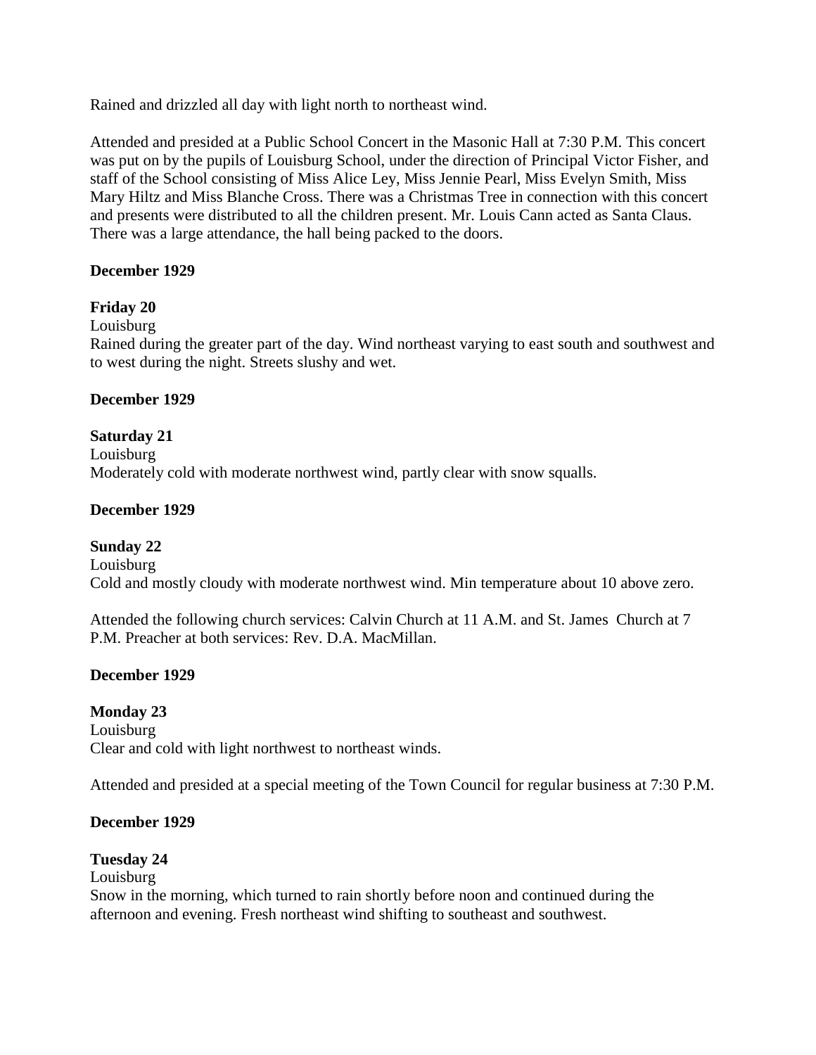Rained and drizzled all day with light north to northeast wind.

Attended and presided at a Public School Concert in the Masonic Hall at 7:30 P.M. This concert was put on by the pupils of Louisburg School, under the direction of Principal Victor Fisher, and staff of the School consisting of Miss Alice Ley, Miss Jennie Pearl, Miss Evelyn Smith, Miss Mary Hiltz and Miss Blanche Cross. There was a Christmas Tree in connection with this concert and presents were distributed to all the children present. Mr. Louis Cann acted as Santa Claus. There was a large attendance, the hall being packed to the doors.

**December 1929**

**Friday 20**
Louisburg
Rained during the greater part of the day. Wind northeast varying to east south and southwest and to west during the night. Streets slushy and wet.

**December 1929**

**Saturday 21**
Louisburg
Moderately cold with moderate northwest wind, partly clear with snow squalls.

**December 1929**

**Sunday 22**
Louisburg
Cold and mostly cloudy with moderate northwest wind. Min temperature about 10 above zero.

Attended the following church services: Calvin Church at 11 A.M. and St. James Church at 7 P.M. Preacher at both services: Rev. D.A. MacMillan.

**December 1929**

**Monday 23**
Louisburg
Clear and cold with light northwest to northeast winds.

Attended and presided at a special meeting of the Town Council for regular business at 7:30 P.M.

**December 1929**

**Tuesday 24**
Louisburg
Snow in the morning, which turned to rain shortly before noon and continued during the afternoon and evening. Fresh northeast wind shifting to southeast and southwest.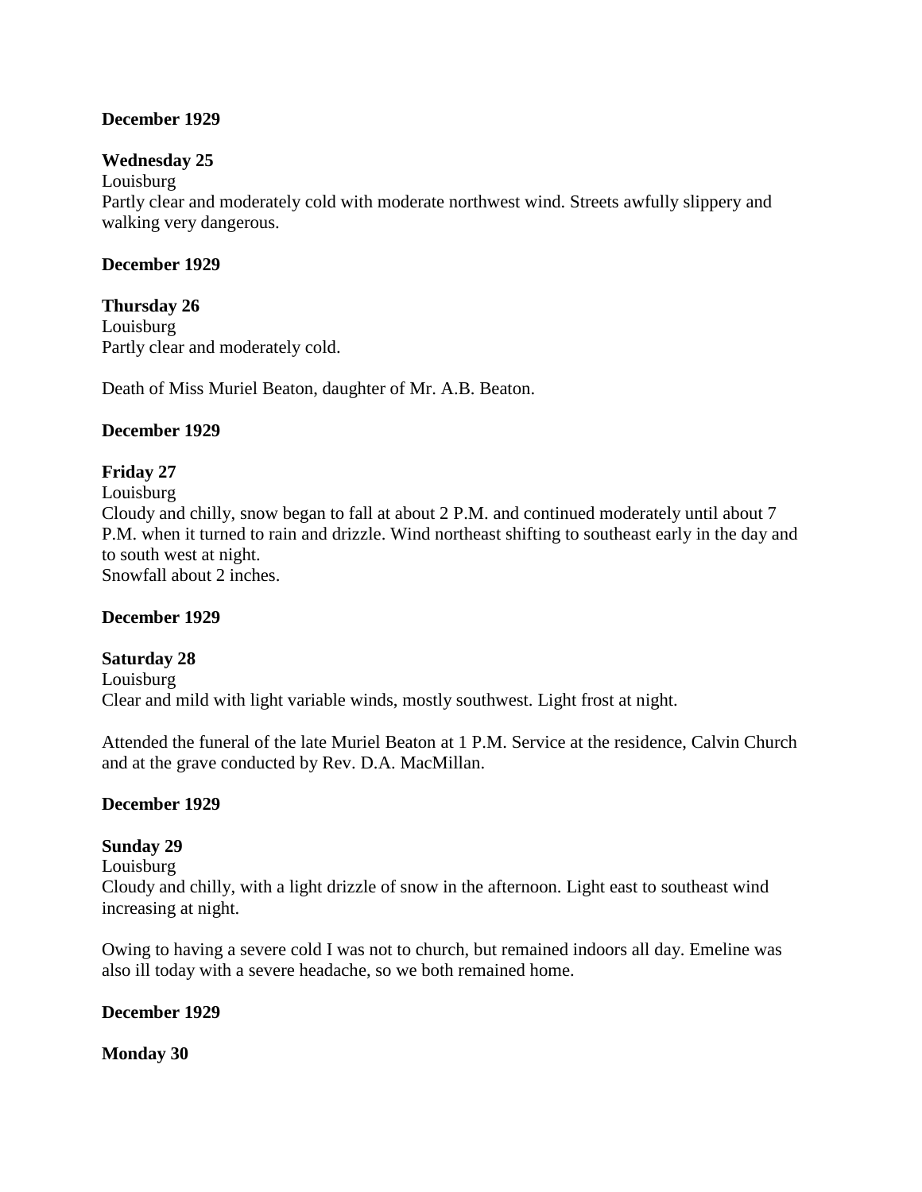**December 1929**

**Wednesday 25**
Louisburg
Partly clear and moderately cold with moderate northwest wind. Streets awfully slippery and walking very dangerous.

**December 1929**

**Thursday 26**
Louisburg
Partly clear and moderately cold.

Death of Miss Muriel Beaton, daughter of Mr. A.B. Beaton.

**December 1929**

**Friday 27**
Louisburg
Cloudy and chilly, snow began to fall at about 2 P.M. and continued moderately until about 7 P.M. when it turned to rain and drizzle. Wind northeast shifting to southeast early in the day and to south west at night.
Snowfall about 2 inches.

**December 1929**

**Saturday 28**
Louisburg
Clear and mild with light variable winds, mostly southwest. Light frost at night.

Attended the funeral of the late Muriel Beaton at 1 P.M. Service at the residence, Calvin Church and at the grave conducted by Rev. D.A. MacMillan.

**December 1929**

**Sunday 29**
Louisburg
Cloudy and chilly, with a light drizzle of snow in the afternoon. Light east to southeast wind increasing at night.

Owing to having a severe cold I was not to church, but remained indoors all day. Emeline was also ill today with a severe headache, so we both remained home.

**December 1929**

**Monday 30**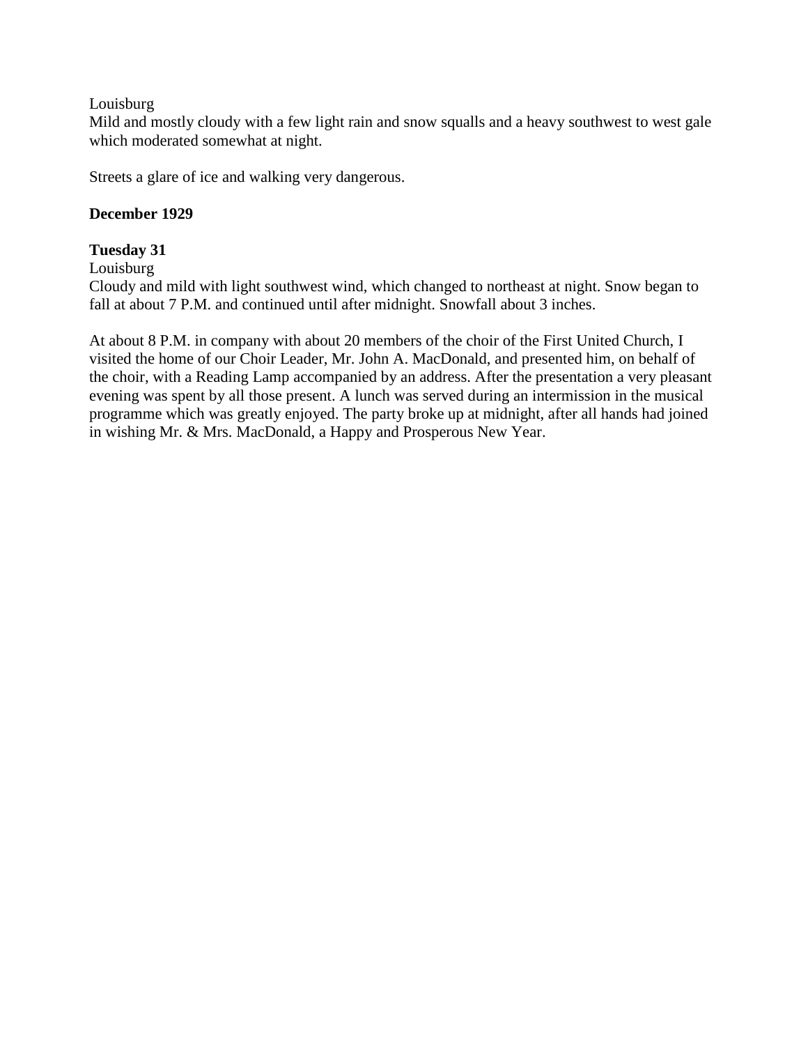Louisburg
Mild and mostly cloudy with a few light rain and snow squalls and a heavy southwest to west gale which moderated somewhat at night.

Streets a glare of ice and walking very dangerous.

**December 1929**

**Tuesday 31**
Louisburg
Cloudy and mild with light southwest wind, which changed to northeast at night. Snow began to fall at about 7 P.M. and continued until after midnight. Snowfall about 3 inches.

At about 8 P.M. in company with about 20 members of the choir of the First United Church, I visited the home of our Choir Leader, Mr. John A. MacDonald, and presented him, on behalf of the choir, with a Reading Lamp accompanied by an address. After the presentation a very pleasant evening was spent by all those present. A lunch was served during an intermission in the musical programme which was greatly enjoyed. The party broke up at midnight, after all hands had joined in wishing Mr. & Mrs. MacDonald, a Happy and Prosperous New Year.